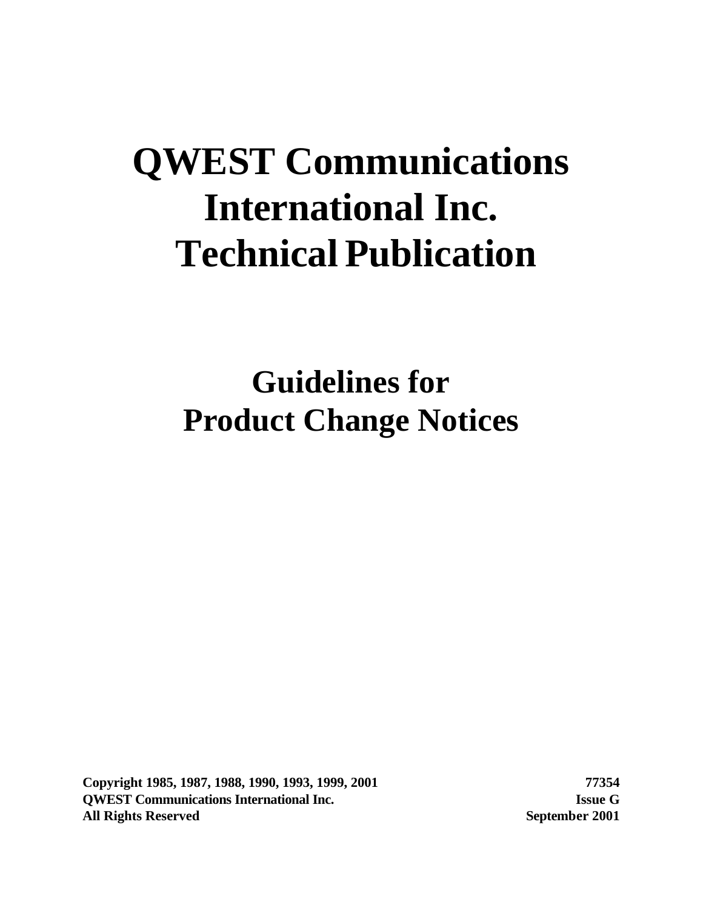# QWEST Communications International Inc. Technical Publication

## Guidelines for Product Change Notices

**Copyright 1985, 1987, 1988, 1990, 1993, 1999, 2001**
**QWEST Communications International Inc.**
**All Rights Reserved**

**77354**
**Issue G**
**September 2001**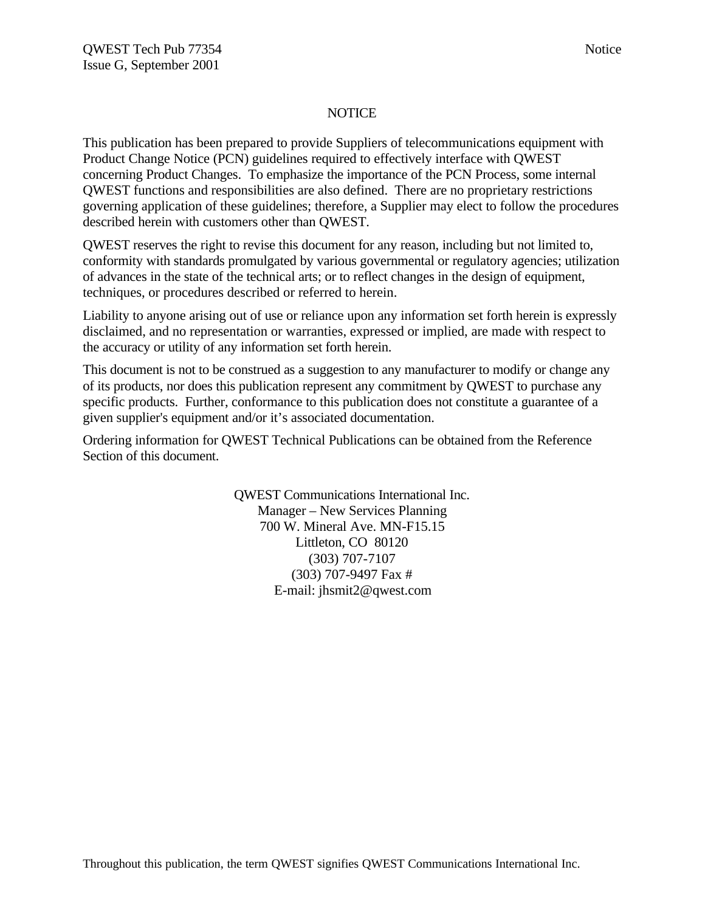# NOTICE

This publication has been prepared to provide Suppliers of telecommunications equipment with Product Change Notice (PCN) guidelines required to effectively interface with QWEST concerning Product Changes. To emphasize the importance of the PCN Process, some internal QWEST functions and responsibilities are also defined. There are no proprietary restrictions governing application of these guidelines; therefore, a Supplier may elect to follow the procedures described herein with customers other than QWEST.

QWEST reserves the right to revise this document for any reason, including but not limited to, conformity with standards promulgated by various governmental or regulatory agencies; utilization of advances in the state of the technical arts; or to reflect changes in the design of equipment, techniques, or procedures described or referred to herein.

Liability to anyone arising out of use or reliance upon any information set forth herein is expressly disclaimed, and no representation or warranties, expressed or implied, are made with respect to the accuracy or utility of any information set forth herein.

This document is not to be construed as a suggestion to any manufacturer to modify or change any of its products, nor does this publication represent any commitment by QWEST to purchase any specific products. Further, conformance to this publication does not constitute a guarantee of a given supplier's equipment and/or it’s associated documentation.

Ordering information for QWEST Technical Publications can be obtained from the Reference Section of this document.

QWEST Communications International Inc.
Manager – New Services Planning
700 W. Mineral Ave. MN-F15.15
Littleton, CO 80120
(303) 707-7107
(303) 707-9497 Fax #
E-mail: jhsmit2@qwest.com

Throughout this publication, the term QWEST signifies QWEST Communications International Inc.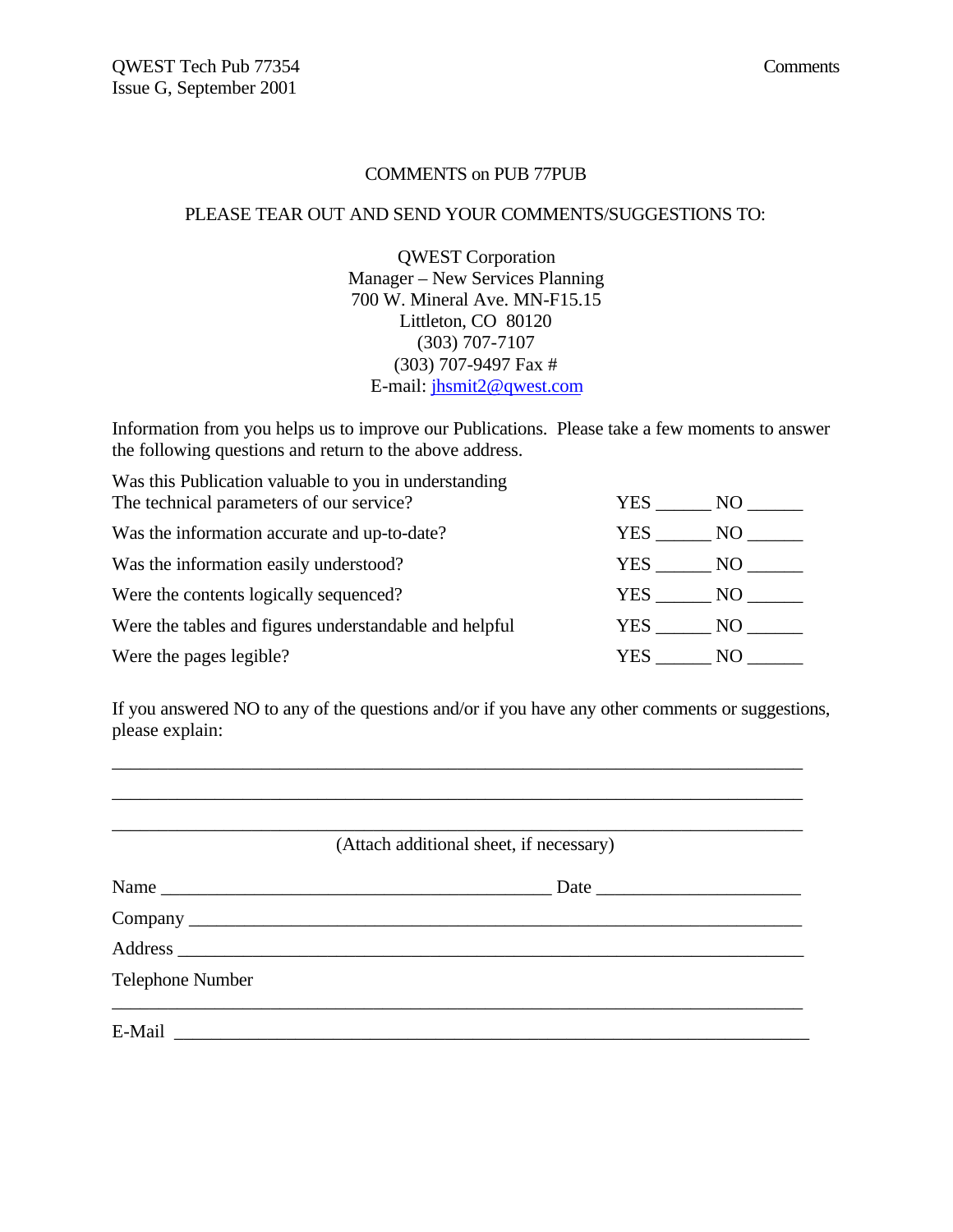# COMMENTS on PUB 77PUB

PLEASE TEAR OUT AND SEND YOUR COMMENTS/SUGGESTIONS TO:

QWEST Corporation
Manager – New Services Planning
700 W. Mineral Ave. MN-F15.15
Littleton, CO 80120
(303) 707-7107
(303) 707-9497 Fax #
E-mail: jhsmit2@qwest.com

Information from you helps us to improve our Publications. Please take a few moments to answer the following questions and return to the above address.

| | |
|---|---|
| Was this Publication valuable to you in understanding The technical parameters of our service? | YES ______ NO ______ |
| Was the information accurate and up-to-date? | YES ______ NO ______ |
| Was the information easily understood? | YES ______ NO ______ |
| Were the contents logically sequenced? | YES ______ NO ______ |
| Were the tables and figures understandable and helpful | YES ______ NO ______ |
| Were the pages legible? | YES ______ NO ______ |

If you answered NO to any of the questions and/or if you have any other comments or suggestions, please explain:

___________________________________________________________________________

___________________________________________________________________________

___________________________________________________________________________

(Attach additional sheet, if necessary)

Name ___________________________________________ Date _____________________

Company _________________________________________________________________

Address __________________________________________________________________

Telephone Number

___________________________________________________________________________

E-Mail ___________________________________________________________________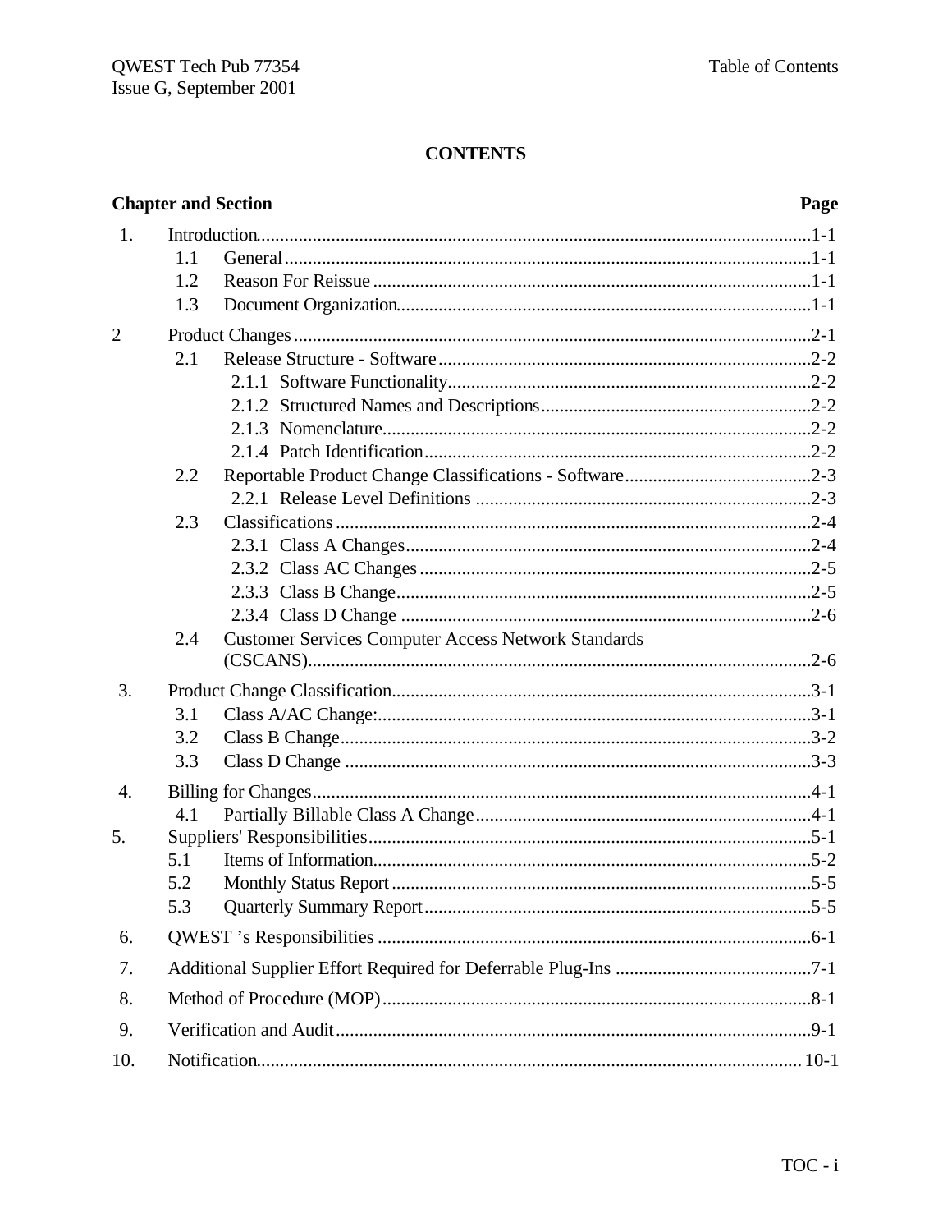# CONTENTS

**Chapter and Section** **Page**

1. Introduction ..... 1-1
   - 1.1 General ..... 1-1
   - 1.2 Reason For Reissue ..... 1-1
   - 1.3 Document Organization ..... 1-1
2. Product Changes ..... 2-1
   - 2.1 Release Structure - Software ..... 2-2
     - 2.1.1 Software Functionality ..... 2-2
     - 2.1.2 Structured Names and Descriptions ..... 2-2
     - 2.1.3 Nomenclature ..... 2-2
     - 2.1.4 Patch Identification ..... 2-2
   - 2.2 Reportable Product Change Classifications - Software ..... 2-3
     - 2.2.1 Release Level Definitions ..... 2-3
   - 2.3 Classifications ..... 2-4
     - 2.3.1 Class A Changes ..... 2-4
     - 2.3.2 Class AC Changes ..... 2-5
     - 2.3.3 Class B Change ..... 2-5
     - 2.3.4 Class D Change ..... 2-6
   - 2.4 Customer Services Computer Access Network Standards (CSCANS) ..... 2-6
3. Product Change Classification ..... 3-1
   - 3.1 Class A/AC Change: ..... 3-1
   - 3.2 Class B Change ..... 3-2
   - 3.3 Class D Change ..... 3-3
4. Billing for Changes ..... 4-1
   - 4.1 Partially Billable Class A Change ..... 4-1
5. Suppliers' Responsibilities ..... 5-1
   - 5.1 Items of Information ..... 5-2
   - 5.2 Monthly Status Report ..... 5-5
   - 5.3 Quarterly Summary Report ..... 5-5
6. QWEST 's Responsibilities ..... 6-1
7. Additional Supplier Effort Required for Deferrable Plug-Ins ..... 7-1
8. Method of Procedure (MOP) ..... 8-1
9. Verification and Audit ..... 9-1
10. Notification ..... 10-1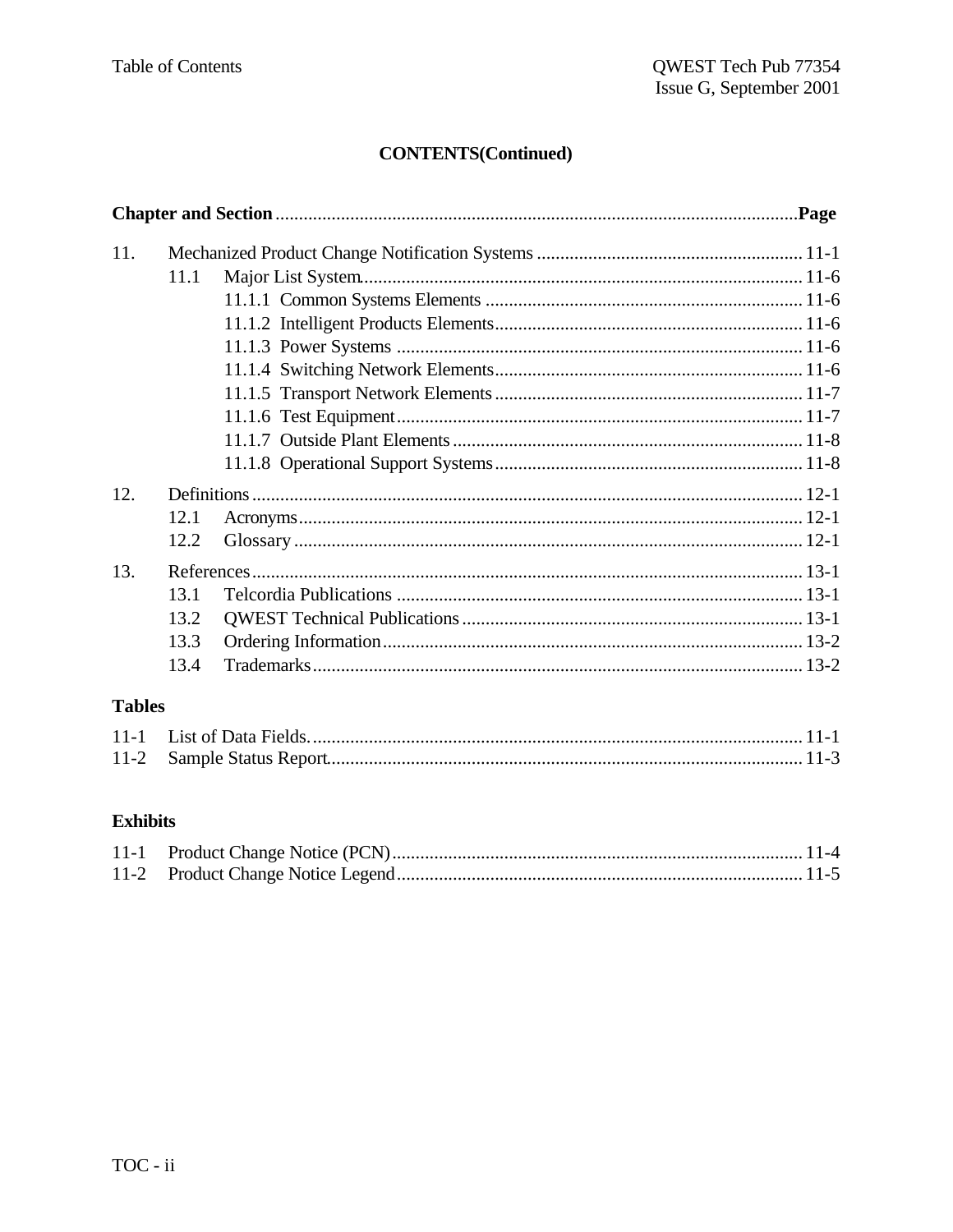## CONTENTS(Continued)

| Chapter and Section | | Page |
|---|---|---|
| 11. | Mechanized Product Change Notification Systems | 11-1 |
| | 11.1 Major List System | 11-6 |
| | 11.1.1 Common Systems Elements | 11-6 |
| | 11.1.2 Intelligent Products Elements | 11-6 |
| | 11.1.3 Power Systems | 11-6 |
| | 11.1.4 Switching Network Elements | 11-6 |
| | 11.1.5 Transport Network Elements | 11-7 |
| | 11.1.6 Test Equipment | 11-7 |
| | 11.1.7 Outside Plant Elements | 11-8 |
| | 11.1.8 Operational Support Systems | 11-8 |
| 12. | Definitions | 12-1 |
| | 12.1 Acronyms | 12-1 |
| | 12.2 Glossary | 12-1 |
| 13. | References | 13-1 |
| | 13.1 Telcordia Publications | 13-1 |
| | 13.2 QWEST Technical Publications | 13-1 |
| | 13.3 Ordering Information | 13-2 |
| | 13.4 Trademarks | 13-2 |

### Tables

| | | |
|---|---|---|
| 11-1 | List of Data Fields. | 11-1 |
| 11-2 | Sample Status Report | 11-3 |

### Exhibits

| | | |
|---|---|---|
| 11-1 | Product Change Notice (PCN) | 11-4 |
| 11-2 | Product Change Notice Legend | 11-5 |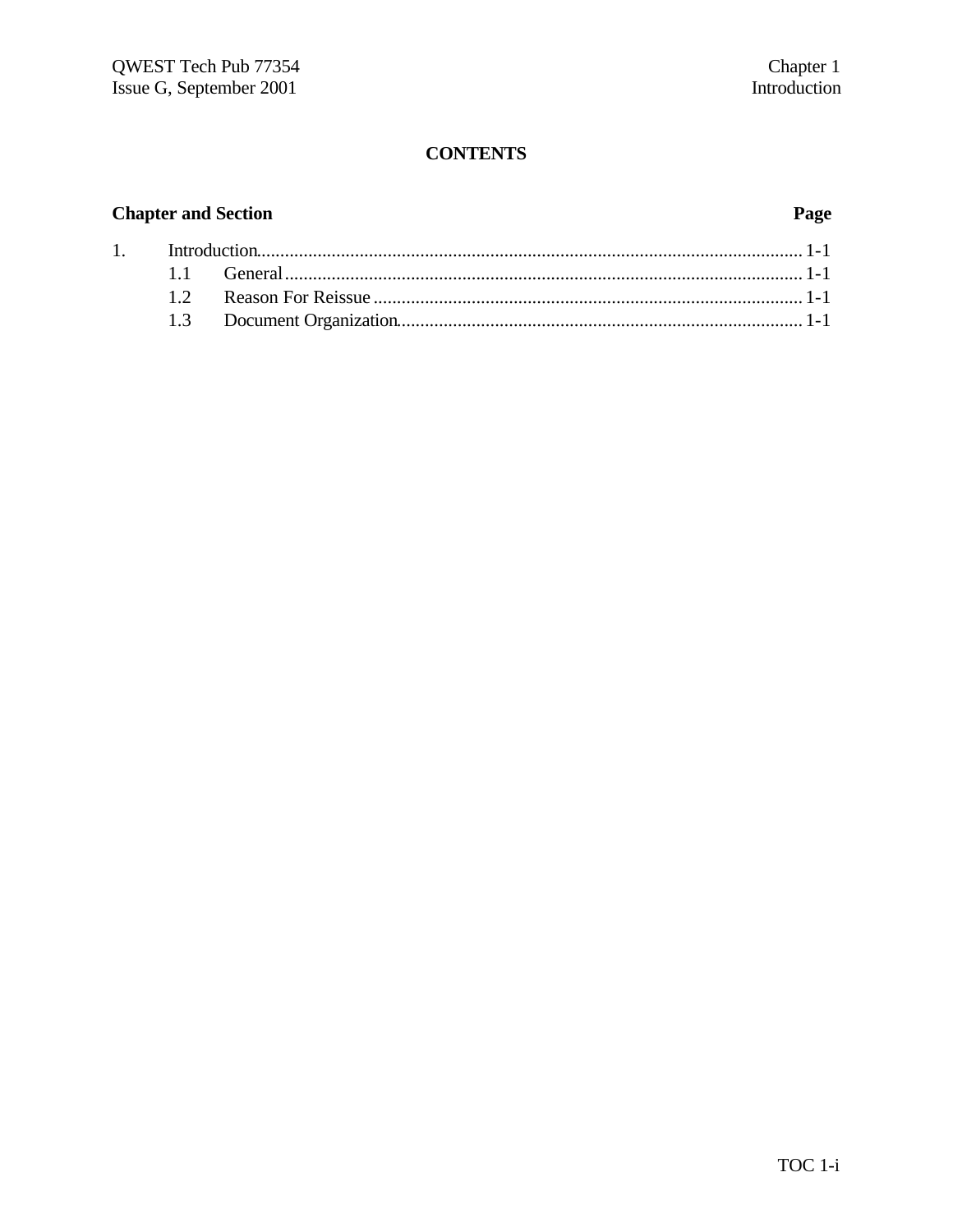# CONTENTS

| Chapter and Section | | Page |
|---|---|---|
| 1. | Introduction | 1-1 |
| | 1.1 General | 1-1 |
| | 1.2 Reason For Reissue | 1-1 |
| | 1.3 Document Organization | 1-1 |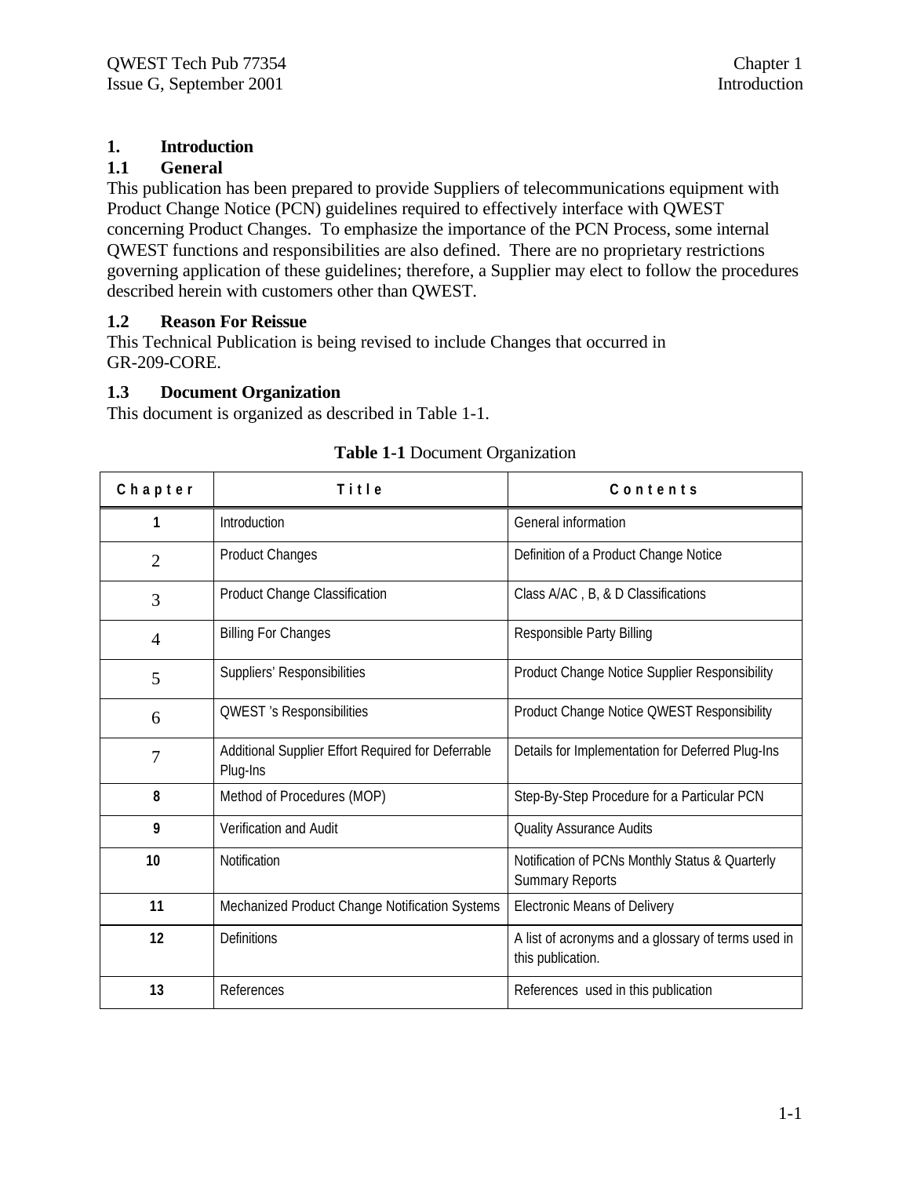# 1. Introduction

## 1.1 General

This publication has been prepared to provide Suppliers of telecommunications equipment with Product Change Notice (PCN) guidelines required to effectively interface with QWEST concerning Product Changes. To emphasize the importance of the PCN Process, some internal QWEST functions and responsibilities are also defined. There are no proprietary restrictions governing application of these guidelines; therefore, a Supplier may elect to follow the procedures described herein with customers other than QWEST.

## 1.2 Reason For Reissue

This Technical Publication is being revised to include Changes that occurred in GR-209-CORE.

## 1.3 Document Organization

This document is organized as described in Table 1-1.

**Table 1-1** Document Organization

| Chapter | Title | Contents |
|---|---|---|
| 1 | Introduction | General information |
| 2 | Product Changes | Definition of a Product Change Notice |
| 3 | Product Change Classification | Class A/AC , B, & D Classifications |
| 4 | Billing For Changes | Responsible Party Billing |
| 5 | Suppliers' Responsibilities | Product Change Notice Supplier Responsibility |
| 6 | QWEST 's Responsibilities | Product Change Notice QWEST Responsibility |
| 7 | Additional Supplier Effort Required for Deferrable Plug-Ins | Details for Implementation for Deferred Plug-Ins |
| 8 | Method of Procedures (MOP) | Step-By-Step Procedure for a Particular PCN |
| 9 | Verification and Audit | Quality Assurance Audits |
| 10 | Notification | Notification of PCNs Monthly Status & Quarterly Summary Reports |
| 11 | Mechanized Product Change Notification Systems | Electronic Means of Delivery |
| 12 | Definitions | A list of acronyms and a glossary of terms used in this publication. |
| 13 | References | References used in this publication |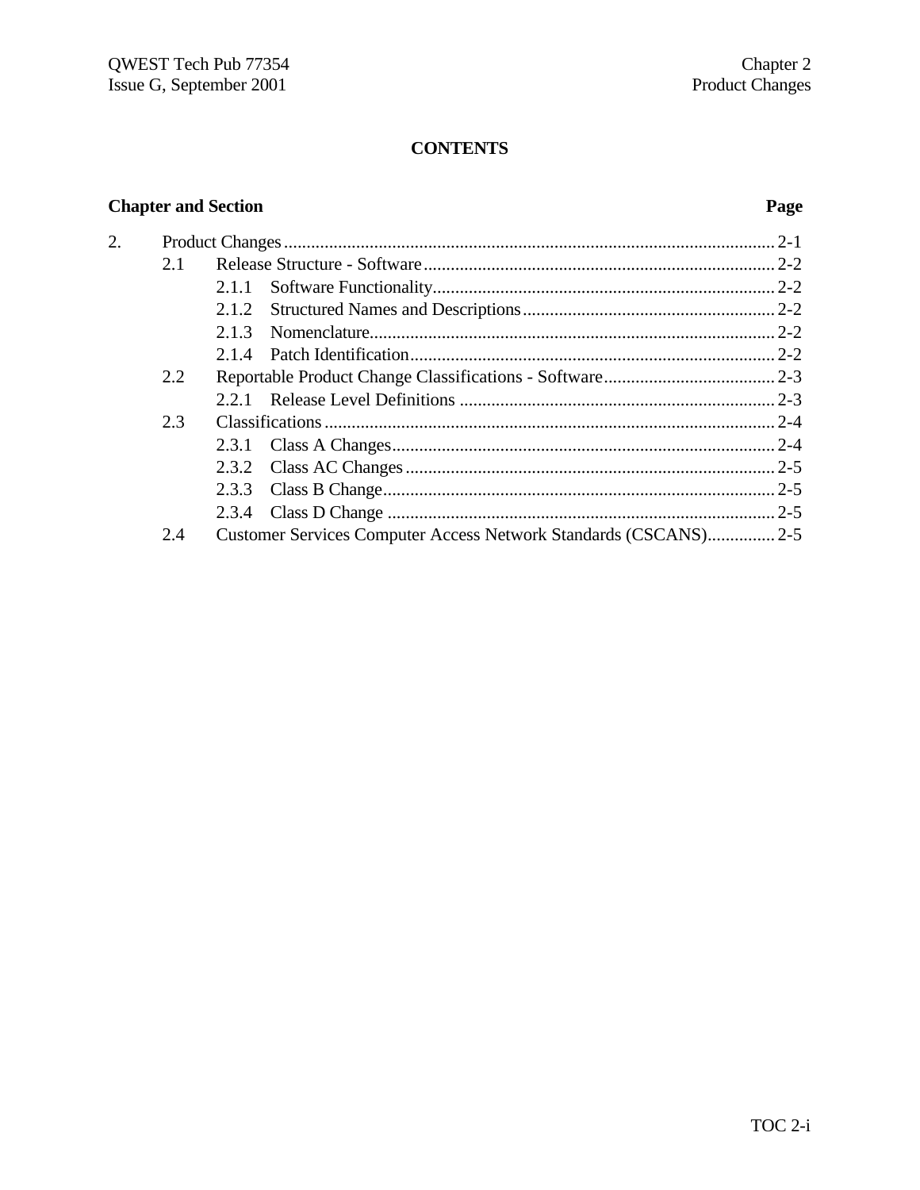# CONTENTS

| Chapter and Section | | | Page |
|---|---|---|---|
| 2. | Product Changes | | 2-1 |
| | 2.1 | Release Structure - Software | 2-2 |
| | | 2.1.1 Software Functionality | 2-2 |
| | | 2.1.2 Structured Names and Descriptions | 2-2 |
| | | 2.1.3 Nomenclature | 2-2 |
| | | 2.1.4 Patch Identification | 2-2 |
| | 2.2 | Reportable Product Change Classifications - Software | 2-3 |
| | | 2.2.1 Release Level Definitions | 2-3 |
| | 2.3 | Classifications | 2-4 |
| | | 2.3.1 Class A Changes | 2-4 |
| | | 2.3.2 Class AC Changes | 2-5 |
| | | 2.3.3 Class B Change | 2-5 |
| | | 2.3.4 Class D Change | 2-5 |
| | 2.4 | Customer Services Computer Access Network Standards (CSCANS) | 2-5 |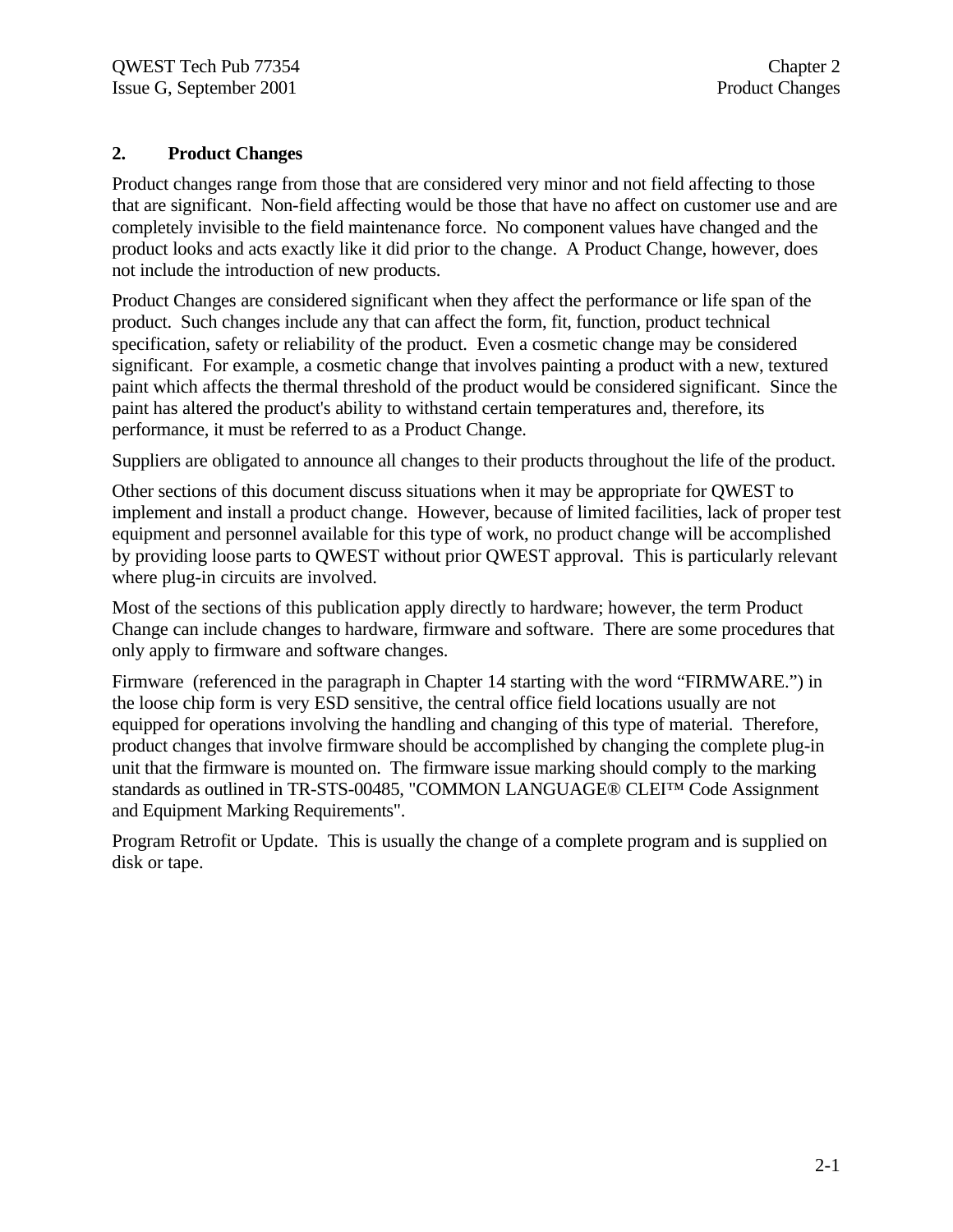## 2. Product Changes

Product changes range from those that are considered very minor and not field affecting to those that are significant. Non-field affecting would be those that have no affect on customer use and are completely invisible to the field maintenance force. No component values have changed and the product looks and acts exactly like it did prior to the change. A Product Change, however, does not include the introduction of new products.

Product Changes are considered significant when they affect the performance or life span of the product. Such changes include any that can affect the form, fit, function, product technical specification, safety or reliability of the product. Even a cosmetic change may be considered significant. For example, a cosmetic change that involves painting a product with a new, textured paint which affects the thermal threshold of the product would be considered significant. Since the paint has altered the product's ability to withstand certain temperatures and, therefore, its performance, it must be referred to as a Product Change.

Suppliers are obligated to announce all changes to their products throughout the life of the product.

Other sections of this document discuss situations when it may be appropriate for QWEST to implement and install a product change. However, because of limited facilities, lack of proper test equipment and personnel available for this type of work, no product change will be accomplished by providing loose parts to QWEST without prior QWEST approval. This is particularly relevant where plug-in circuits are involved.

Most of the sections of this publication apply directly to hardware; however, the term Product Change can include changes to hardware, firmware and software. There are some procedures that only apply to firmware and software changes.

Firmware (referenced in the paragraph in Chapter 14 starting with the word “FIRMWARE.”) in the loose chip form is very ESD sensitive, the central office field locations usually are not equipped for operations involving the handling and changing of this type of material. Therefore, product changes that involve firmware should be accomplished by changing the complete plug-in unit that the firmware is mounted on. The firmware issue marking should comply to the marking standards as outlined in TR-STS-00485, "COMMON LANGUAGE® CLEI™ Code Assignment and Equipment Marking Requirements".

Program Retrofit or Update. This is usually the change of a complete program and is supplied on disk or tape.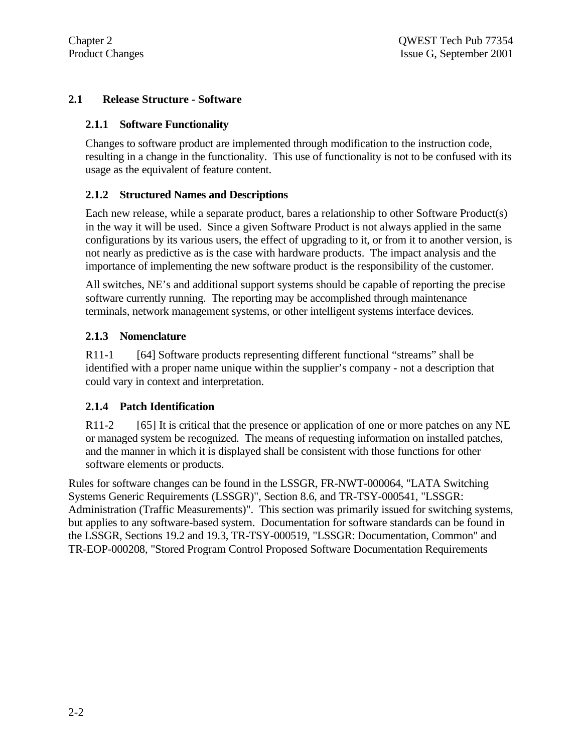## 2.1 Release Structure - Software

### 2.1.1 Software Functionality

Changes to software product are implemented through modification to the instruction code, resulting in a change in the functionality. This use of functionality is not to be confused with its usage as the equivalent of feature content.

### 2.1.2 Structured Names and Descriptions

Each new release, while a separate product, bares a relationship to other Software Product(s) in the way it will be used. Since a given Software Product is not always applied in the same configurations by its various users, the effect of upgrading to it, or from it to another version, is not nearly as predictive as is the case with hardware products. The impact analysis and the importance of implementing the new software product is the responsibility of the customer.

All switches, NE's and additional support systems should be capable of reporting the precise software currently running. The reporting may be accomplished through maintenance terminals, network management systems, or other intelligent systems interface devices.

### 2.1.3 Nomenclature

R11-1 [64] Software products representing different functional "streams" shall be identified with a proper name unique within the supplier's company - not a description that could vary in context and interpretation.

### 2.1.4 Patch Identification

R11-2 [65] It is critical that the presence or application of one or more patches on any NE or managed system be recognized. The means of requesting information on installed patches, and the manner in which it is displayed shall be consistent with those functions for other software elements or products.

Rules for software changes can be found in the LSSGR, FR-NWT-000064, "LATA Switching Systems Generic Requirements (LSSGR)", Section 8.6, and TR-TSY-000541, "LSSGR: Administration (Traffic Measurements)". This section was primarily issued for switching systems, but applies to any software-based system. Documentation for software standards can be found in the LSSGR, Sections 19.2 and 19.3, TR-TSY-000519, "LSSGR: Documentation, Common" and TR-EOP-000208, "Stored Program Control Proposed Software Documentation Requirements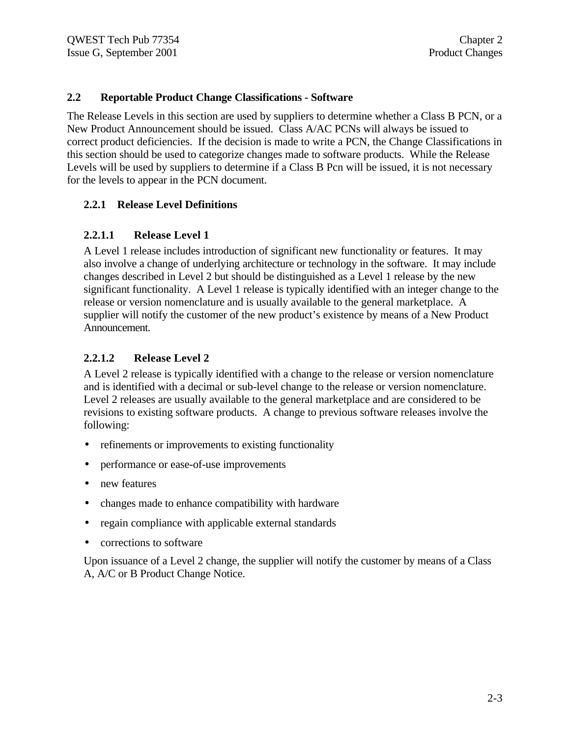## 2.2 Reportable Product Change Classifications - Software

The Release Levels in this section are used by suppliers to determine whether a Class B PCN, or a New Product Announcement should be issued. Class A/AC PCNs will always be issued to correct product deficiencies. If the decision is made to write a PCN, the Change Classifications in this section should be used to categorize changes made to software products. While the Release Levels will be used by suppliers to determine if a Class B Pcn will be issued, it is not necessary for the levels to appear in the PCN document.

### 2.2.1 Release Level Definitions

#### 2.2.1.1 Release Level 1

A Level 1 release includes introduction of significant new functionality or features. It may also involve a change of underlying architecture or technology in the software. It may include changes described in Level 2 but should be distinguished as a Level 1 release by the new significant functionality. A Level 1 release is typically identified with an integer change to the release or version nomenclature and is usually available to the general marketplace. A supplier will notify the customer of the new product's existence by means of a New Product Announcement.

#### 2.2.1.2 Release Level 2

A Level 2 release is typically identified with a change to the release or version nomenclature and is identified with a decimal or sub-level change to the release or version nomenclature. Level 2 releases are usually available to the general marketplace and are considered to be revisions to existing software products. A change to previous software releases involve the following:

- refinements or improvements to existing functionality
- performance or ease-of-use improvements
- new features
- changes made to enhance compatibility with hardware
- regain compliance with applicable external standards
- corrections to software

Upon issuance of a Level 2 change, the supplier will notify the customer by means of a Class A, A/C or B Product Change Notice.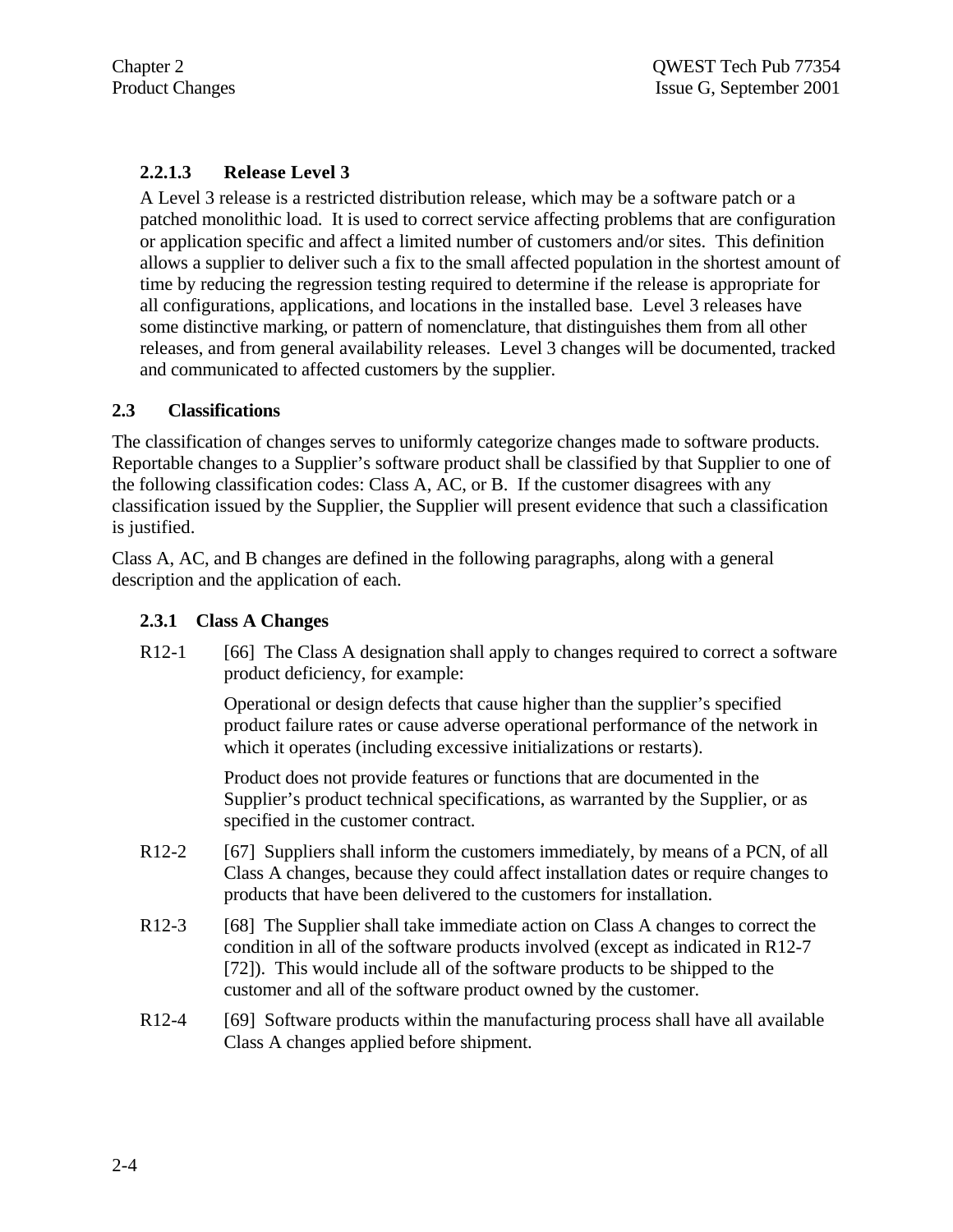#### 2.2.1.3 Release Level 3

A Level 3 release is a restricted distribution release, which may be a software patch or a patched monolithic load. It is used to correct service affecting problems that are configuration or application specific and affect a limited number of customers and/or sites. This definition allows a supplier to deliver such a fix to the small affected population in the shortest amount of time by reducing the regression testing required to determine if the release is appropriate for all configurations, applications, and locations in the installed base. Level 3 releases have some distinctive marking, or pattern of nomenclature, that distinguishes them from all other releases, and from general availability releases. Level 3 changes will be documented, tracked and communicated to affected customers by the supplier.

## 2.3 Classifications

The classification of changes serves to uniformly categorize changes made to software products. Reportable changes to a Supplier's software product shall be classified by that Supplier to one of the following classification codes: Class A, AC, or B. If the customer disagrees with any classification issued by the Supplier, the Supplier will present evidence that such a classification is justified.

Class A, AC, and B changes are defined in the following paragraphs, along with a general description and the application of each.

### 2.3.1 Class A Changes

R12-1 [66] The Class A designation shall apply to changes required to correct a software product deficiency, for example:

Operational or design defects that cause higher than the supplier's specified product failure rates or cause adverse operational performance of the network in which it operates (including excessive initializations or restarts).

Product does not provide features or functions that are documented in the Supplier's product technical specifications, as warranted by the Supplier, or as specified in the customer contract.

R12-2 [67] Suppliers shall inform the customers immediately, by means of a PCN, of all Class A changes, because they could affect installation dates or require changes to products that have been delivered to the customers for installation.

R12-3 [68] The Supplier shall take immediate action on Class A changes to correct the condition in all of the software products involved (except as indicated in R12-7 [72]). This would include all of the software products to be shipped to the customer and all of the software product owned by the customer.

R12-4 [69] Software products within the manufacturing process shall have all available Class A changes applied before shipment.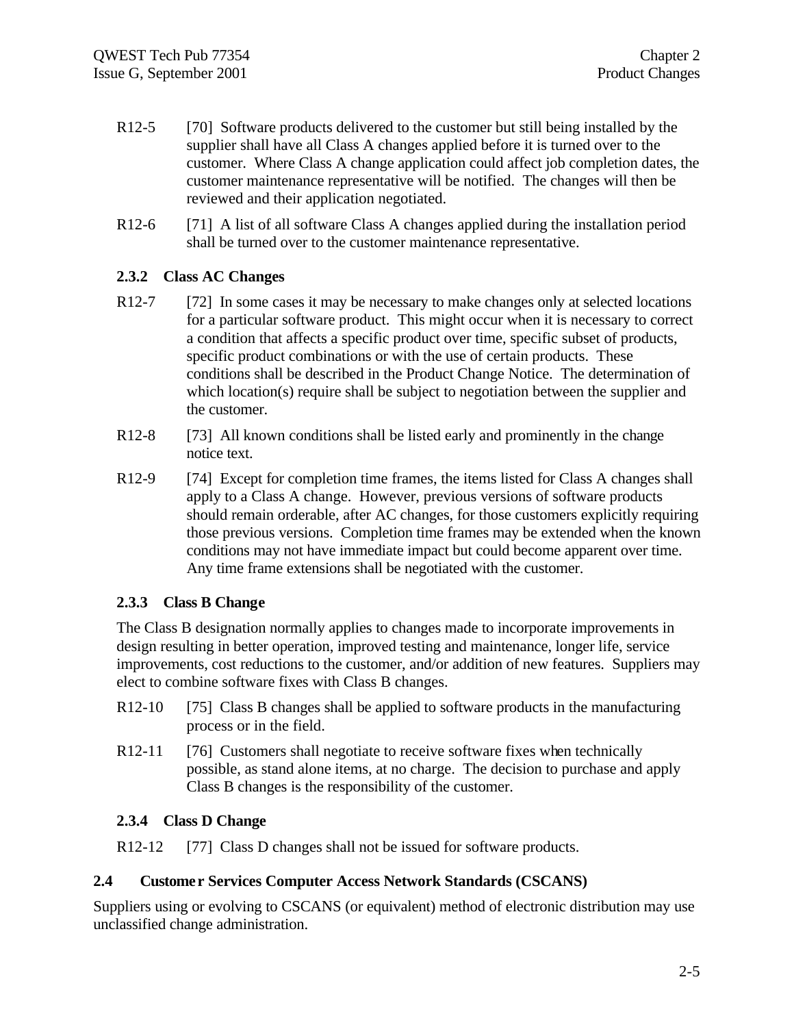R12-5 [70] Software products delivered to the customer but still being installed by the supplier shall have all Class A changes applied before it is turned over to the customer. Where Class A change application could affect job completion dates, the customer maintenance representative will be notified. The changes will then be reviewed and their application negotiated.

R12-6 [71] A list of all software Class A changes applied during the installation period shall be turned over to the customer maintenance representative.

### 2.3.2 Class AC Changes

R12-7 [72] In some cases it may be necessary to make changes only at selected locations for a particular software product. This might occur when it is necessary to correct a condition that affects a specific product over time, specific subset of products, specific product combinations or with the use of certain products. These conditions shall be described in the Product Change Notice. The determination of which location(s) require shall be subject to negotiation between the supplier and the customer.

R12-8 [73] All known conditions shall be listed early and prominently in the change notice text.

R12-9 [74] Except for completion time frames, the items listed for Class A changes shall apply to a Class A change. However, previous versions of software products should remain orderable, after AC changes, for those customers explicitly requiring those previous versions. Completion time frames may be extended when the known conditions may not have immediate impact but could become apparent over time. Any time frame extensions shall be negotiated with the customer.

### 2.3.3 Class B Change

The Class B designation normally applies to changes made to incorporate improvements in design resulting in better operation, improved testing and maintenance, longer life, service improvements, cost reductions to the customer, and/or addition of new features. Suppliers may elect to combine software fixes with Class B changes.

R12-10 [75] Class B changes shall be applied to software products in the manufacturing process or in the field.

R12-11 [76] Customers shall negotiate to receive software fixes when technically possible, as stand alone items, at no charge. The decision to purchase and apply Class B changes is the responsibility of the customer.

### 2.3.4 Class D Change

R12-12 [77] Class D changes shall not be issued for software products.

## 2.4 Customer Services Computer Access Network Standards (CSCANS)

Suppliers using or evolving to CSCANS (or equivalent) method of electronic distribution may use unclassified change administration.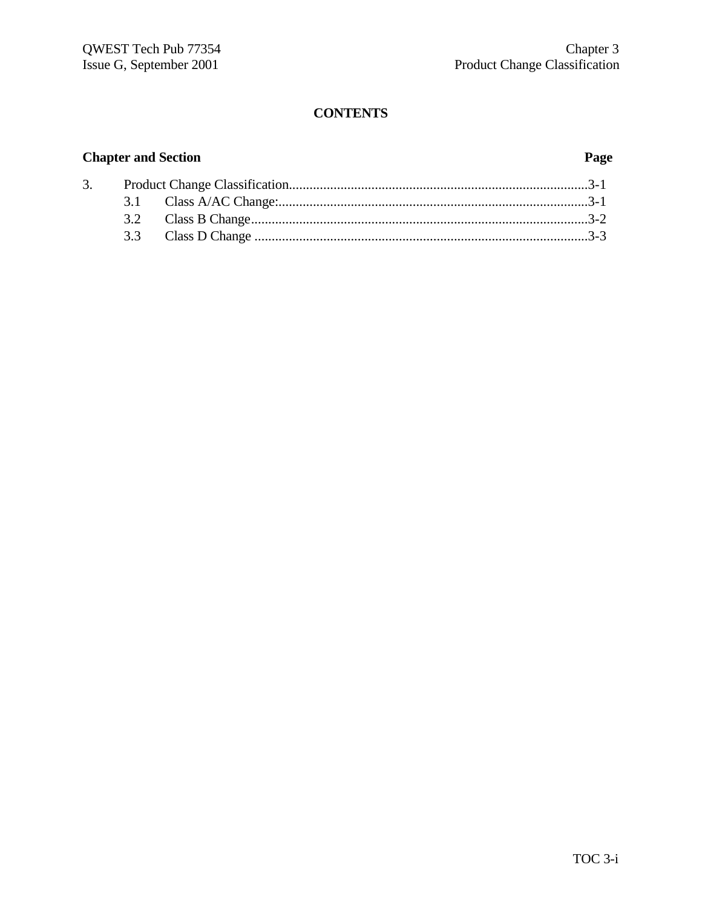# CONTENTS

| Chapter and Section | Page |
|---|---|
| 3. Product Change Classification | 3-1 |
| 3.1 Class A/AC Change: | 3-1 |
| 3.2 Class B Change | 3-2 |
| 3.3 Class D Change | 3-3 |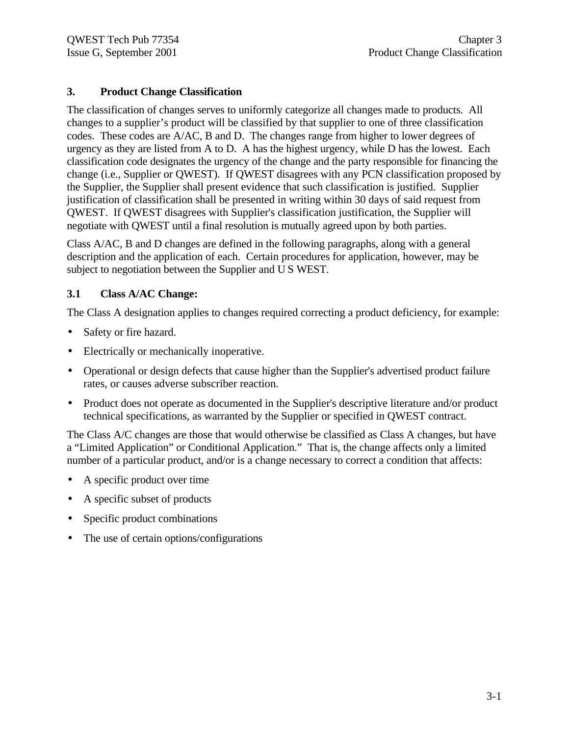## 3. Product Change Classification

The classification of changes serves to uniformly categorize all changes made to products. All changes to a supplier's product will be classified by that supplier to one of three classification codes. These codes are A/AC, B and D. The changes range from higher to lower degrees of urgency as they are listed from A to D. A has the highest urgency, while D has the lowest. Each classification code designates the urgency of the change and the party responsible for financing the change (i.e., Supplier or QWEST). If QWEST disagrees with any PCN classification proposed by the Supplier, the Supplier shall present evidence that such classification is justified. Supplier justification of classification shall be presented in writing within 30 days of said request from QWEST. If QWEST disagrees with Supplier's classification justification, the Supplier will negotiate with QWEST until a final resolution is mutually agreed upon by both parties.

Class A/AC, B and D changes are defined in the following paragraphs, along with a general description and the application of each. Certain procedures for application, however, may be subject to negotiation between the Supplier and U S WEST.

### 3.1 Class A/AC Change:

The Class A designation applies to changes required correcting a product deficiency, for example:

- Safety or fire hazard.
- Electrically or mechanically inoperative.
- Operational or design defects that cause higher than the Supplier's advertised product failure rates, or causes adverse subscriber reaction.
- Product does not operate as documented in the Supplier's descriptive literature and/or product technical specifications, as warranted by the Supplier or specified in QWEST contract.

The Class A/C changes are those that would otherwise be classified as Class A changes, but have a "Limited Application" or Conditional Application." That is, the change affects only a limited number of a particular product, and/or is a change necessary to correct a condition that affects:

- A specific product over time
- A specific subset of products
- Specific product combinations
- The use of certain options/configurations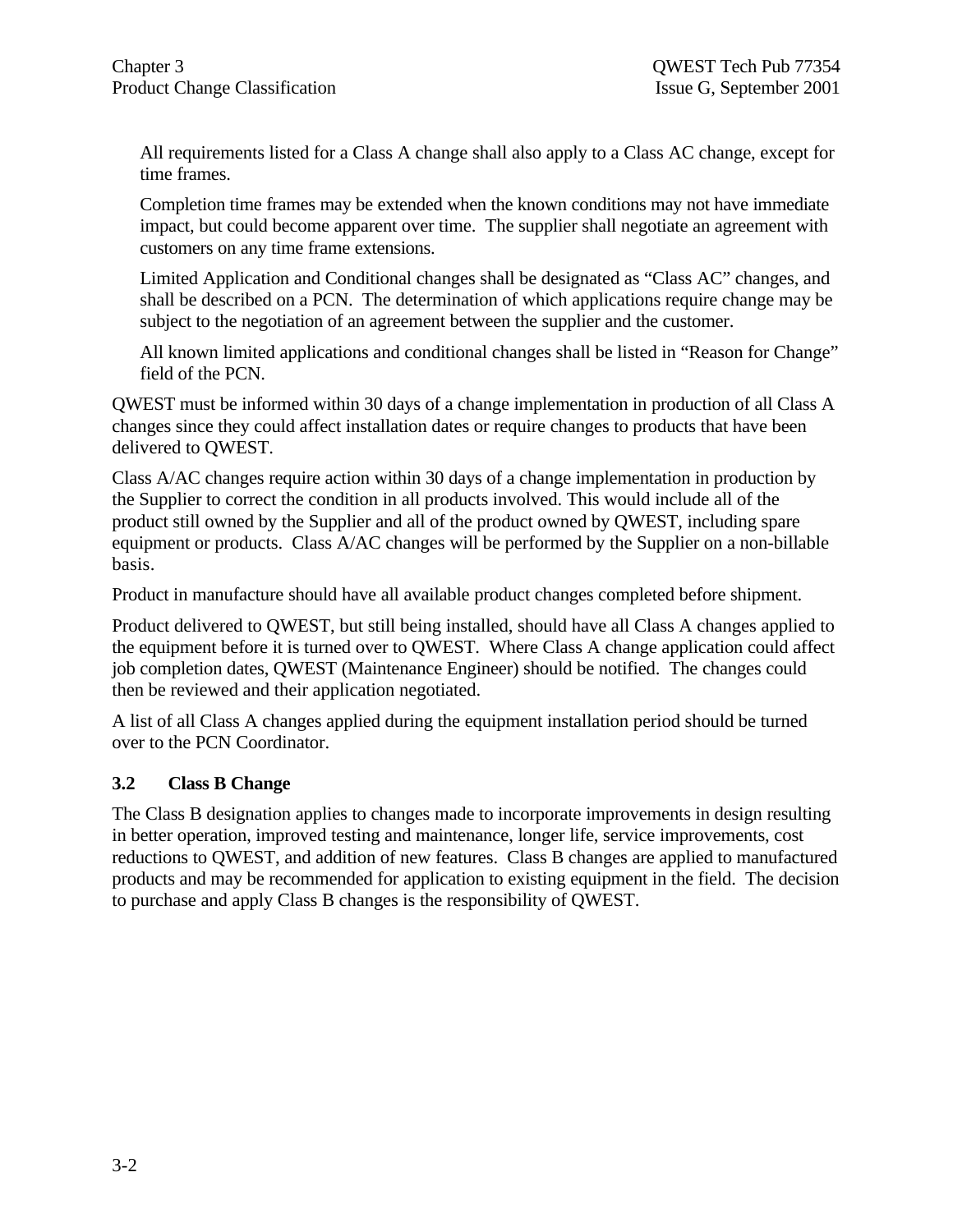All requirements listed for a Class A change shall also apply to a Class AC change, except for time frames.

Completion time frames may be extended when the known conditions may not have immediate impact, but could become apparent over time. The supplier shall negotiate an agreement with customers on any time frame extensions.

Limited Application and Conditional changes shall be designated as “Class AC” changes, and shall be described on a PCN. The determination of which applications require change may be subject to the negotiation of an agreement between the supplier and the customer.

All known limited applications and conditional changes shall be listed in “Reason for Change” field of the PCN.

QWEST must be informed within 30 days of a change implementation in production of all Class A changes since they could affect installation dates or require changes to products that have been delivered to QWEST.

Class A/AC changes require action within 30 days of a change implementation in production by the Supplier to correct the condition in all products involved. This would include all of the product still owned by the Supplier and all of the product owned by QWEST, including spare equipment or products. Class A/AC changes will be performed by the Supplier on a non-billable basis.

Product in manufacture should have all available product changes completed before shipment.

Product delivered to QWEST, but still being installed, should have all Class A changes applied to the equipment before it is turned over to QWEST. Where Class A change application could affect job completion dates, QWEST (Maintenance Engineer) should be notified. The changes could then be reviewed and their application negotiated.

A list of all Class A changes applied during the equipment installation period should be turned over to the PCN Coordinator.

### 3.2 Class B Change

The Class B designation applies to changes made to incorporate improvements in design resulting in better operation, improved testing and maintenance, longer life, service improvements, cost reductions to QWEST, and addition of new features. Class B changes are applied to manufactured products and may be recommended for application to existing equipment in the field. The decision to purchase and apply Class B changes is the responsibility of QWEST.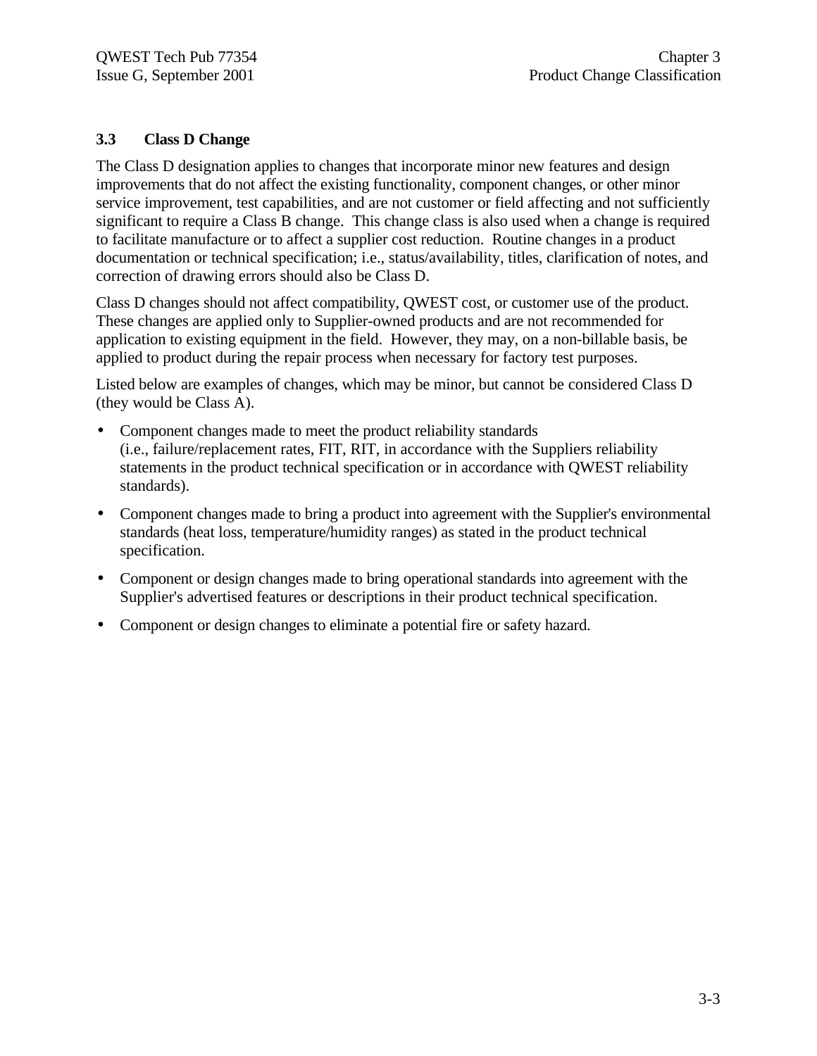### 3.3 Class D Change

The Class D designation applies to changes that incorporate minor new features and design improvements that do not affect the existing functionality, component changes, or other minor service improvement, test capabilities, and are not customer or field affecting and not sufficiently significant to require a Class B change. This change class is also used when a change is required to facilitate manufacture or to affect a supplier cost reduction. Routine changes in a product documentation or technical specification; i.e., status/availability, titles, clarification of notes, and correction of drawing errors should also be Class D.

Class D changes should not affect compatibility, QWEST cost, or customer use of the product. These changes are applied only to Supplier-owned products and are not recommended for application to existing equipment in the field. However, they may, on a non-billable basis, be applied to product during the repair process when necessary for factory test purposes.

Listed below are examples of changes, which may be minor, but cannot be considered Class D (they would be Class A).

- Component changes made to meet the product reliability standards (i.e., failure/replacement rates, FIT, RIT, in accordance with the Suppliers reliability statements in the product technical specification or in accordance with QWEST reliability standards).
- Component changes made to bring a product into agreement with the Supplier's environmental standards (heat loss, temperature/humidity ranges) as stated in the product technical specification.
- Component or design changes made to bring operational standards into agreement with the Supplier's advertised features or descriptions in their product technical specification.
- Component or design changes to eliminate a potential fire or safety hazard.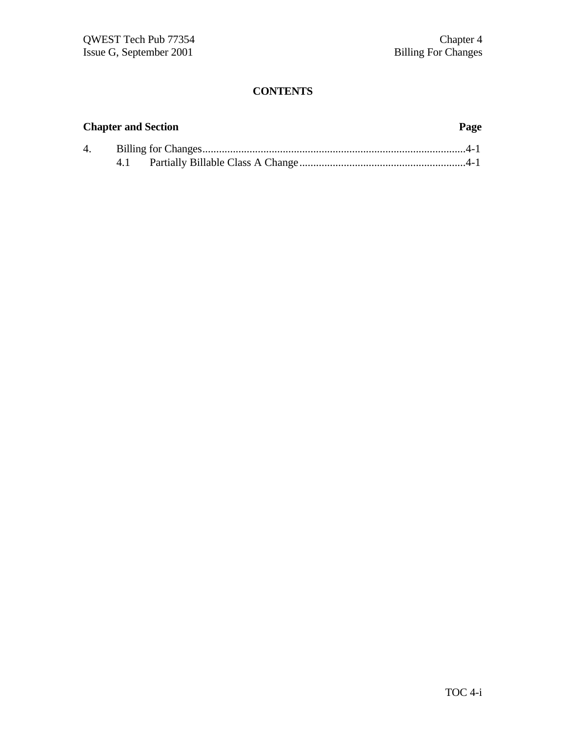**CONTENTS**

| Chapter and Section | Page |
|---|---|
| 4. Billing for Changes | 4-1 |
| 4.1 Partially Billable Class A Change | 4-1 |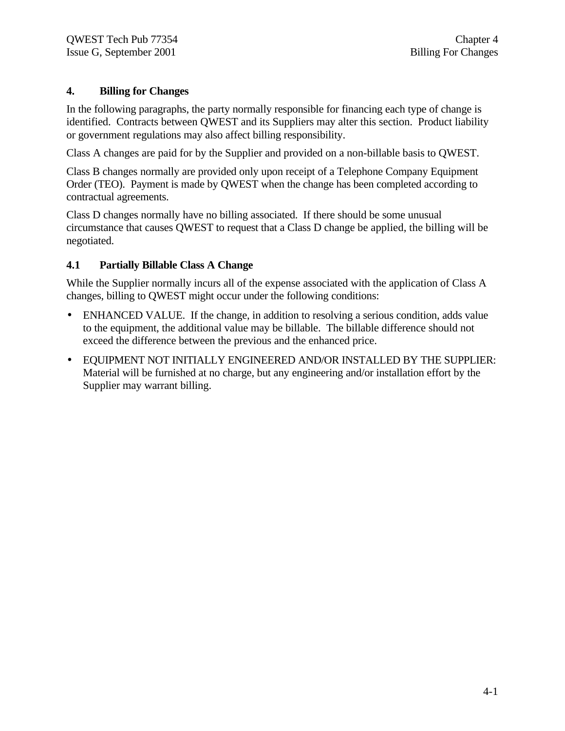# 4. Billing for Changes

In the following paragraphs, the party normally responsible for financing each type of change is identified. Contracts between QWEST and its Suppliers may alter this section. Product liability or government regulations may also affect billing responsibility.

Class A changes are paid for by the Supplier and provided on a non-billable basis to QWEST.

Class B changes normally are provided only upon receipt of a Telephone Company Equipment Order (TEO). Payment is made by QWEST when the change has been completed according to contractual agreements.

Class D changes normally have no billing associated. If there should be some unusual circumstance that causes QWEST to request that a Class D change be applied, the billing will be negotiated.

## 4.1 Partially Billable Class A Change

While the Supplier normally incurs all of the expense associated with the application of Class A changes, billing to QWEST might occur under the following conditions:

- ENHANCED VALUE. If the change, in addition to resolving a serious condition, adds value to the equipment, the additional value may be billable. The billable difference should not exceed the difference between the previous and the enhanced price.
- EQUIPMENT NOT INITIALLY ENGINEERED AND/OR INSTALLED BY THE SUPPLIER: Material will be furnished at no charge, but any engineering and/or installation effort by the Supplier may warrant billing.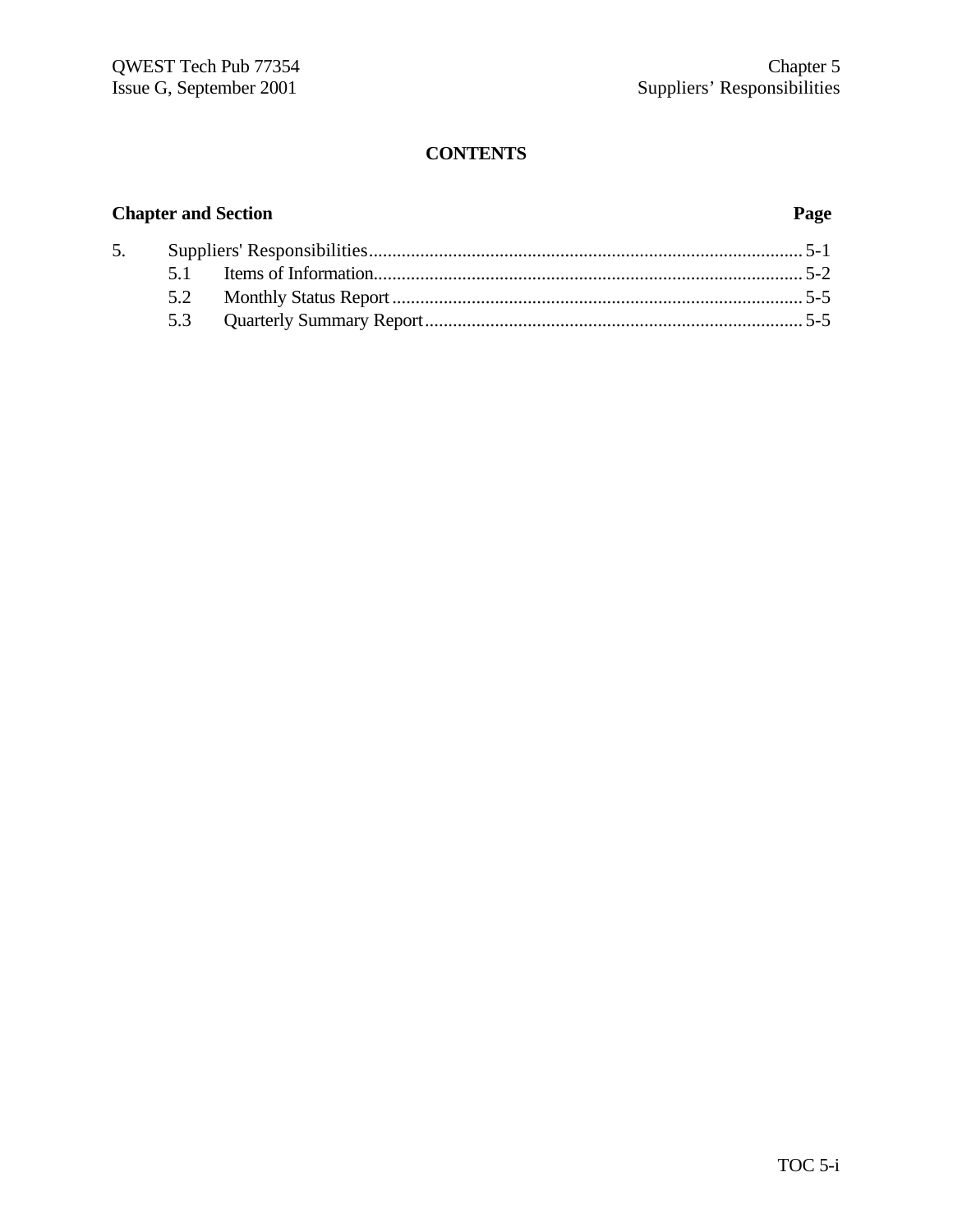**CONTENTS**

| Chapter and Section | | Page |
|---|---|---|
| 5. | Suppliers' Responsibilities | 5-1 |
| 5.1 | Items of Information | 5-2 |
| 5.2 | Monthly Status Report | 5-5 |
| 5.3 | Quarterly Summary Report | 5-5 |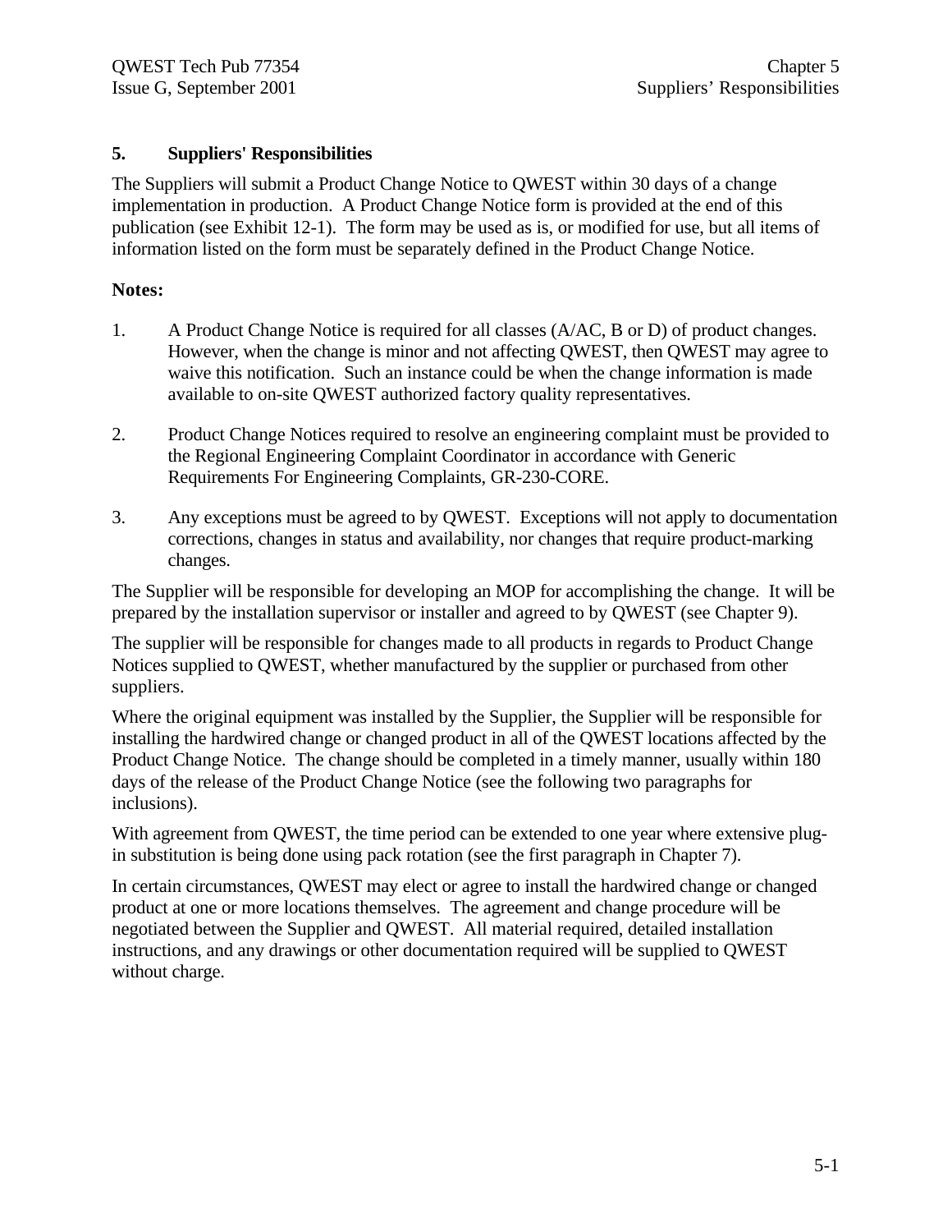# 5. Suppliers' Responsibilities

The Suppliers will submit a Product Change Notice to QWEST within 30 days of a change implementation in production. A Product Change Notice form is provided at the end of this publication (see Exhibit 12-1). The form may be used as is, or modified for use, but all items of information listed on the form must be separately defined in the Product Change Notice.

**Notes:**

1. A Product Change Notice is required for all classes (A/AC, B or D) of product changes. However, when the change is minor and not affecting QWEST, then QWEST may agree to waive this notification. Such an instance could be when the change information is made available to on-site QWEST authorized factory quality representatives.

2. Product Change Notices required to resolve an engineering complaint must be provided to the Regional Engineering Complaint Coordinator in accordance with Generic Requirements For Engineering Complaints, GR-230-CORE.

3. Any exceptions must be agreed to by QWEST. Exceptions will not apply to documentation corrections, changes in status and availability, nor changes that require product-marking changes.

The Supplier will be responsible for developing an MOP for accomplishing the change. It will be prepared by the installation supervisor or installer and agreed to by QWEST (see Chapter 9).

The supplier will be responsible for changes made to all products in regards to Product Change Notices supplied to QWEST, whether manufactured by the supplier or purchased from other suppliers.

Where the original equipment was installed by the Supplier, the Supplier will be responsible for installing the hardwired change or changed product in all of the QWEST locations affected by the Product Change Notice. The change should be completed in a timely manner, usually within 180 days of the release of the Product Change Notice (see the following two paragraphs for inclusions).

With agreement from QWEST, the time period can be extended to one year where extensive plug-in substitution is being done using pack rotation (see the first paragraph in Chapter 7).

In certain circumstances, QWEST may elect or agree to install the hardwired change or changed product at one or more locations themselves. The agreement and change procedure will be negotiated between the Supplier and QWEST. All material required, detailed installation instructions, and any drawings or other documentation required will be supplied to QWEST without charge.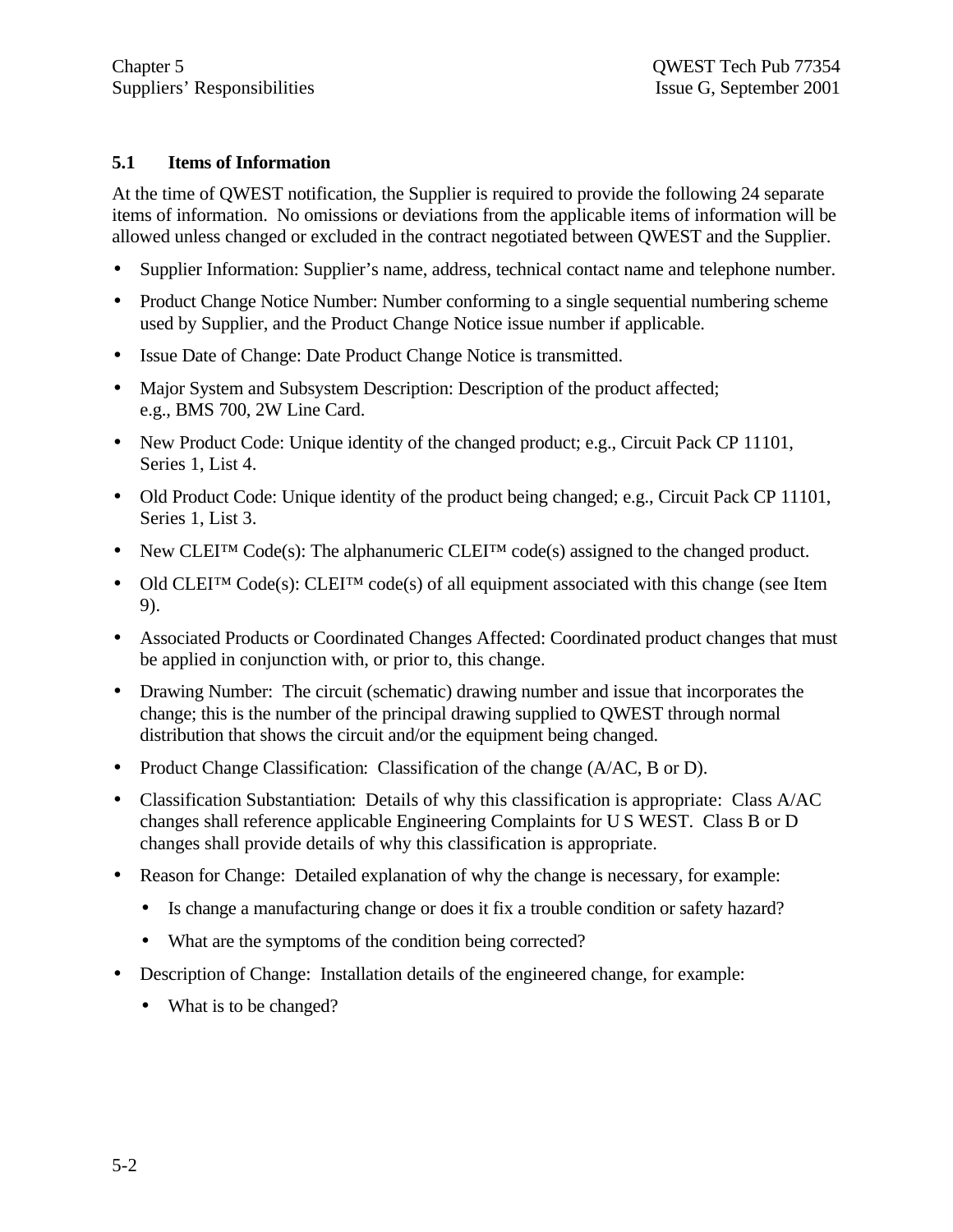### 5.1 Items of Information

At the time of QWEST notification, the Supplier is required to provide the following 24 separate items of information. No omissions or deviations from the applicable items of information will be allowed unless changed or excluded in the contract negotiated between QWEST and the Supplier.

- Supplier Information: Supplier's name, address, technical contact name and telephone number.
- Product Change Notice Number: Number conforming to a single sequential numbering scheme used by Supplier, and the Product Change Notice issue number if applicable.
- Issue Date of Change: Date Product Change Notice is transmitted.
- Major System and Subsystem Description: Description of the product affected; e.g., BMS 700, 2W Line Card.
- New Product Code: Unique identity of the changed product; e.g., Circuit Pack CP 11101, Series 1, List 4.
- Old Product Code: Unique identity of the product being changed; e.g., Circuit Pack CP 11101, Series 1, List 3.
- New CLEI™ Code(s): The alphanumeric CLEI™ code(s) assigned to the changed product.
- Old CLEI™ Code(s): CLEI™ code(s) of all equipment associated with this change (see Item 9).
- Associated Products or Coordinated Changes Affected: Coordinated product changes that must be applied in conjunction with, or prior to, this change.
- Drawing Number: The circuit (schematic) drawing number and issue that incorporates the change; this is the number of the principal drawing supplied to QWEST through normal distribution that shows the circuit and/or the equipment being changed.
- Product Change Classification: Classification of the change (A/AC, B or D).
- Classification Substantiation: Details of why this classification is appropriate: Class A/AC changes shall reference applicable Engineering Complaints for U S WEST. Class B or D changes shall provide details of why this classification is appropriate.
- Reason for Change: Detailed explanation of why the change is necessary, for example:
  - Is change a manufacturing change or does it fix a trouble condition or safety hazard?
  - What are the symptoms of the condition being corrected?
- Description of Change: Installation details of the engineered change, for example:
  - What is to be changed?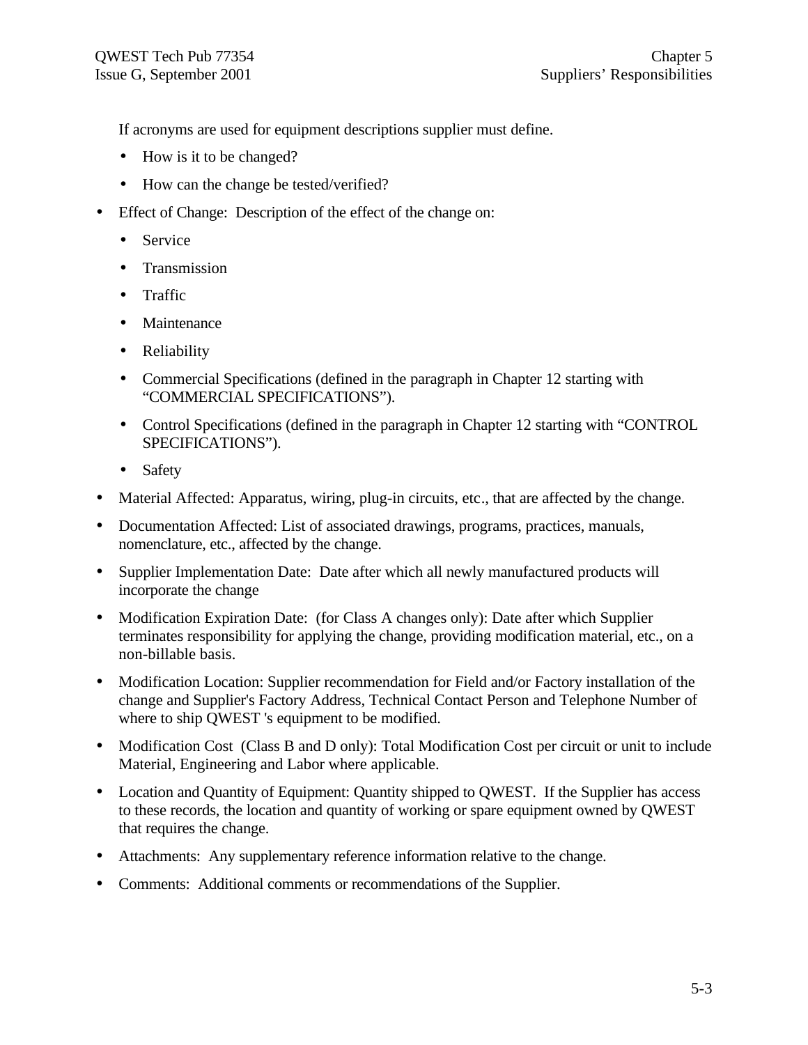If acronyms are used for equipment descriptions supplier must define.

  - How is it to be changed?
  - How can the change be tested/verified?

- Effect of Change:  Description of the effect of the change on:
  - Service
  - Transmission
  - Traffic
  - Maintenance
  - Reliability
  - Commercial Specifications (defined in the paragraph in Chapter 12 starting with "COMMERCIAL SPECIFICATIONS").
  - Control Specifications (defined in the paragraph in Chapter 12 starting with "CONTROL SPECIFICATIONS").
  - Safety
- Material Affected: Apparatus, wiring, plug-in circuits, etc., that are affected by the change.
- Documentation Affected: List of associated drawings, programs, practices, manuals, nomenclature, etc., affected by the change.
- Supplier Implementation Date:  Date after which all newly manufactured products will incorporate the change
- Modification Expiration Date:  (for Class A changes only): Date after which Supplier terminates responsibility for applying the change, providing modification material, etc., on a non-billable basis.
- Modification Location: Supplier recommendation for Field and/or Factory installation of the change and Supplier's Factory Address, Technical Contact Person and Telephone Number of where to ship QWEST 's equipment to be modified.
- Modification Cost  (Class B and D only): Total Modification Cost per circuit or unit to include Material, Engineering and Labor where applicable.
- Location and Quantity of Equipment: Quantity shipped to QWEST.  If the Supplier has access to these records, the location and quantity of working or spare equipment owned by QWEST that requires the change.
- Attachments:  Any supplementary reference information relative to the change.
- Comments:  Additional comments or recommendations of the Supplier.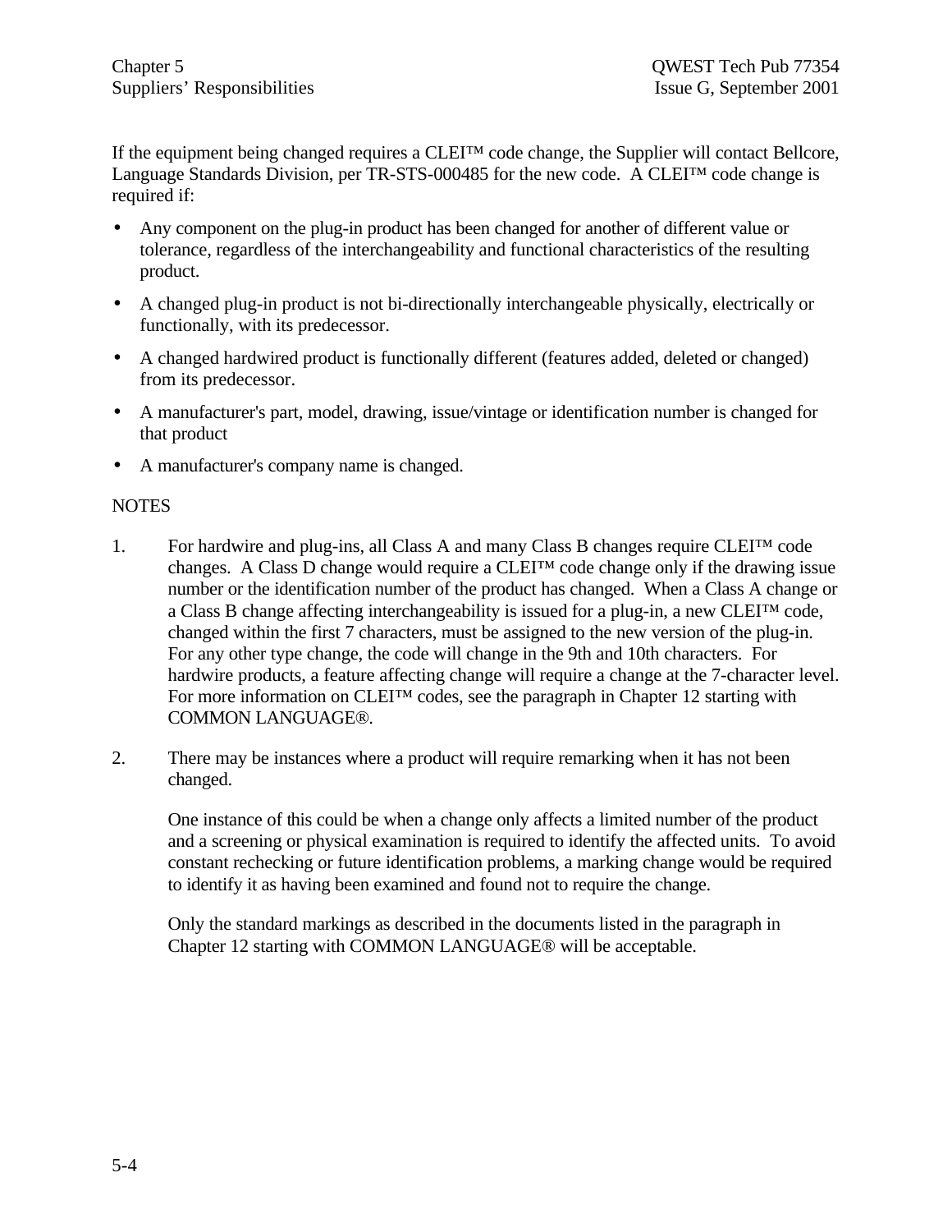If the equipment being changed requires a CLEI™ code change, the Supplier will contact Bellcore, Language Standards Division, per TR-STS-000485 for the new code. A CLEI™ code change is required if:

- Any component on the plug-in product has been changed for another of different value or tolerance, regardless of the interchangeability and functional characteristics of the resulting product.
- A changed plug-in product is not bi-directionally interchangeable physically, electrically or functionally, with its predecessor.
- A changed hardwired product is functionally different (features added, deleted or changed) from its predecessor.
- A manufacturer's part, model, drawing, issue/vintage or identification number is changed for that product
- A manufacturer's company name is changed.

NOTES

1. For hardwire and plug-ins, all Class A and many Class B changes require CLEI™ code changes. A Class D change would require a CLEI™ code change only if the drawing issue number or the identification number of the product has changed. When a Class A change or a Class B change affecting interchangeability is issued for a plug-in, a new CLEI™ code, changed within the first 7 characters, must be assigned to the new version of the plug-in. For any other type change, the code will change in the 9th and 10th characters. For hardwire products, a feature affecting change will require a change at the 7-character level. For more information on CLEI™ codes, see the paragraph in Chapter 12 starting with COMMON LANGUAGE®.

2. There may be instances where a product will require remarking when it has not been changed.

   One instance of this could be when a change only affects a limited number of the product and a screening or physical examination is required to identify the affected units. To avoid constant rechecking or future identification problems, a marking change would be required to identify it as having been examined and found not to require the change.

   Only the standard markings as described in the documents listed in the paragraph in Chapter 12 starting with COMMON LANGUAGE® will be acceptable.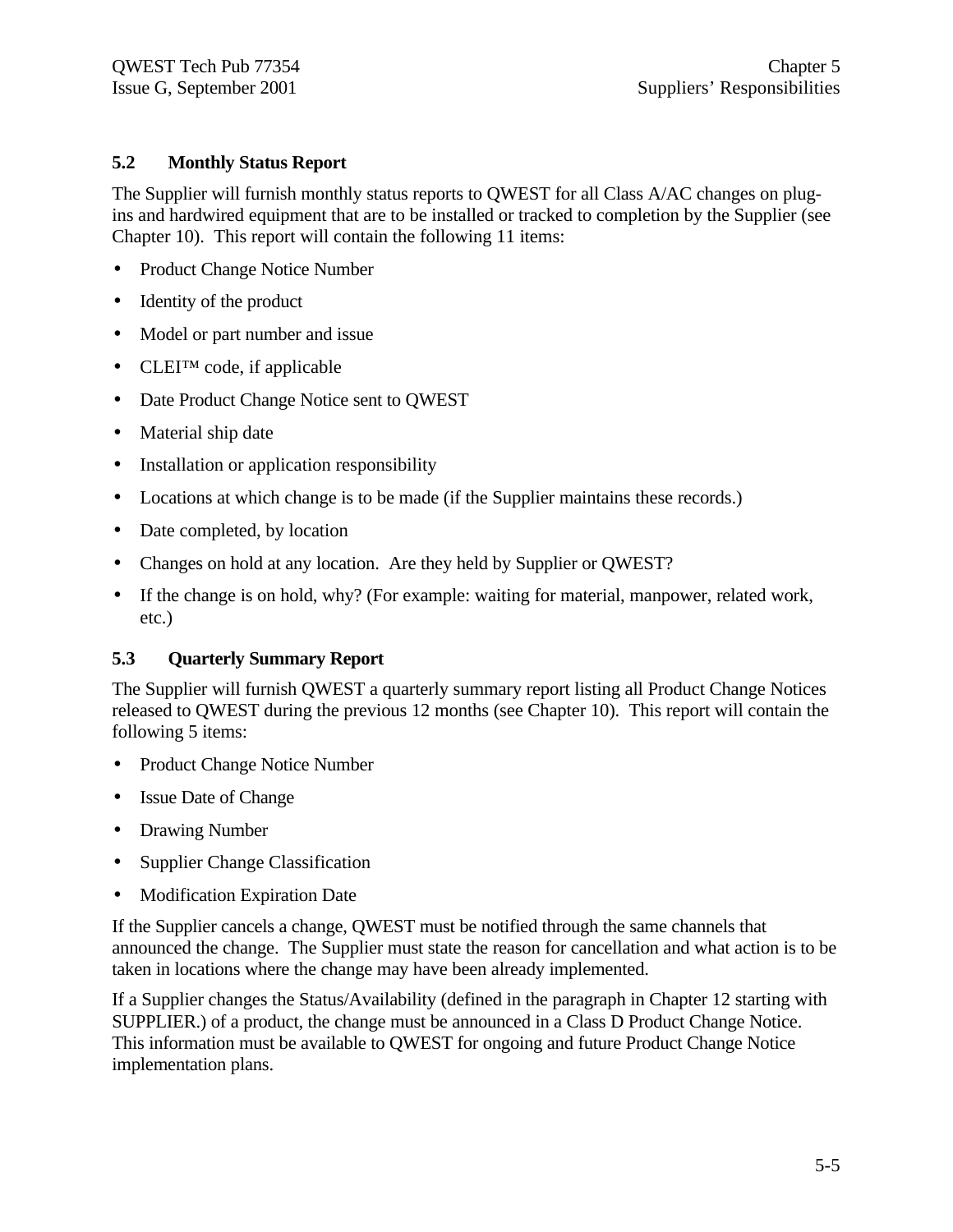## 5.2 Monthly Status Report

The Supplier will furnish monthly status reports to QWEST for all Class A/AC changes on plug-ins and hardwired equipment that are to be installed or tracked to completion by the Supplier (see Chapter 10). This report will contain the following 11 items:

- Product Change Notice Number
- Identity of the product
- Model or part number and issue
- CLEI™ code, if applicable
- Date Product Change Notice sent to QWEST
- Material ship date
- Installation or application responsibility
- Locations at which change is to be made (if the Supplier maintains these records.)
- Date completed, by location
- Changes on hold at any location. Are they held by Supplier or QWEST?
- If the change is on hold, why? (For example: waiting for material, manpower, related work, etc.)

## 5.3 Quarterly Summary Report

The Supplier will furnish QWEST a quarterly summary report listing all Product Change Notices released to QWEST during the previous 12 months (see Chapter 10). This report will contain the following 5 items:

- Product Change Notice Number
- Issue Date of Change
- Drawing Number
- Supplier Change Classification
- Modification Expiration Date

If the Supplier cancels a change, QWEST must be notified through the same channels that announced the change. The Supplier must state the reason for cancellation and what action is to be taken in locations where the change may have been already implemented.

If a Supplier changes the Status/Availability (defined in the paragraph in Chapter 12 starting with SUPPLIER.) of a product, the change must be announced in a Class D Product Change Notice. This information must be available to QWEST for ongoing and future Product Change Notice implementation plans.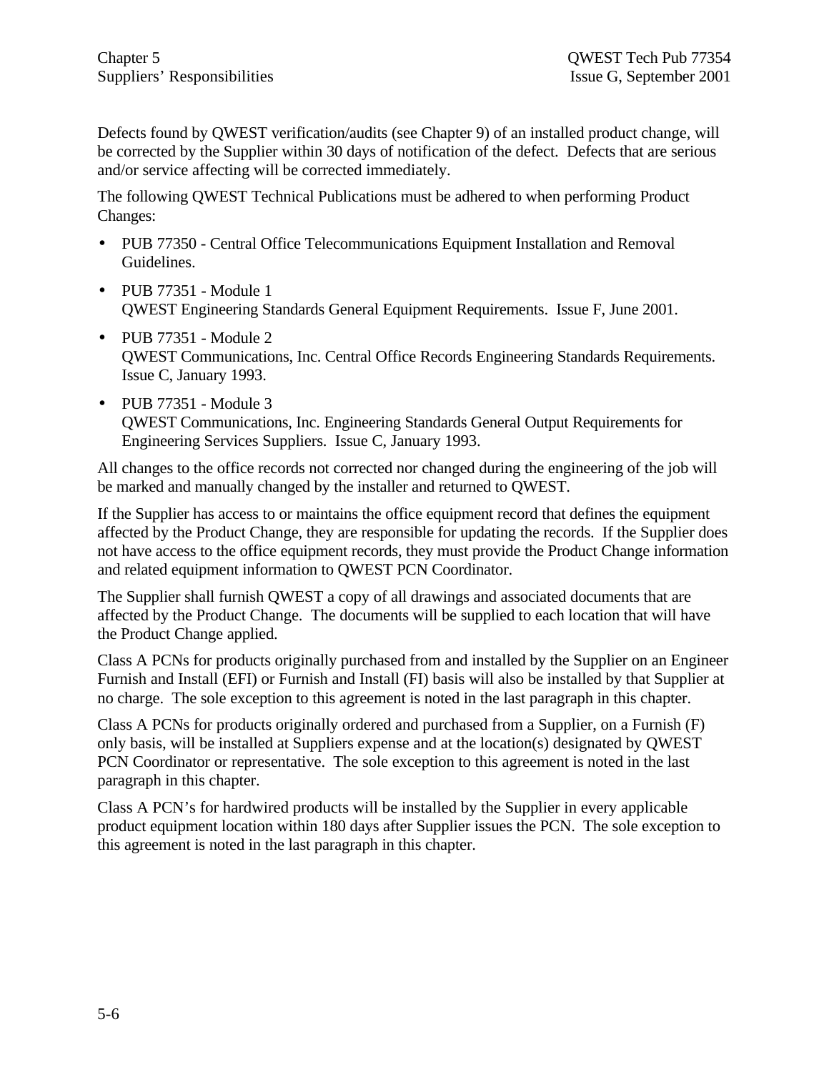Defects found by QWEST verification/audits (see Chapter 9) of an installed product change, will be corrected by the Supplier within 30 days of notification of the defect. Defects that are serious and/or service affecting will be corrected immediately.

The following QWEST Technical Publications must be adhered to when performing Product Changes:

- PUB 77350 - Central Office Telecommunications Equipment Installation and Removal Guidelines.
- PUB 77351 - Module 1
  QWEST Engineering Standards General Equipment Requirements. Issue F, June 2001.
- PUB 77351 - Module 2
  QWEST Communications, Inc. Central Office Records Engineering Standards Requirements. Issue C, January 1993.
- PUB 77351 - Module 3
  QWEST Communications, Inc. Engineering Standards General Output Requirements for Engineering Services Suppliers. Issue C, January 1993.

All changes to the office records not corrected nor changed during the engineering of the job will be marked and manually changed by the installer and returned to QWEST.

If the Supplier has access to or maintains the office equipment record that defines the equipment affected by the Product Change, they are responsible for updating the records. If the Supplier does not have access to the office equipment records, they must provide the Product Change information and related equipment information to QWEST PCN Coordinator.

The Supplier shall furnish QWEST a copy of all drawings and associated documents that are affected by the Product Change. The documents will be supplied to each location that will have the Product Change applied.

Class A PCNs for products originally purchased from and installed by the Supplier on an Engineer Furnish and Install (EFI) or Furnish and Install (FI) basis will also be installed by that Supplier at no charge. The sole exception to this agreement is noted in the last paragraph in this chapter.

Class A PCNs for products originally ordered and purchased from a Supplier, on a Furnish (F) only basis, will be installed at Suppliers expense and at the location(s) designated by QWEST PCN Coordinator or representative. The sole exception to this agreement is noted in the last paragraph in this chapter.

Class A PCN's for hardwired products will be installed by the Supplier in every applicable product equipment location within 180 days after Supplier issues the PCN. The sole exception to this agreement is noted in the last paragraph in this chapter.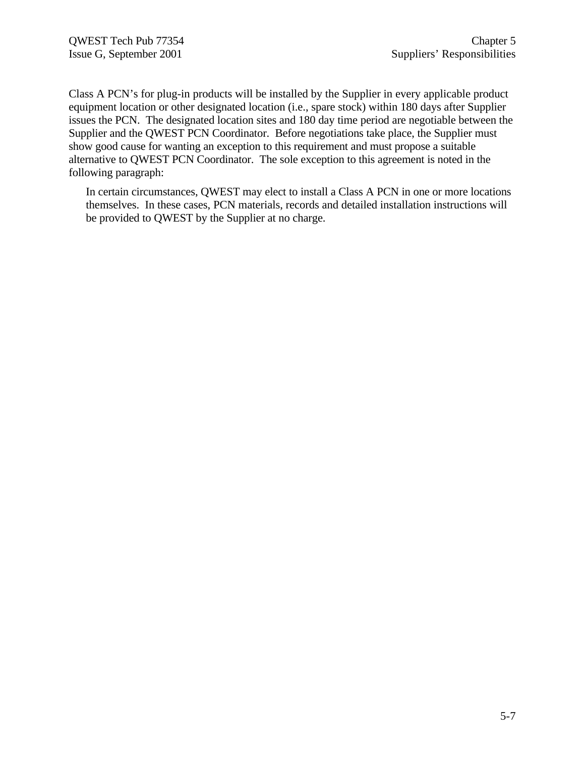Class A PCN's for plug-in products will be installed by the Supplier in every applicable product equipment location or other designated location (i.e., spare stock) within 180 days after Supplier issues the PCN. The designated location sites and 180 day time period are negotiable between the Supplier and the QWEST PCN Coordinator. Before negotiations take place, the Supplier must show good cause for wanting an exception to this requirement and must propose a suitable alternative to QWEST PCN Coordinator. The sole exception to this agreement is noted in the following paragraph:

> In certain circumstances, QWEST may elect to install a Class A PCN in one or more locations themselves. In these cases, PCN materials, records and detailed installation instructions will be provided to QWEST by the Supplier at no charge.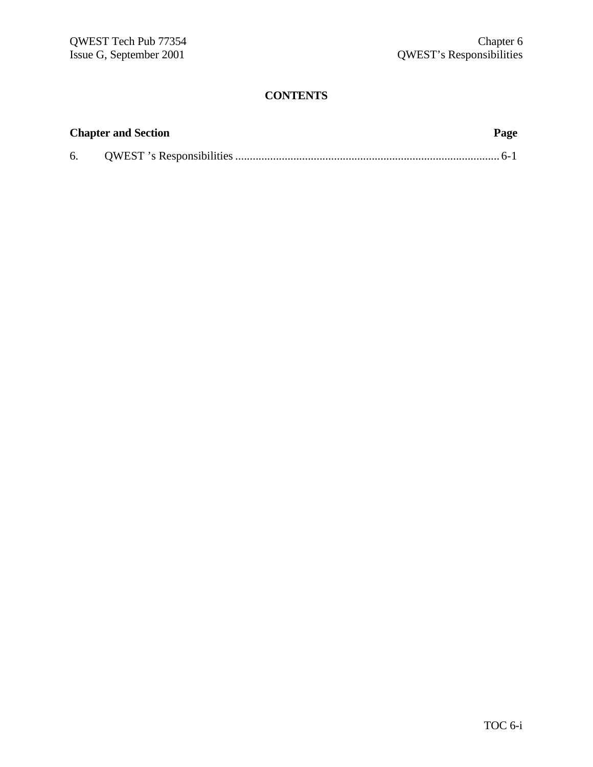## CONTENTS

| Chapter and Section | Page |
|---|---|
| 6. QWEST 's Responsibilities | 6-1 |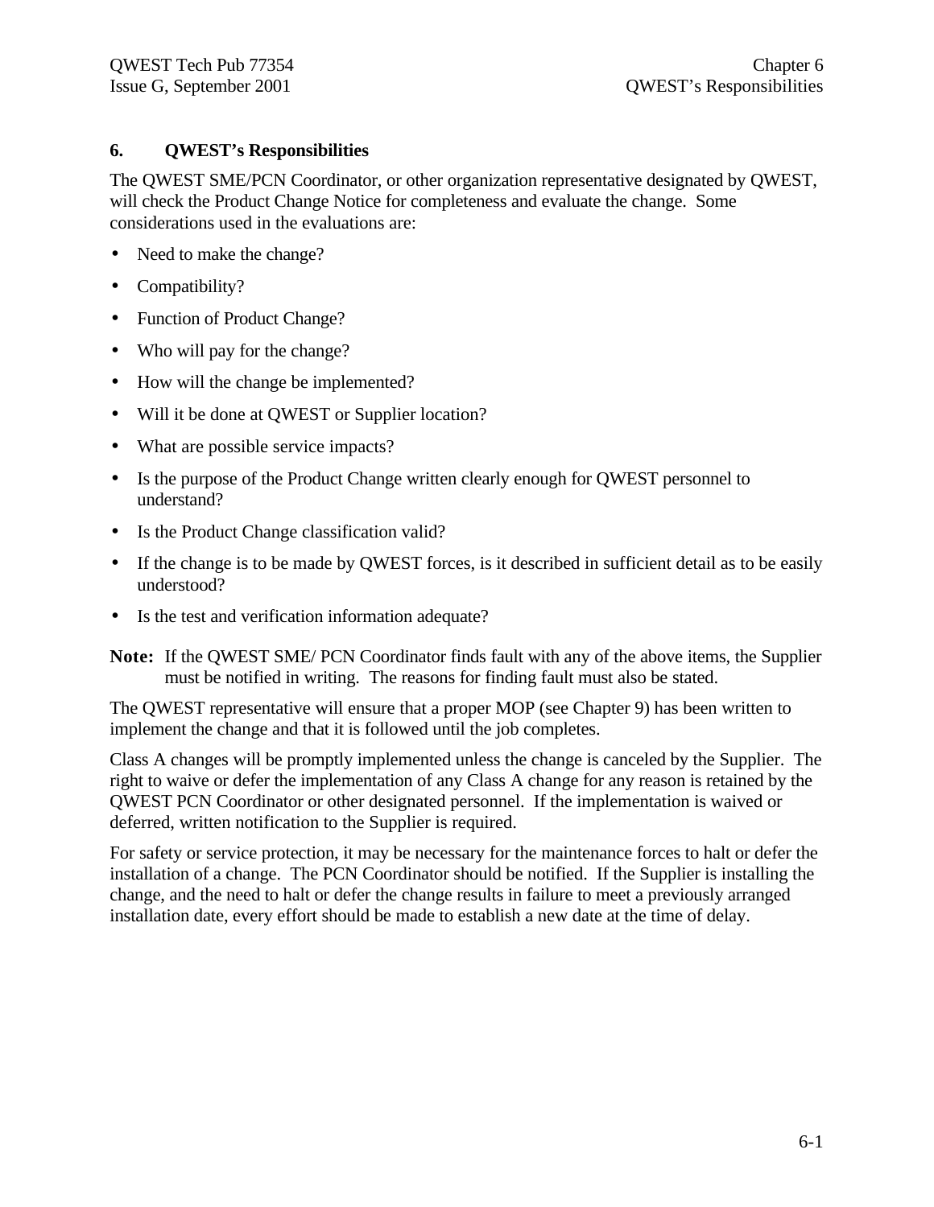# 6. QWEST's Responsibilities

The QWEST SME/PCN Coordinator, or other organization representative designated by QWEST, will check the Product Change Notice for completeness and evaluate the change. Some considerations used in the evaluations are:

- Need to make the change?
- Compatibility?
- Function of Product Change?
- Who will pay for the change?
- How will the change be implemented?
- Will it be done at QWEST or Supplier location?
- What are possible service impacts?
- Is the purpose of the Product Change written clearly enough for QWEST personnel to understand?
- Is the Product Change classification valid?
- If the change is to be made by QWEST forces, is it described in sufficient detail as to be easily understood?
- Is the test and verification information adequate?

**Note:** If the QWEST SME/ PCN Coordinator finds fault with any of the above items, the Supplier must be notified in writing. The reasons for finding fault must also be stated.

The QWEST representative will ensure that a proper MOP (see Chapter 9) has been written to implement the change and that it is followed until the job completes.

Class A changes will be promptly implemented unless the change is canceled by the Supplier. The right to waive or defer the implementation of any Class A change for any reason is retained by the QWEST PCN Coordinator or other designated personnel. If the implementation is waived or deferred, written notification to the Supplier is required.

For safety or service protection, it may be necessary for the maintenance forces to halt or defer the installation of a change. The PCN Coordinator should be notified. If the Supplier is installing the change, and the need to halt or defer the change results in failure to meet a previously arranged installation date, every effort should be made to establish a new date at the time of delay.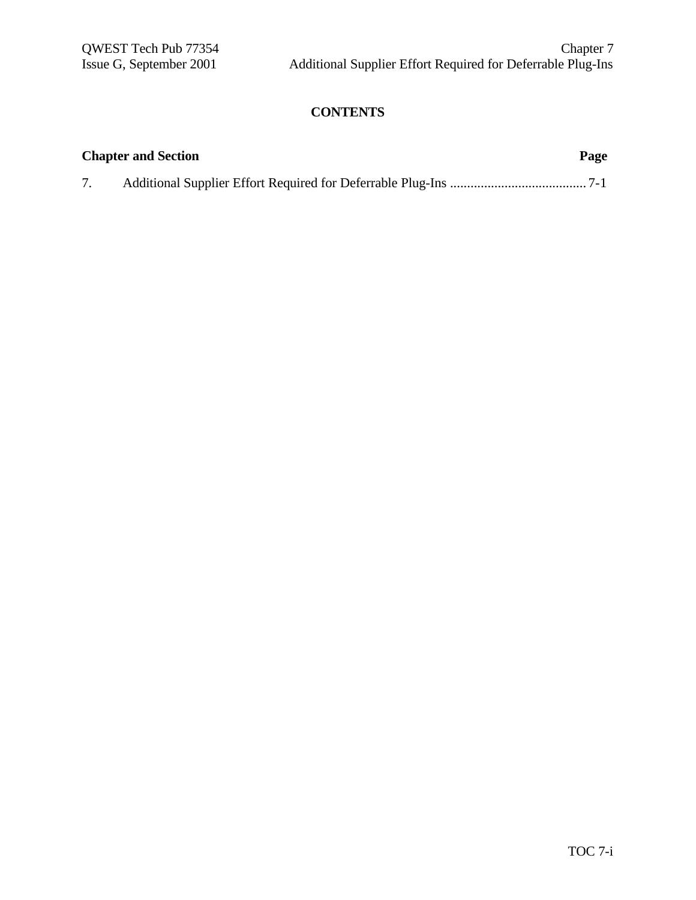# CONTENTS

**Chapter and Section** **Page**

7. Additional Supplier Effort Required for Deferrable Plug-Ins ........................................ 7-1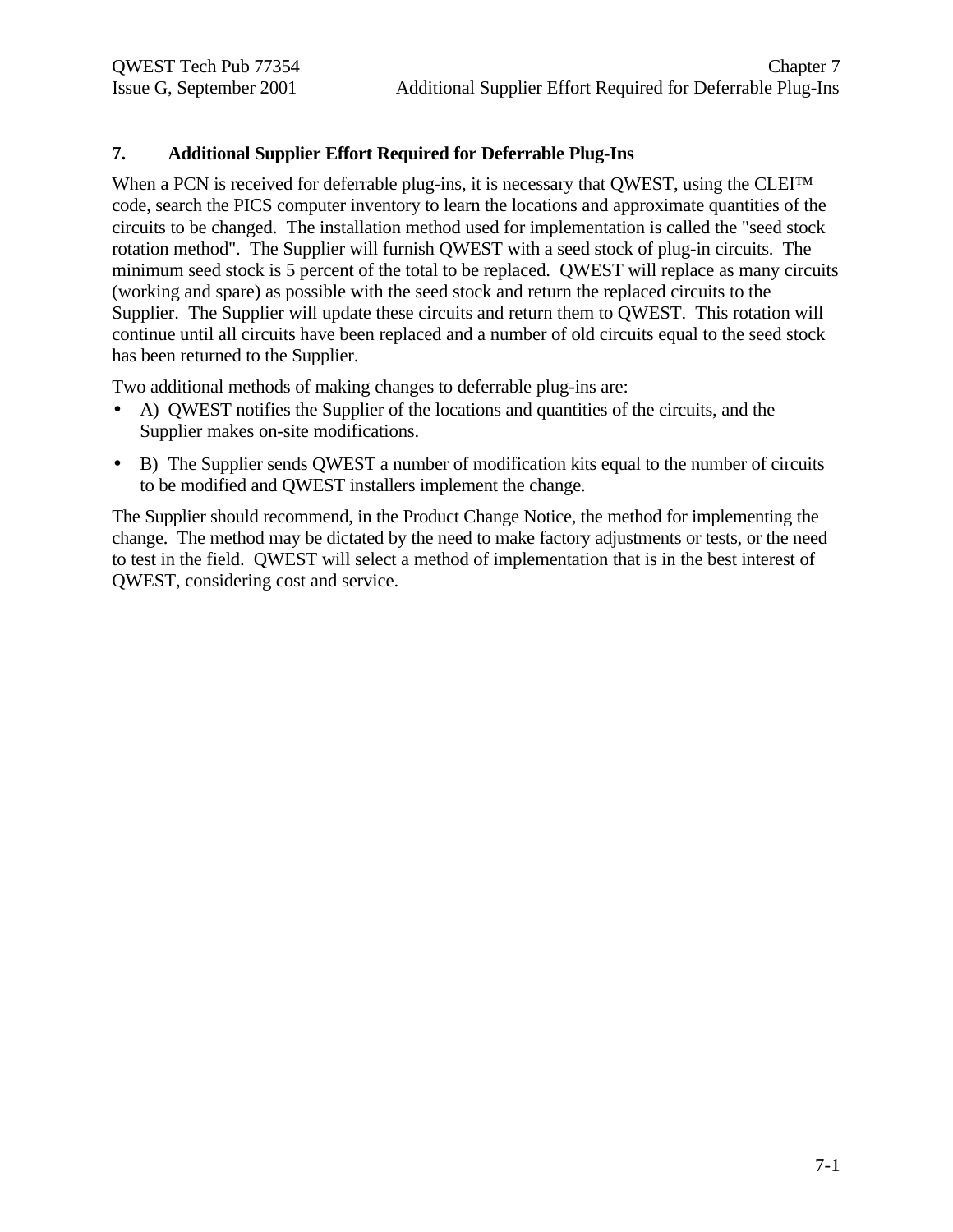## 7. Additional Supplier Effort Required for Deferrable Plug-Ins

When a PCN is received for deferrable plug-ins, it is necessary that QWEST, using the CLEI™ code, search the PICS computer inventory to learn the locations and approximate quantities of the circuits to be changed. The installation method used for implementation is called the "seed stock rotation method". The Supplier will furnish QWEST with a seed stock of plug-in circuits. The minimum seed stock is 5 percent of the total to be replaced. QWEST will replace as many circuits (working and spare) as possible with the seed stock and return the replaced circuits to the Supplier. The Supplier will update these circuits and return them to QWEST. This rotation will continue until all circuits have been replaced and a number of old circuits equal to the seed stock has been returned to the Supplier.

Two additional methods of making changes to deferrable plug-ins are:

- A) QWEST notifies the Supplier of the locations and quantities of the circuits, and the Supplier makes on-site modifications.
- B) The Supplier sends QWEST a number of modification kits equal to the number of circuits to be modified and QWEST installers implement the change.

The Supplier should recommend, in the Product Change Notice, the method for implementing the change. The method may be dictated by the need to make factory adjustments or tests, or the need to test in the field. QWEST will select a method of implementation that is in the best interest of QWEST, considering cost and service.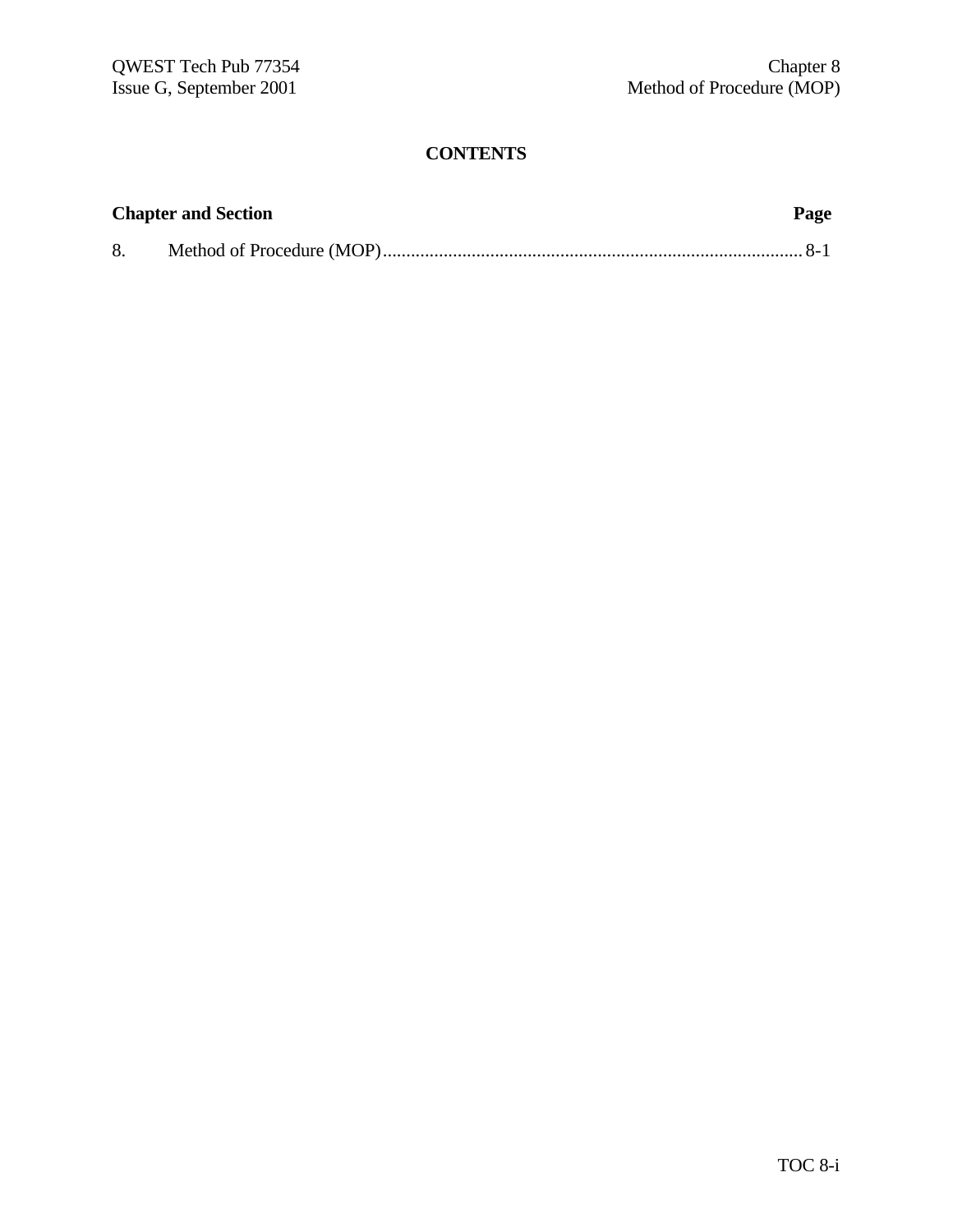# CONTENTS

| Chapter and Section | | Page |
|---|---|---|
| 8. | Method of Procedure (MOP) | 8-1 |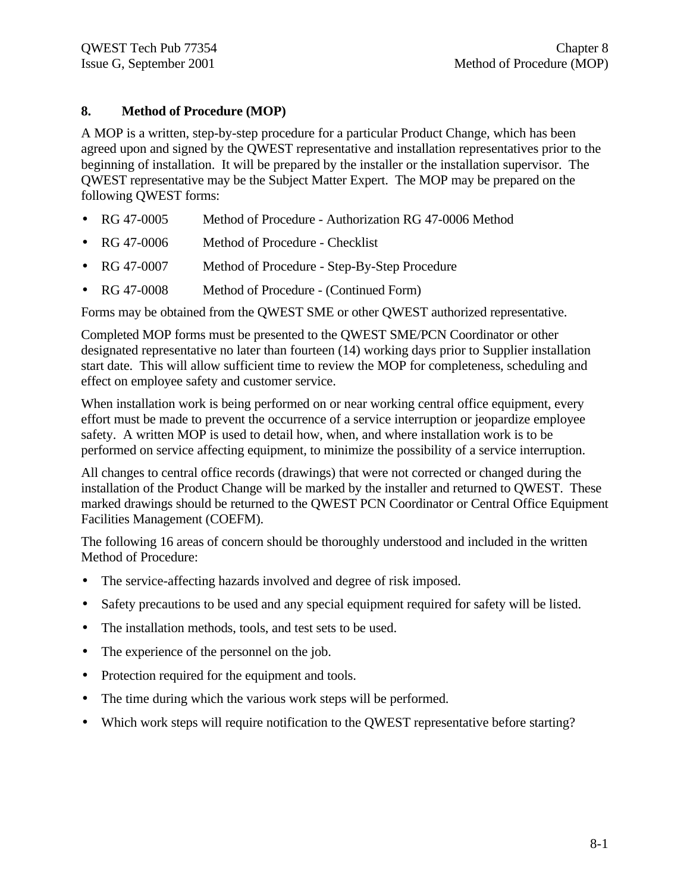## 8. Method of Procedure (MOP)

A MOP is a written, step-by-step procedure for a particular Product Change, which has been agreed upon and signed by the QWEST representative and installation representatives prior to the beginning of installation. It will be prepared by the installer or the installation supervisor. The QWEST representative may be the Subject Matter Expert. The MOP may be prepared on the following QWEST forms:

- RG 47-0005 Method of Procedure - Authorization RG 47-0006 Method
- RG 47-0006 Method of Procedure - Checklist
- RG 47-0007 Method of Procedure - Step-By-Step Procedure
- RG 47-0008 Method of Procedure - (Continued Form)

Forms may be obtained from the QWEST SME or other QWEST authorized representative.

Completed MOP forms must be presented to the QWEST SME/PCN Coordinator or other designated representative no later than fourteen (14) working days prior to Supplier installation start date. This will allow sufficient time to review the MOP for completeness, scheduling and effect on employee safety and customer service.

When installation work is being performed on or near working central office equipment, every effort must be made to prevent the occurrence of a service interruption or jeopardize employee safety. A written MOP is used to detail how, when, and where installation work is to be performed on service affecting equipment, to minimize the possibility of a service interruption.

All changes to central office records (drawings) that were not corrected or changed during the installation of the Product Change will be marked by the installer and returned to QWEST. These marked drawings should be returned to the QWEST PCN Coordinator or Central Office Equipment Facilities Management (COEFM).

The following 16 areas of concern should be thoroughly understood and included in the written Method of Procedure:

- The service-affecting hazards involved and degree of risk imposed.
- Safety precautions to be used and any special equipment required for safety will be listed.
- The installation methods, tools, and test sets to be used.
- The experience of the personnel on the job.
- Protection required for the equipment and tools.
- The time during which the various work steps will be performed.
- Which work steps will require notification to the QWEST representative before starting?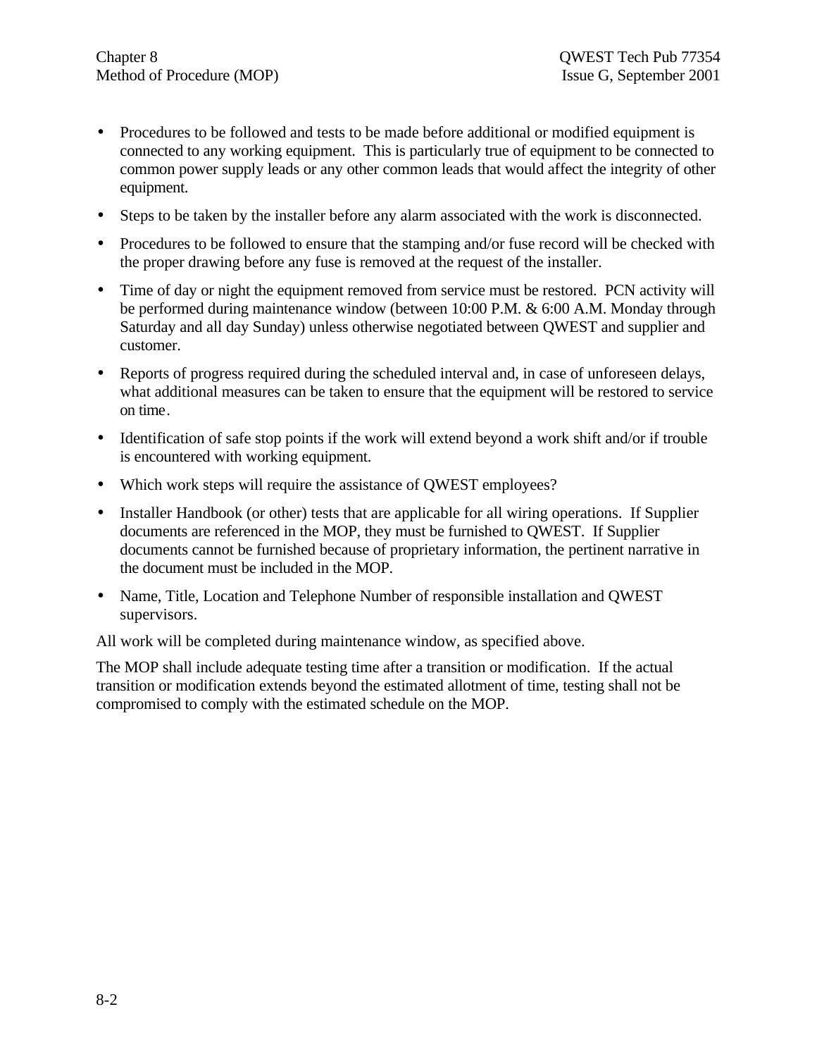- Procedures to be followed and tests to be made before additional or modified equipment is connected to any working equipment. This is particularly true of equipment to be connected to common power supply leads or any other common leads that would affect the integrity of other equipment.
- Steps to be taken by the installer before any alarm associated with the work is disconnected.
- Procedures to be followed to ensure that the stamping and/or fuse record will be checked with the proper drawing before any fuse is removed at the request of the installer.
- Time of day or night the equipment removed from service must be restored. PCN activity will be performed during maintenance window (between 10:00 P.M. & 6:00 A.M. Monday through Saturday and all day Sunday) unless otherwise negotiated between QWEST and supplier and customer.
- Reports of progress required during the scheduled interval and, in case of unforeseen delays, what additional measures can be taken to ensure that the equipment will be restored to service on time.
- Identification of safe stop points if the work will extend beyond a work shift and/or if trouble is encountered with working equipment.
- Which work steps will require the assistance of QWEST employees?
- Installer Handbook (or other) tests that are applicable for all wiring operations. If Supplier documents are referenced in the MOP, they must be furnished to QWEST. If Supplier documents cannot be furnished because of proprietary information, the pertinent narrative in the document must be included in the MOP.
- Name, Title, Location and Telephone Number of responsible installation and QWEST supervisors.

All work will be completed during maintenance window, as specified above.

The MOP shall include adequate testing time after a transition or modification. If the actual transition or modification extends beyond the estimated allotment of time, testing shall not be compromised to comply with the estimated schedule on the MOP.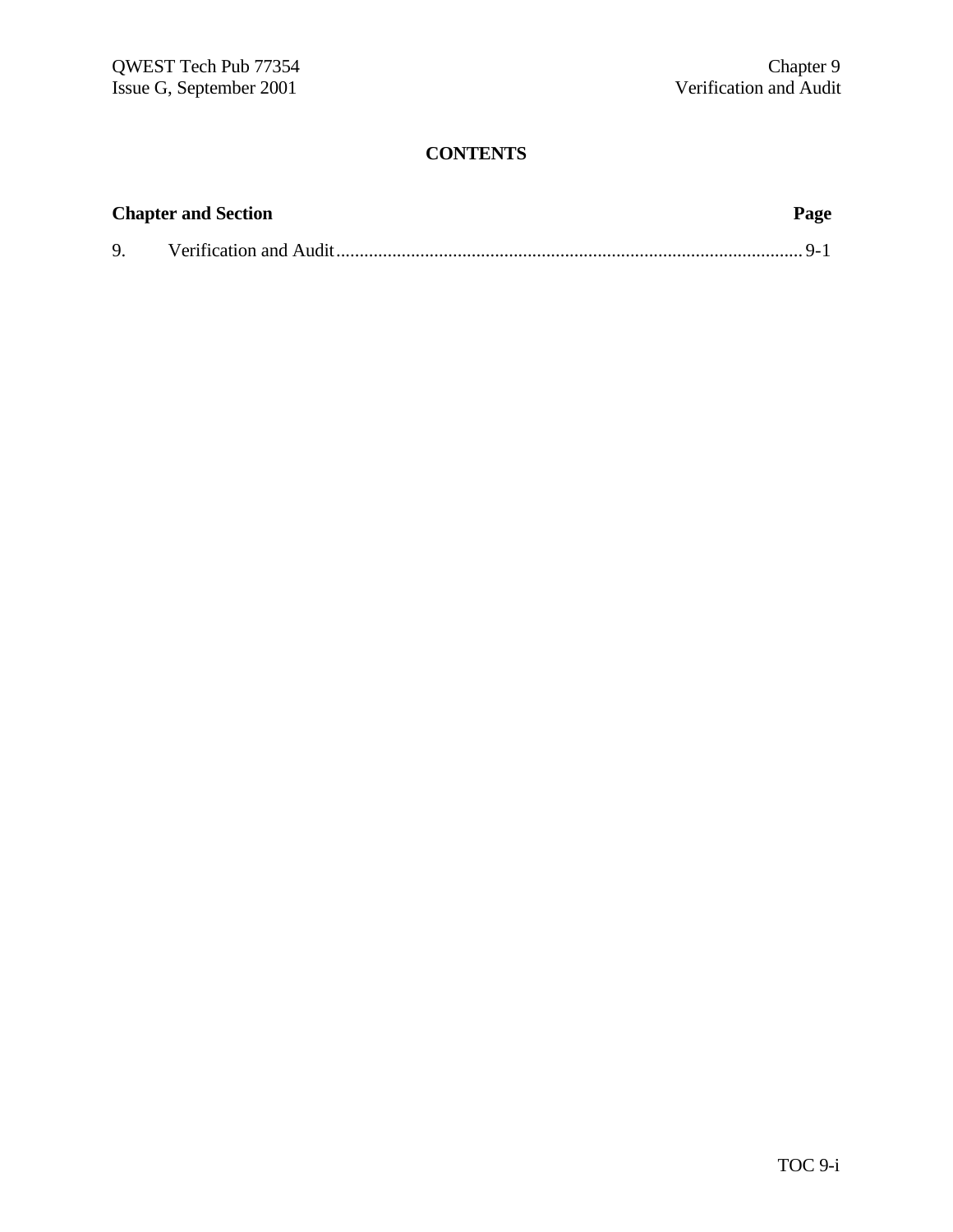# CONTENTS

| Chapter and Section | | Page |
|---|---|---|
| 9. | Verification and Audit | 9-1 |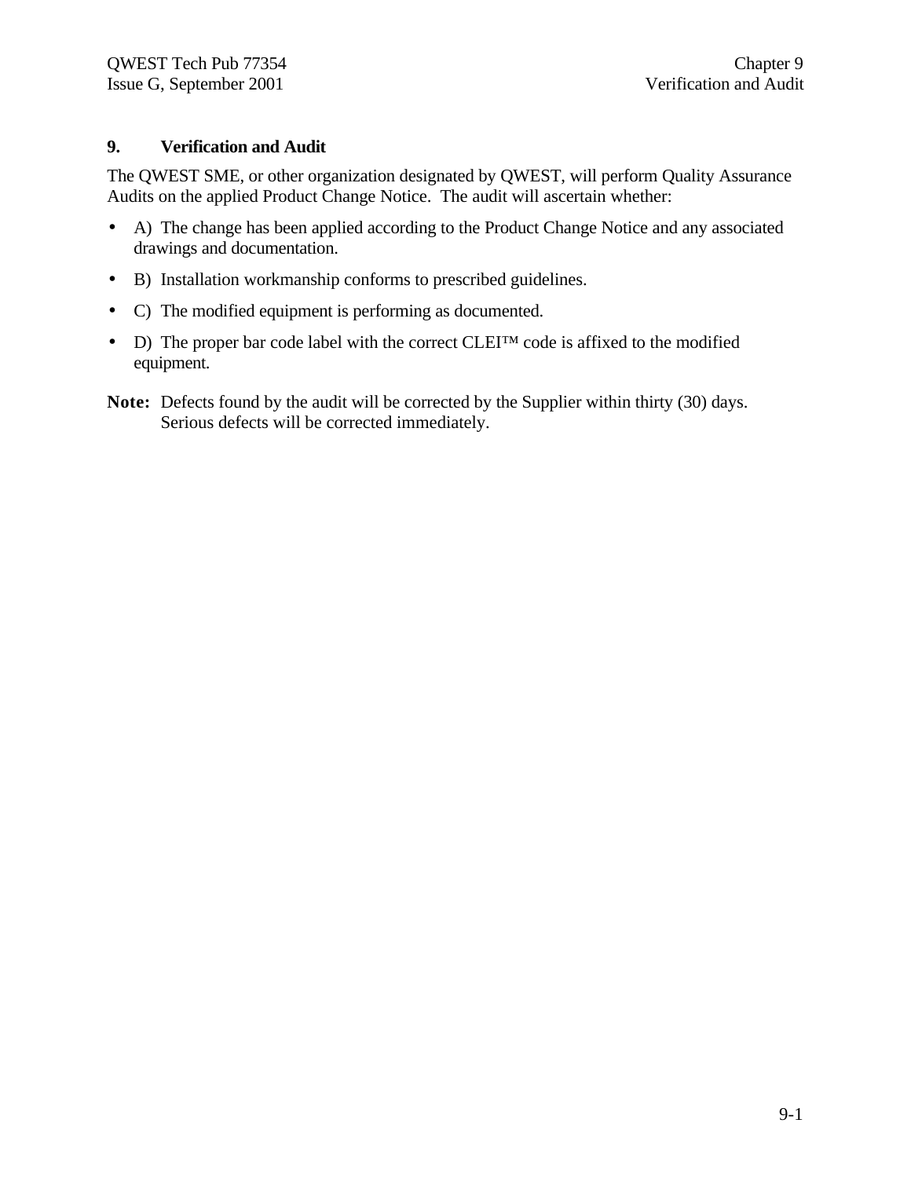# 9. Verification and Audit

The QWEST SME, or other organization designated by QWEST, will perform Quality Assurance Audits on the applied Product Change Notice. The audit will ascertain whether:

- A) The change has been applied according to the Product Change Notice and any associated drawings and documentation.
- B) Installation workmanship conforms to prescribed guidelines.
- C) The modified equipment is performing as documented.
- D) The proper bar code label with the correct CLEI™ code is affixed to the modified equipment.

**Note:** Defects found by the audit will be corrected by the Supplier within thirty (30) days. Serious defects will be corrected immediately.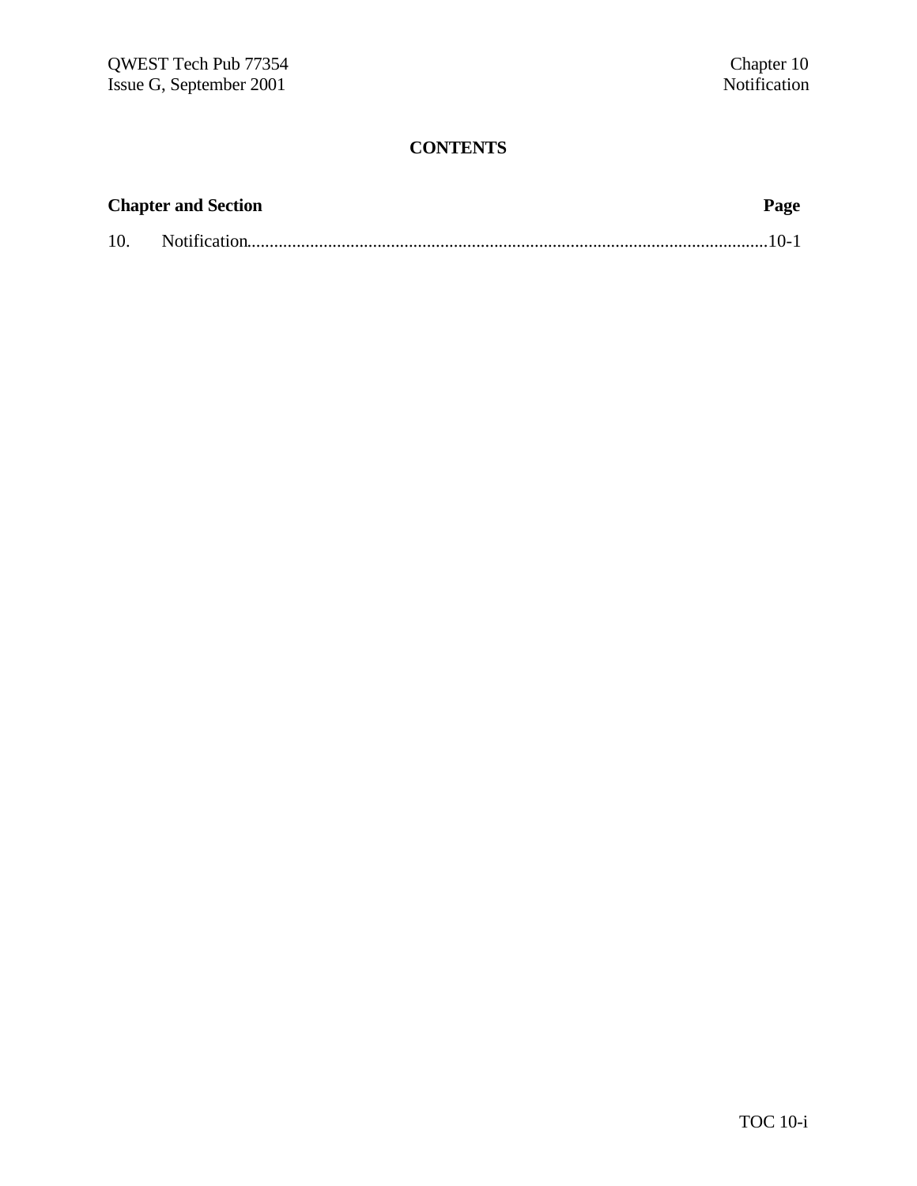# CONTENTS

| Chapter and Section | Page |
|---|---|
| 10. Notification | 10-1 |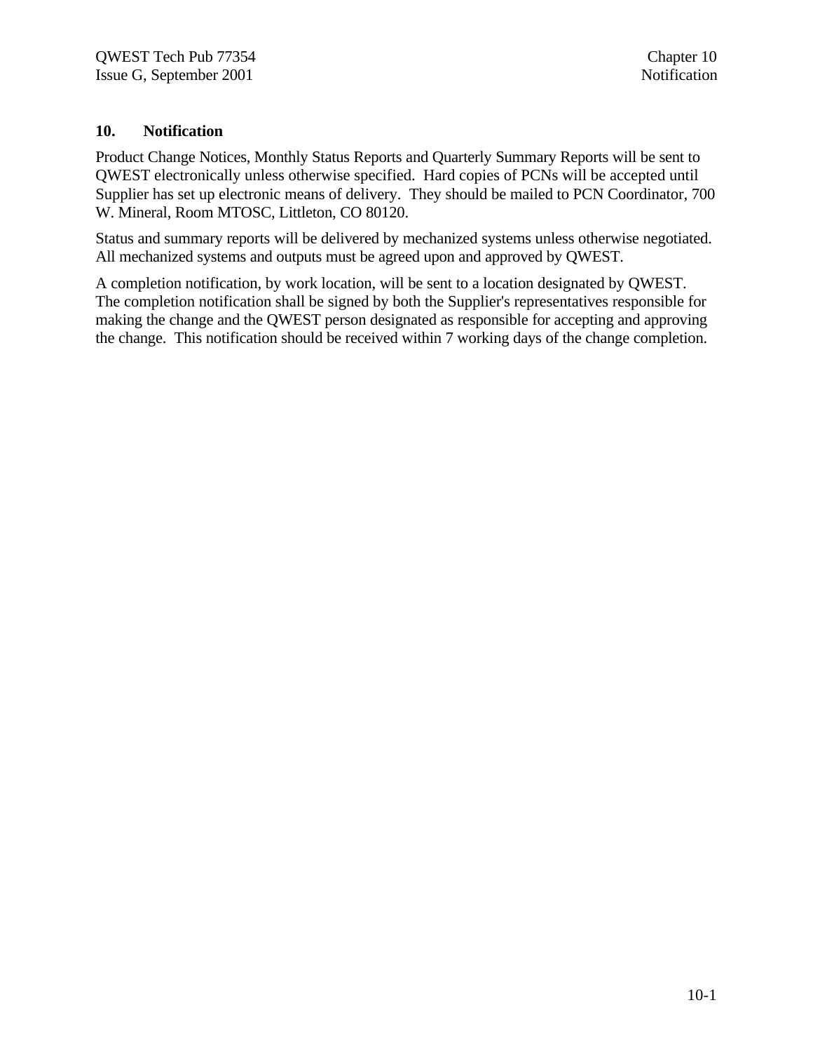## 10. Notification

Product Change Notices, Monthly Status Reports and Quarterly Summary Reports will be sent to QWEST electronically unless otherwise specified. Hard copies of PCNs will be accepted until Supplier has set up electronic means of delivery. They should be mailed to PCN Coordinator, 700 W. Mineral, Room MTOSC, Littleton, CO 80120.

Status and summary reports will be delivered by mechanized systems unless otherwise negotiated. All mechanized systems and outputs must be agreed upon and approved by QWEST.

A completion notification, by work location, will be sent to a location designated by QWEST. The completion notification shall be signed by both the Supplier's representatives responsible for making the change and the QWEST person designated as responsible for accepting and approving the change. This notification should be received within 7 working days of the change completion.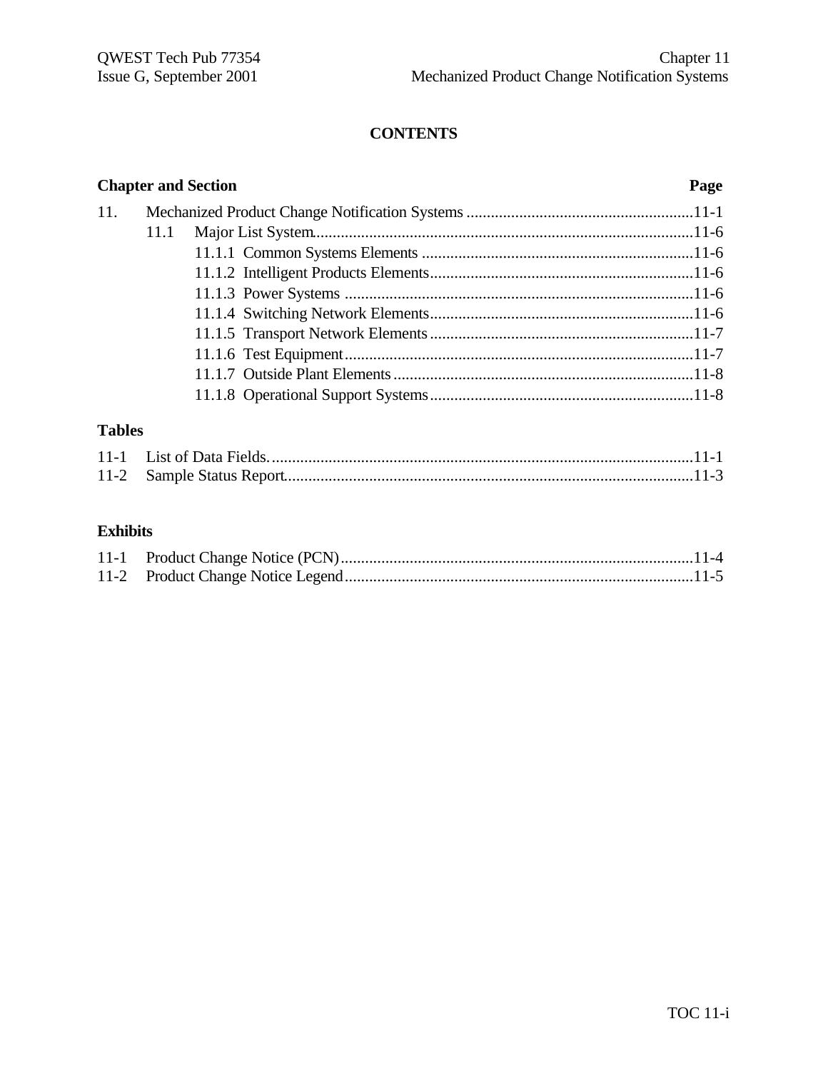# CONTENTS

| Chapter and Section | | | Page |
|---|---|---|---|
| 11. | Mechanized Product Change Notification Systems | | 11-1 |
| | 11.1 | Major List System | 11-6 |
| | | 11.1.1 Common Systems Elements | 11-6 |
| | | 11.1.2 Intelligent Products Elements | 11-6 |
| | | 11.1.3 Power Systems | 11-6 |
| | | 11.1.4 Switching Network Elements | 11-6 |
| | | 11.1.5 Transport Network Elements | 11-7 |
| | | 11.1.6 Test Equipment | 11-7 |
| | | 11.1.7 Outside Plant Elements | 11-8 |
| | | 11.1.8 Operational Support Systems | 11-8 |

**Tables**

| | | |
|---|---|---|
| 11-1 | List of Data Fields. | 11-1 |
| 11-2 | Sample Status Report | 11-3 |

**Exhibits**

| | | |
|---|---|---|
| 11-1 | Product Change Notice (PCN) | 11-4 |
| 11-2 | Product Change Notice Legend | 11-5 |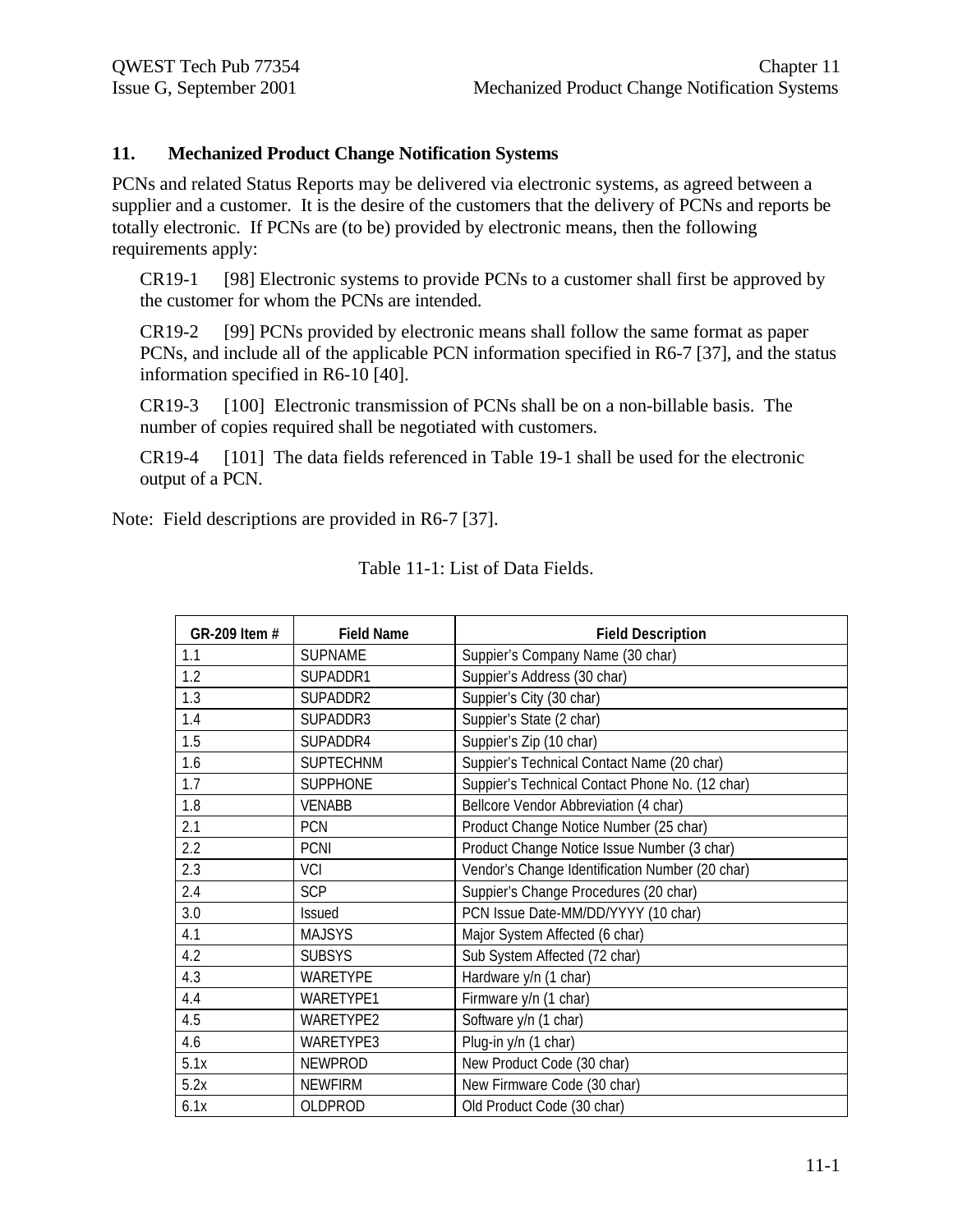## 11. Mechanized Product Change Notification Systems

PCNs and related Status Reports may be delivered via electronic systems, as agreed between a supplier and a customer. It is the desire of the customers that the delivery of PCNs and reports be totally electronic. If PCNs are (to be) provided by electronic means, then the following requirements apply:

CR19-1 [98] Electronic systems to provide PCNs to a customer shall first be approved by the customer for whom the PCNs are intended.

CR19-2 [99] PCNs provided by electronic means shall follow the same format as paper PCNs, and include all of the applicable PCN information specified in R6-7 [37], and the status information specified in R6-10 [40].

CR19-3 [100] Electronic transmission of PCNs shall be on a non-billable basis. The number of copies required shall be negotiated with customers.

CR19-4 [101] The data fields referenced in Table 19-1 shall be used for the electronic output of a PCN.

Note: Field descriptions are provided in R6-7 [37].

Table 11-1: List of Data Fields.

| GR-209 Item # | Field Name | Field Description |
|---|---|---|
| 1.1 | SUPNAME | Suppier's Company Name (30 char) |
| 1.2 | SUPADDR1 | Suppier's Address (30 char) |
| 1.3 | SUPADDR2 | Suppier's City (30 char) |
| 1.4 | SUPADDR3 | Suppier's State (2 char) |
| 1.5 | SUPADDR4 | Suppier's Zip (10 char) |
| 1.6 | SUPTECHNM | Suppier's Technical Contact Name (20 char) |
| 1.7 | SUPPHONE | Suppier's Technical Contact Phone No. (12 char) |
| 1.8 | VENABB | Bellcore Vendor Abbreviation (4 char) |
| 2.1 | PCN | Product Change Notice Number (25 char) |
| 2.2 | PCNI | Product Change Notice Issue Number (3 char) |
| 2.3 | VCI | Vendor's Change Identification Number (20 char) |
| 2.4 | SCP | Suppier's Change Procedures (20 char) |
| 3.0 | Issued | PCN Issue Date-MM/DD/YYYY (10 char) |
| 4.1 | MAJSYS | Major System Affected (6 char) |
| 4.2 | SUBSYS | Sub System Affected (72 char) |
| 4.3 | WARETYPE | Hardware y/n (1 char) |
| 4.4 | WARETYPE1 | Firmware y/n (1 char) |
| 4.5 | WARETYPE2 | Software y/n (1 char) |
| 4.6 | WARETYPE3 | Plug-in y/n (1 char) |
| 5.1x | NEWPROD | New Product Code (30 char) |
| 5.2x | NEWFIRM | New Firmware Code (30 char) |
| 6.1x | OLDPROD | Old Product Code (30 char) |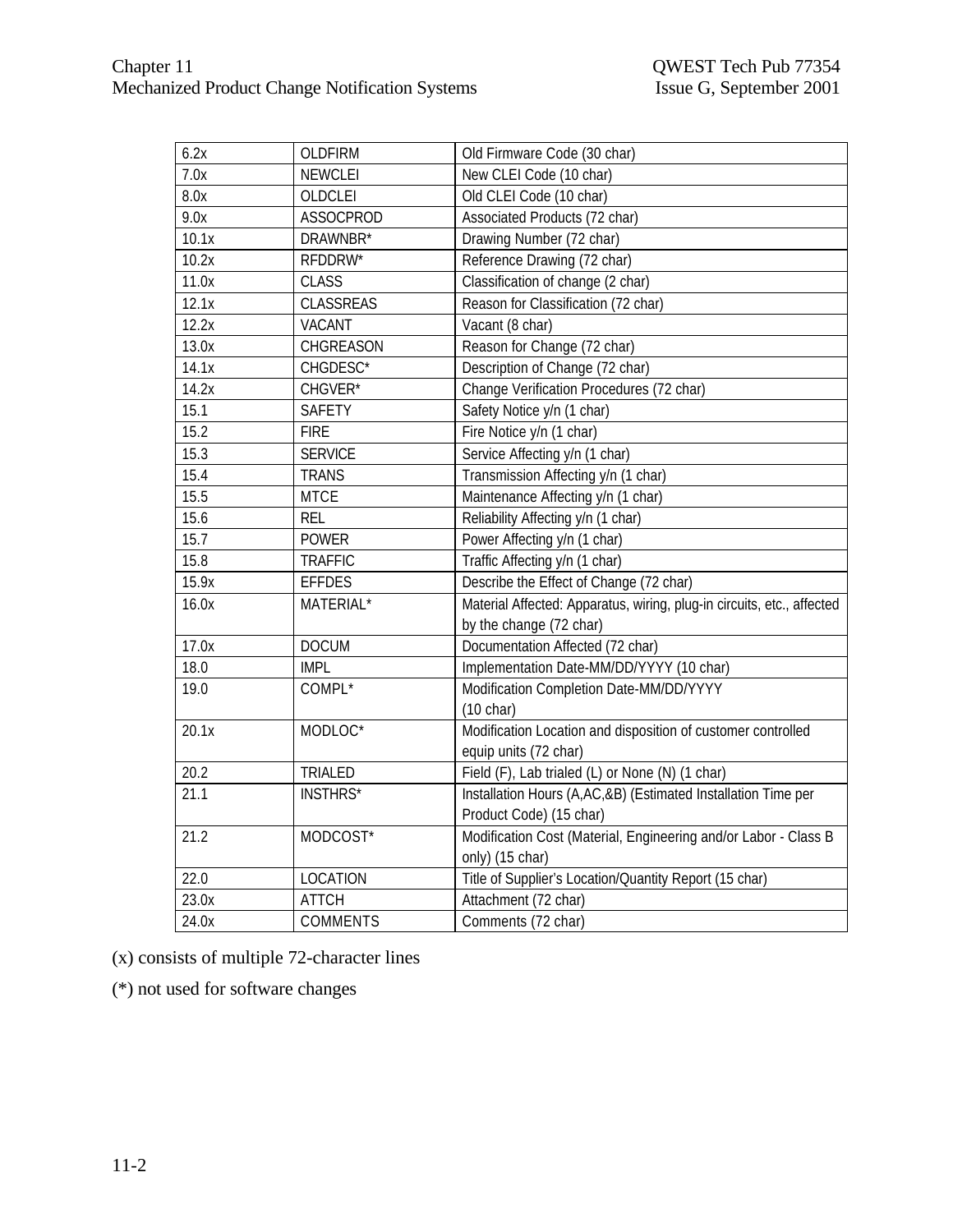| 6.2x | OLDFIRM | Old Firmware Code (30 char) |
|---|---|---|
| 7.0x | NEWCLEI | New CLEI Code (10 char) |
| 8.0x | OLDCLEI | Old CLEI Code (10 char) |
| 9.0x | ASSOCPROD | Associated Products (72 char) |
| 10.1x | DRAWNBR* | Drawing Number (72 char) |
| 10.2x | RFDDRW* | Reference Drawing (72 char) |
| 11.0x | CLASS | Classification of change (2 char) |
| 12.1x | CLASSREAS | Reason for Classification (72 char) |
| 12.2x | VACANT | Vacant (8 char) |
| 13.0x | CHGREASON | Reason for Change (72 char) |
| 14.1x | CHGDESC* | Description of Change (72 char) |
| 14.2x | CHGVER* | Change Verification Procedures (72 char) |
| 15.1 | SAFETY | Safety Notice y/n (1 char) |
| 15.2 | FIRE | Fire Notice y/n (1 char) |
| 15.3 | SERVICE | Service Affecting y/n (1 char) |
| 15.4 | TRANS | Transmission Affecting y/n (1 char) |
| 15.5 | MTCE | Maintenance Affecting y/n (1 char) |
| 15.6 | REL | Reliability Affecting y/n (1 char) |
| 15.7 | POWER | Power Affecting y/n (1 char) |
| 15.8 | TRAFFIC | Traffic Affecting y/n (1 char) |
| 15.9x | EFFDES | Describe the Effect of Change (72 char) |
| 16.0x | MATERIAL* | Material Affected: Apparatus, wiring, plug-in circuits, etc., affected by the change (72 char) |
| 17.0x | DOCUM | Documentation Affected (72 char) |
| 18.0 | IMPL | Implementation Date-MM/DD/YYYY (10 char) |
| 19.0 | COMPL* | Modification Completion Date-MM/DD/YYYY (10 char) |
| 20.1x | MODLOC* | Modification Location and disposition of customer controlled equip units (72 char) |
| 20.2 | TRIALED | Field (F), Lab trialed (L) or None (N) (1 char) |
| 21.1 | INSTHRS* | Installation Hours (A,AC,&B) (Estimated Installation Time per Product Code) (15 char) |
| 21.2 | MODCOST* | Modification Cost (Material, Engineering and/or Labor - Class B only) (15 char) |
| 22.0 | LOCATION | Title of Supplier's Location/Quantity Report (15 char) |
| 23.0x | ATTCH | Attachment (72 char) |
| 24.0x | COMMENTS | Comments (72 char) |

(x) consists of multiple 72-character lines

(*) not used for software changes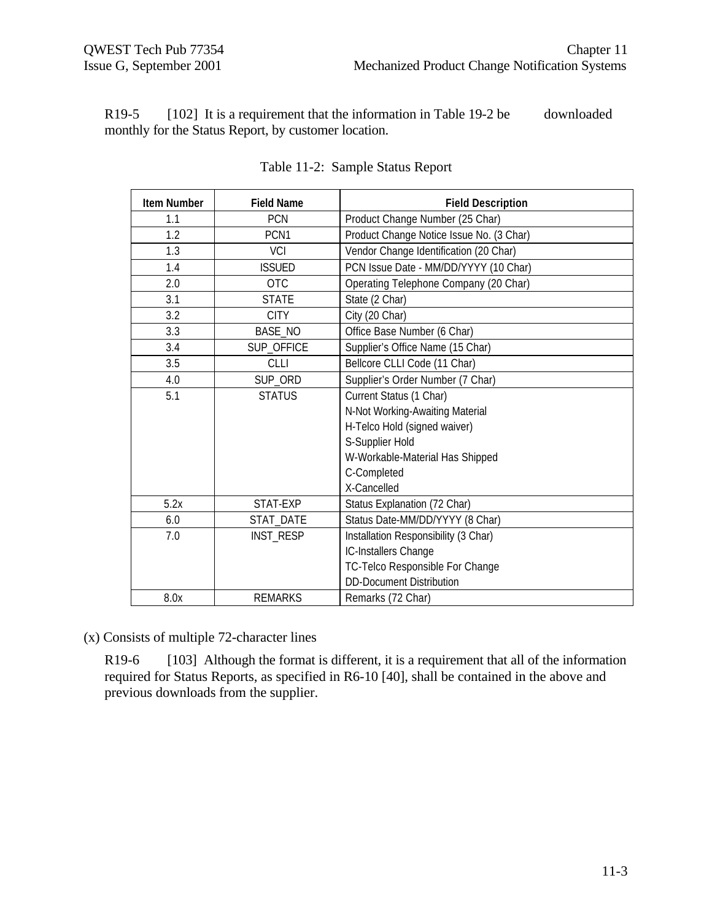R19-5 [102] It is a requirement that the information in Table 19-2 be downloaded monthly for the Status Report, by customer location.

Table 11-2: Sample Status Report

| Item Number | Field Name | Field Description |
|---|---|---|
| 1.1 | PCN | Product Change Number (25 Char) |
| 1.2 | PCN1 | Product Change Notice Issue No. (3 Char) |
| 1.3 | VCI | Vendor Change Identification (20 Char) |
| 1.4 | ISSUED | PCN Issue Date - MM/DD/YYYY (10 Char) |
| 2.0 | OTC | Operating Telephone Company (20 Char) |
| 3.1 | STATE | State (2 Char) |
| 3.2 | CITY | City (20 Char) |
| 3.3 | BASE_NO | Office Base Number (6 Char) |
| 3.4 | SUP_OFFICE | Supplier's Office Name (15 Char) |
| 3.5 | CLLI | Bellcore CLLI Code (11 Char) |
| 4.0 | SUP_ORD | Supplier's Order Number (7 Char) |
| 5.1 | STATUS | Current Status (1 Char)<br>N-Not Working-Awaiting Material<br>H-Telco Hold (signed waiver)<br>S-Supplier Hold<br>W-Workable-Material Has Shipped<br>C-Completed<br>X-Cancelled |
| 5.2x | STAT-EXP | Status Explanation (72 Char) |
| 6.0 | STAT_DATE | Status Date-MM/DD/YYYY (8 Char) |
| 7.0 | INST_RESP | Installation Responsibility (3 Char)<br>IC-Installers Change<br>TC-Telco Responsible For Change<br>DD-Document Distribution |
| 8.0x | REMARKS | Remarks (72 Char) |

(x) Consists of multiple 72-character lines

R19-6 [103] Although the format is different, it is a requirement that all of the information required for Status Reports, as specified in R6-10 [40], shall be contained in the above and previous downloads from the supplier.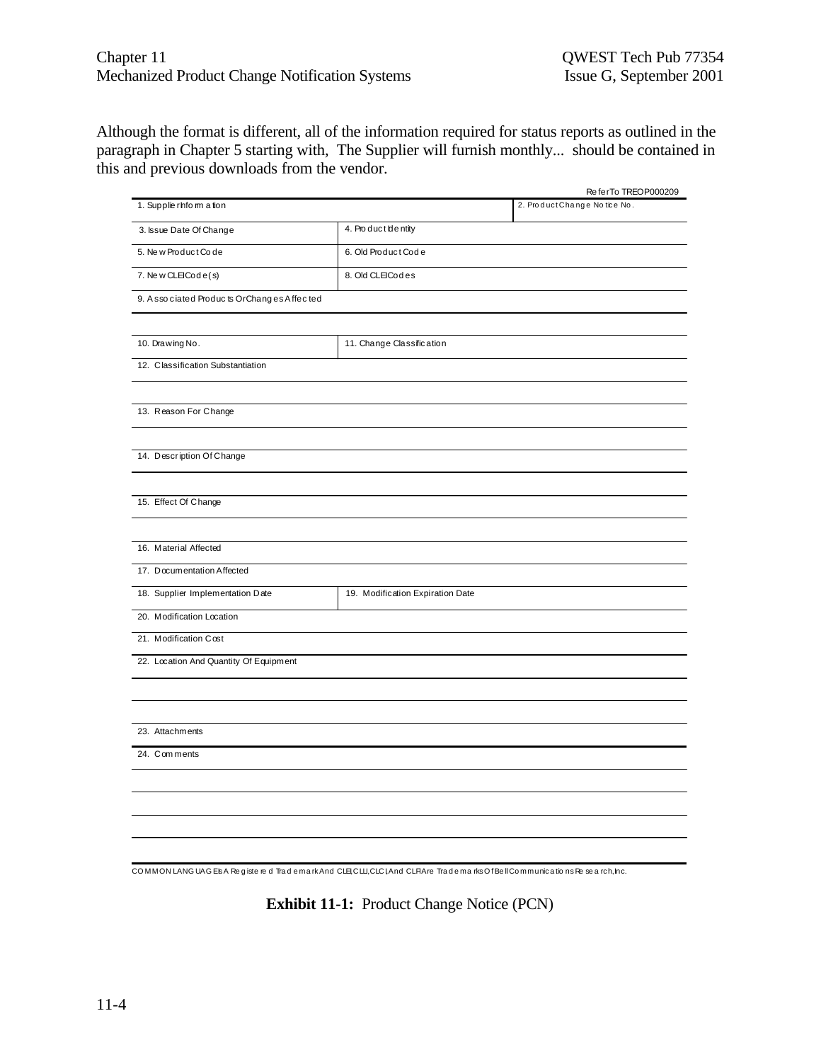Although the format is different, all of the information required for status reports as outlined in the paragraph in Chapter 5 starting with, The Supplier will furnish monthly... should be contained in this and previous downloads from the vendor.

Refer To TREOP000209

| 1. Supplier Information | | 2. Product Change Notice No. |
|---|---|---|
| 3. Issue Date Of Change | 4. Product Identity | |
| 5. New Product Code | 6. Old Product Code | |
| 7. New CLEI Code(s) | 8. Old CLEI Codes | |
| 9. Associated Products Or Changes Affected | | |
| | | |
| 10. Drawing No. | 11. Change Classification | |
| 12. Classification Substantiation | | |
| | | |
| 13. Reason For Change | | |
| | | |
| 14. Description Of Change | | |
| | | |
| 15. Effect Of Change | | |
| | | |
| 16. Material Affected | | |
| 17. Documentation Affected | | |
| 18. Supplier Implementation Date | 19. Modification Expiration Date | |
| 20. Modification Location | | |
| 21. Modification Cost | | |
| 22. Location And Quantity Of Equipment | | |
| | | |
| | | |
| 23. Attachments | | |
| 24. Comments | | |
| | | |
| | | |
| | | |
| | | |

COMMON LANGUAGE Is A Registered Trademark And CLEI, CLLI, CLCI And CLFI Are Trademarks Of Bell Communications Research, Inc.

**Exhibit 11-1:** Product Change Notice (PCN)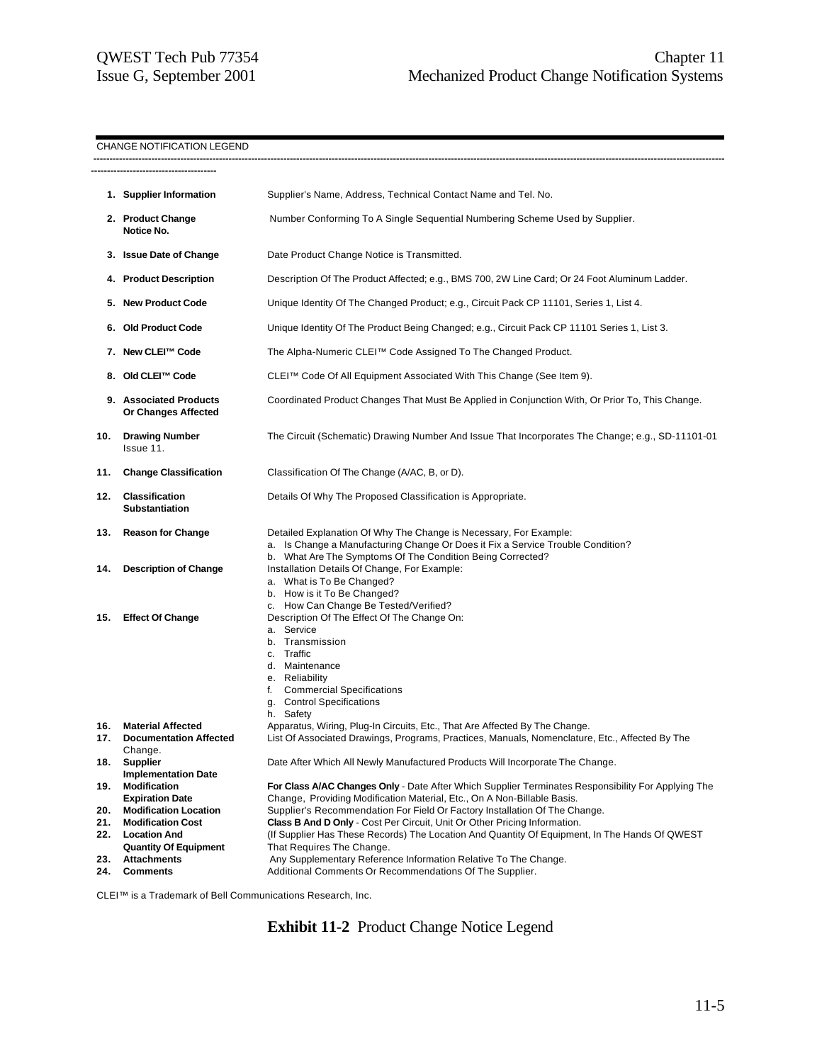CHANGE NOTIFICATION LEGEND

| | | |
|---|---|---|
| 1. | **Supplier Information** | Supplier's Name, Address, Technical Contact Name and Tel. No. |
| 2. | **Product Change Notice No.** | Number Conforming To A Single Sequential Numbering Scheme Used by Supplier. |
| 3. | **Issue Date of Change** | Date Product Change Notice is Transmitted. |
| 4. | **Product Description** | Description Of The Product Affected; e.g., BMS 700, 2W Line Card; Or 24 Foot Aluminum Ladder. |
| 5. | **New Product Code** | Unique Identity Of The Changed Product; e.g., Circuit Pack CP 11101, Series 1, List 4. |
| 6. | **Old Product Code** | Unique Identity Of The Product Being Changed; e.g., Circuit Pack CP 11101 Series 1, List 3. |
| 7. | **New CLEI™ Code** | The Alpha-Numeric CLEI™ Code Assigned To The Changed Product. |
| 8. | **Old CLEI™ Code** | CLEI™ Code Of All Equipment Associated With This Change (See Item 9). |
| 9. | **Associated Products Or Changes Affected** | Coordinated Product Changes That Must Be Applied in Conjunction With, Or Prior To, This Change. |
| 10. | **Drawing Number** Issue 11. | The Circuit (Schematic) Drawing Number And Issue That Incorporates The Change; e.g., SD-11101-01 |
| 11. | **Change Classification** | Classification Of The Change (A/AC, B, or D). |
| 12. | **Classification Substantiation** | Details Of Why The Proposed Classification is Appropriate. |
| 13. | **Reason for Change** | Detailed Explanation Of Why The Change is Necessary, For Example:<br>a. Is Change a Manufacturing Change Or Does it Fix a Service Trouble Condition?<br>b. What Are The Symptoms Of The Condition Being Corrected? |
| 14. | **Description of Change** | Installation Details Of Change, For Example:<br>a. What is To Be Changed?<br>b. How is it To Be Changed?<br>c. How Can Change Be Tested/Verified? |
| 15. | **Effect Of Change** | Description Of The Effect Of The Change On:<br>a. Service<br>b. Transmission<br>c. Traffic<br>d. Maintenance<br>e. Reliability<br>f. Commercial Specifications<br>g. Control Specifications<br>h. Safety |
| 16. | **Material Affected** | Apparatus, Wiring, Plug-In Circuits, Etc., That Are Affected By The Change. |
| 17. | **Documentation Affected** | List Of Associated Drawings, Programs, Practices, Manuals, Nomenclature, Etc., Affected By The Change. |
| 18. | **Supplier Implementation Date** | Date After Which All Newly Manufactured Products Will Incorporate The Change. |
| 19. | **Modification Expiration Date** | **For Class A/AC Changes Only** - Date After Which Supplier Terminates Responsibility For Applying The Change, Providing Modification Material, Etc., On A Non-Billable Basis. |
| 20. | **Modification Location** | Supplier's Recommendation For Field Or Factory Installation Of The Change. |
| 21. | **Modification Cost** | **Class B And D Only** - Cost Per Circuit, Unit Or Other Pricing Information. |
| 22. | **Location And Quantity Of Equipment** | (If Supplier Has These Records) The Location And Quantity Of Equipment, In The Hands Of QWEST That Requires The Change. |
| 23. | **Attachments** | Any Supplementary Reference Information Relative To The Change. |
| 24. | **Comments** | Additional Comments Or Recommendations Of The Supplier. |

CLEI™ is a Trademark of Bell Communications Research, Inc.

**Exhibit 11-2** Product Change Notice Legend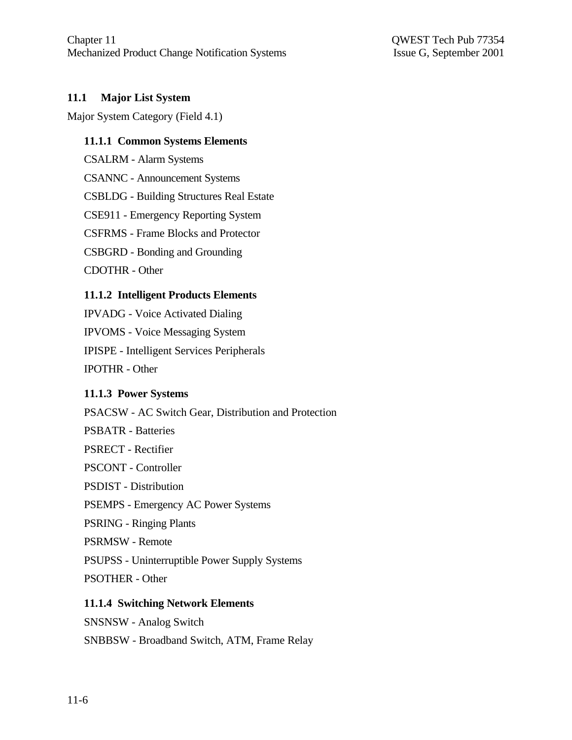## 11.1 Major List System

Major System Category (Field 4.1)

### 11.1.1 Common Systems Elements

CSALRM - Alarm Systems

CSANNC - Announcement Systems

CSBLDG - Building Structures Real Estate

CSE911 - Emergency Reporting System

CSFRMS - Frame Blocks and Protector

CSBGRD - Bonding and Grounding

CDOTHR - Other

### 11.1.2 Intelligent Products Elements

IPVADG - Voice Activated Dialing

IPVOMS - Voice Messaging System

IPISPE - Intelligent Services Peripherals

IPOTHR - Other

### 11.1.3 Power Systems

PSACSW - AC Switch Gear, Distribution and Protection

PSBATR - Batteries

PSRECT - Rectifier

PSCONT - Controller

PSDIST - Distribution

PSEMPS - Emergency AC Power Systems

PSRING - Ringing Plants

PSRMSW - Remote

PSUPSS - Uninterruptible Power Supply Systems

PSOTHER - Other

### 11.1.4 Switching Network Elements

SNSNSW - Analog Switch

SNBBSW - Broadband Switch, ATM, Frame Relay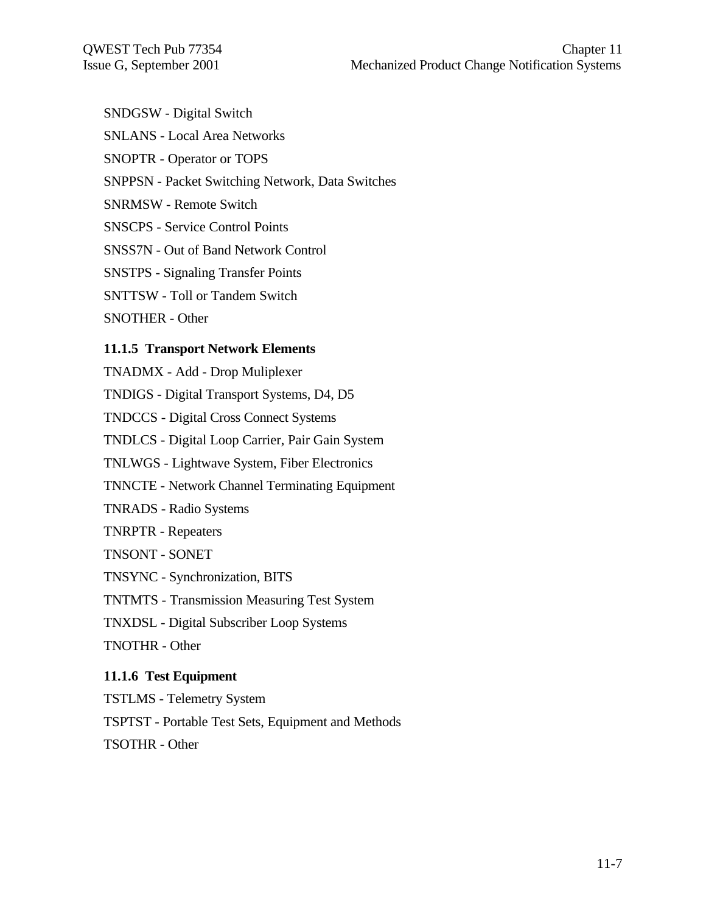SNDGSW - Digital Switch

SNLANS - Local Area Networks

SNOPTR - Operator or TOPS

SNPPSN - Packet Switching Network, Data Switches

SNRMSW - Remote Switch

SNSCPS - Service Control Points

SNSS7N - Out of Band Network Control

SNSTPS - Signaling Transfer Points

SNTTSW - Toll or Tandem Switch

SNOTHER - Other

### 11.1.5 Transport Network Elements

TNADMX - Add - Drop Muliplexer

TNDIGS - Digital Transport Systems, D4, D5

TNDCCS - Digital Cross Connect Systems

TNDLCS - Digital Loop Carrier, Pair Gain System

TNLWGS - Lightwave System, Fiber Electronics

TNNCTE - Network Channel Terminating Equipment

TNRADS - Radio Systems

TNRPTR - Repeaters

TNSONT - SONET

TNSYNC - Synchronization, BITS

TNTMTS - Transmission Measuring Test System

TNXDSL - Digital Subscriber Loop Systems

TNOTHR - Other

### 11.1.6 Test Equipment

TSTLMS - Telemetry System

TSPTST - Portable Test Sets, Equipment and Methods

TSOTHR - Other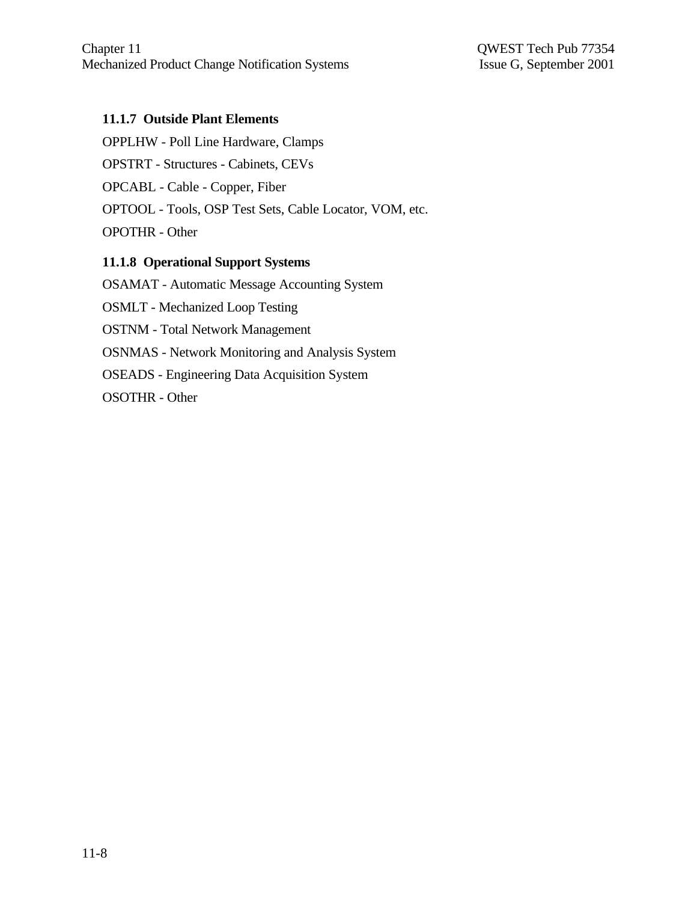### 11.1.7 Outside Plant Elements

OPPLHW - Poll Line Hardware, Clamps

OPSTRT - Structures - Cabinets, CEVs

OPCABL - Cable - Copper, Fiber

OPTOOL - Tools, OSP Test Sets, Cable Locator, VOM, etc.

OPOTHR - Other

### 11.1.8 Operational Support Systems

OSAMAT - Automatic Message Accounting System

OSMLT - Mechanized Loop Testing

OSTNM - Total Network Management

OSNMAS - Network Monitoring and Analysis System

OSEADS - Engineering Data Acquisition System

OSOTHR - Other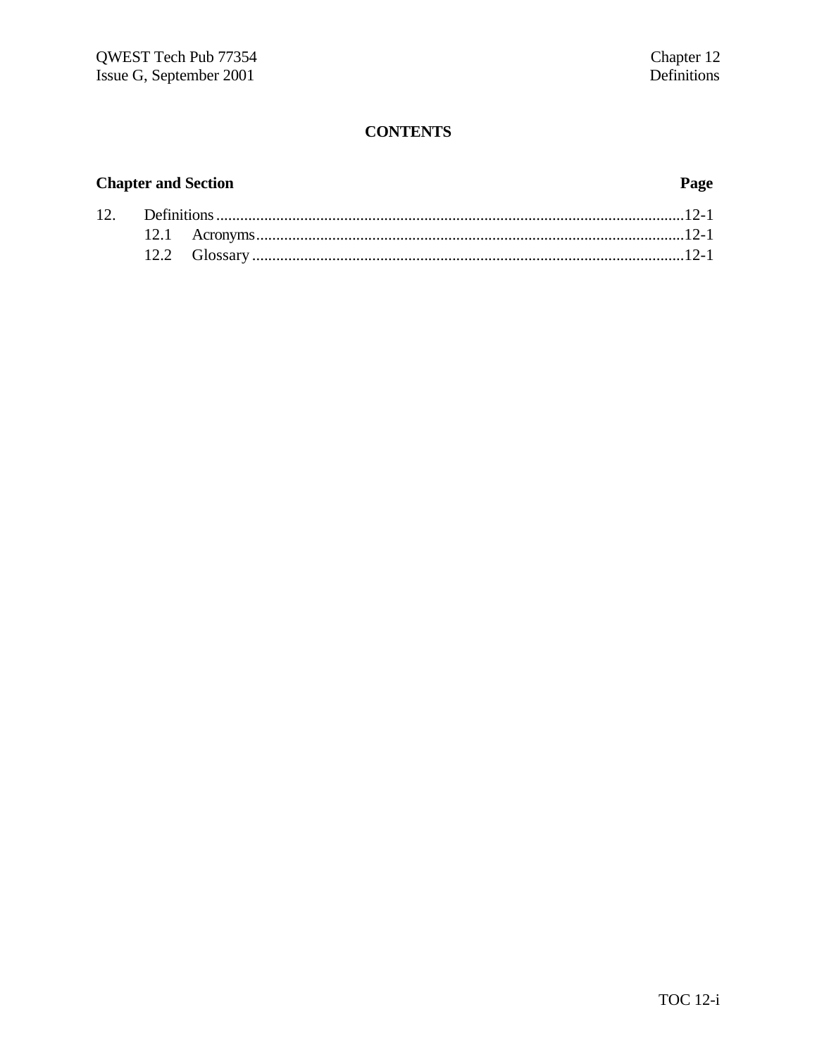# CONTENTS

| Chapter and Section | | Page |
|---|---|---|
| 12. | Definitions | 12-1 |
| | 12.1 Acronyms | 12-1 |
| | 12.2 Glossary | 12-1 |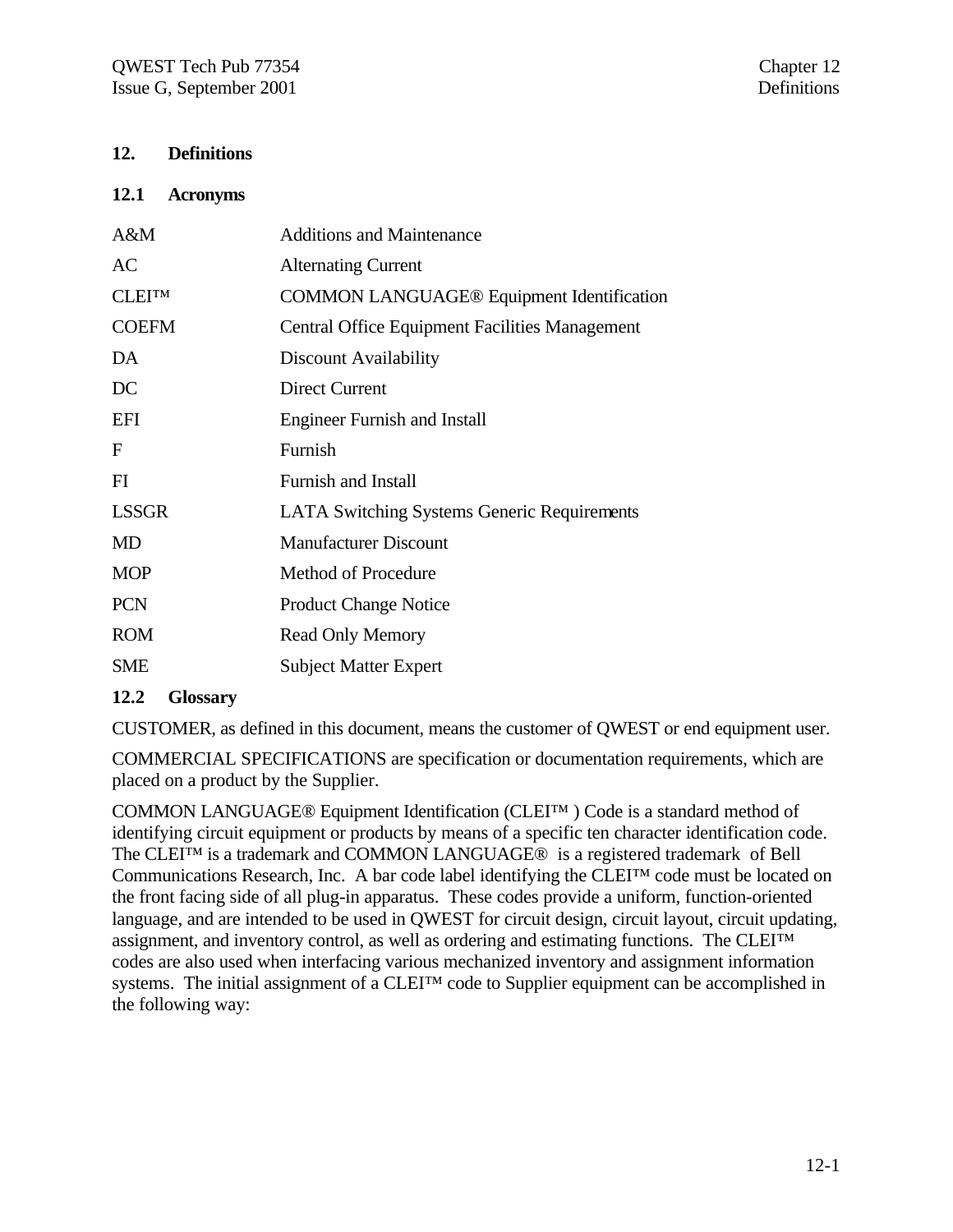## 12. Definitions

### 12.1 Acronyms

| | |
|---|---|
| A&M | Additions and Maintenance |
| AC | Alternating Current |
| CLEI™ | COMMON LANGUAGE® Equipment Identification |
| COEFM | Central Office Equipment Facilities Management |
| DA | Discount Availability |
| DC | Direct Current |
| EFI | Engineer Furnish and Install |
| F | Furnish |
| FI | Furnish and Install |
| LSSGR | LATA Switching Systems Generic Requirements |
| MD | Manufacturer Discount |
| MOP | Method of Procedure |
| PCN | Product Change Notice |
| ROM | Read Only Memory |
| SME | Subject Matter Expert |

### 12.2 Glossary

CUSTOMER, as defined in this document, means the customer of QWEST or end equipment user.

COMMERCIAL SPECIFICATIONS are specification or documentation requirements, which are placed on a product by the Supplier.

COMMON LANGUAGE® Equipment Identification (CLEI™ ) Code is a standard method of identifying circuit equipment or products by means of a specific ten character identification code. The CLEI™ is a trademark and COMMON LANGUAGE® is a registered trademark of Bell Communications Research, Inc. A bar code label identifying the CLEI™ code must be located on the front facing side of all plug-in apparatus. These codes provide a uniform, function-oriented language, and are intended to be used in QWEST for circuit design, circuit layout, circuit updating, assignment, and inventory control, as well as ordering and estimating functions. The CLEI™ codes are also used when interfacing various mechanized inventory and assignment information systems. The initial assignment of a CLEI™ code to Supplier equipment can be accomplished in the following way: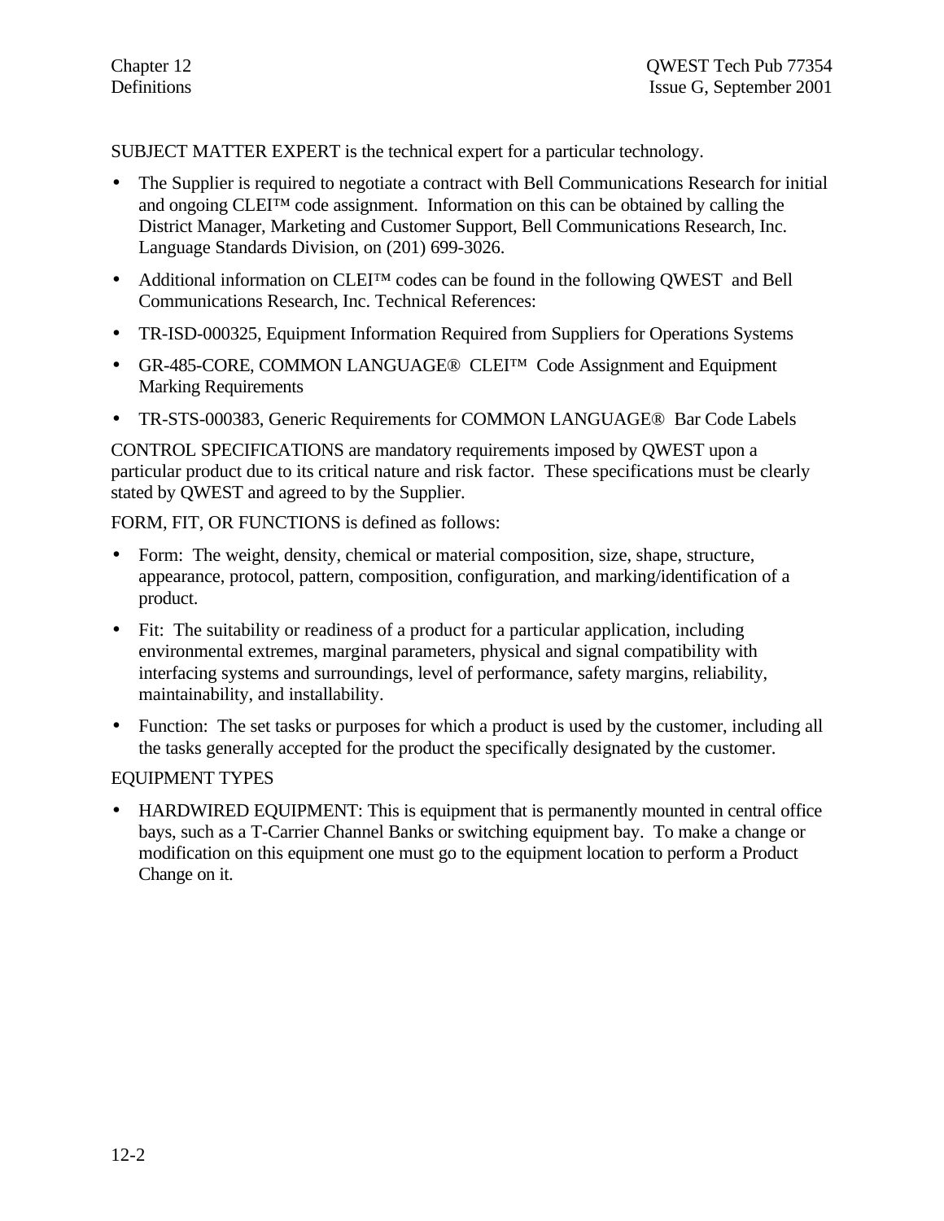SUBJECT MATTER EXPERT is the technical expert for a particular technology.

- The Supplier is required to negotiate a contract with Bell Communications Research for initial and ongoing CLEI™ code assignment. Information on this can be obtained by calling the District Manager, Marketing and Customer Support, Bell Communications Research, Inc. Language Standards Division, on (201) 699-3026.
- Additional information on CLEI™ codes can be found in the following QWEST and Bell Communications Research, Inc. Technical References:
- TR-ISD-000325, Equipment Information Required from Suppliers for Operations Systems
- GR-485-CORE, COMMON LANGUAGE® CLEI™ Code Assignment and Equipment Marking Requirements
- TR-STS-000383, Generic Requirements for COMMON LANGUAGE® Bar Code Labels

CONTROL SPECIFICATIONS are mandatory requirements imposed by QWEST upon a particular product due to its critical nature and risk factor. These specifications must be clearly stated by QWEST and agreed to by the Supplier.

FORM, FIT, OR FUNCTIONS is defined as follows:

- Form: The weight, density, chemical or material composition, size, shape, structure, appearance, protocol, pattern, composition, configuration, and marking/identification of a product.
- Fit: The suitability or readiness of a product for a particular application, including environmental extremes, marginal parameters, physical and signal compatibility with interfacing systems and surroundings, level of performance, safety margins, reliability, maintainability, and installability.
- Function: The set tasks or purposes for which a product is used by the customer, including all the tasks generally accepted for the product the specifically designated by the customer.

EQUIPMENT TYPES

- HARDWIRED EQUIPMENT: This is equipment that is permanently mounted in central office bays, such as a T-Carrier Channel Banks or switching equipment bay. To make a change or modification on this equipment one must go to the equipment location to perform a Product Change on it.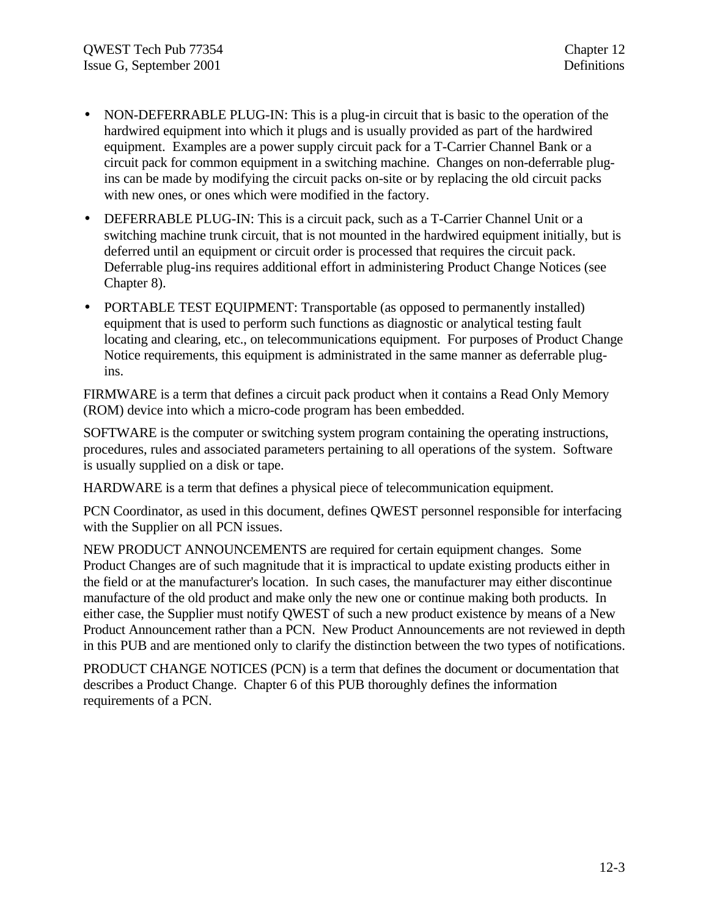- NON-DEFERRABLE PLUG-IN: This is a plug-in circuit that is basic to the operation of the hardwired equipment into which it plugs and is usually provided as part of the hardwired equipment. Examples are a power supply circuit pack for a T-Carrier Channel Bank or a circuit pack for common equipment in a switching machine. Changes on non-deferrable plug-ins can be made by modifying the circuit packs on-site or by replacing the old circuit packs with new ones, or ones which were modified in the factory.
- DEFERRABLE PLUG-IN: This is a circuit pack, such as a T-Carrier Channel Unit or a switching machine trunk circuit, that is not mounted in the hardwired equipment initially, but is deferred until an equipment or circuit order is processed that requires the circuit pack. Deferrable plug-ins requires additional effort in administering Product Change Notices (see Chapter 8).
- PORTABLE TEST EQUIPMENT: Transportable (as opposed to permanently installed) equipment that is used to perform such functions as diagnostic or analytical testing fault locating and clearing, etc., on telecommunications equipment. For purposes of Product Change Notice requirements, this equipment is administrated in the same manner as deferrable plug-ins.

FIRMWARE is a term that defines a circuit pack product when it contains a Read Only Memory (ROM) device into which a micro-code program has been embedded.

SOFTWARE is the computer or switching system program containing the operating instructions, procedures, rules and associated parameters pertaining to all operations of the system. Software is usually supplied on a disk or tape.

HARDWARE is a term that defines a physical piece of telecommunication equipment.

PCN Coordinator, as used in this document, defines QWEST personnel responsible for interfacing with the Supplier on all PCN issues.

NEW PRODUCT ANNOUNCEMENTS are required for certain equipment changes. Some Product Changes are of such magnitude that it is impractical to update existing products either in the field or at the manufacturer's location. In such cases, the manufacturer may either discontinue manufacture of the old product and make only the new one or continue making both products. In either case, the Supplier must notify QWEST of such a new product existence by means of a New Product Announcement rather than a PCN. New Product Announcements are not reviewed in depth in this PUB and are mentioned only to clarify the distinction between the two types of notifications.

PRODUCT CHANGE NOTICES (PCN) is a term that defines the document or documentation that describes a Product Change. Chapter 6 of this PUB thoroughly defines the information requirements of a PCN.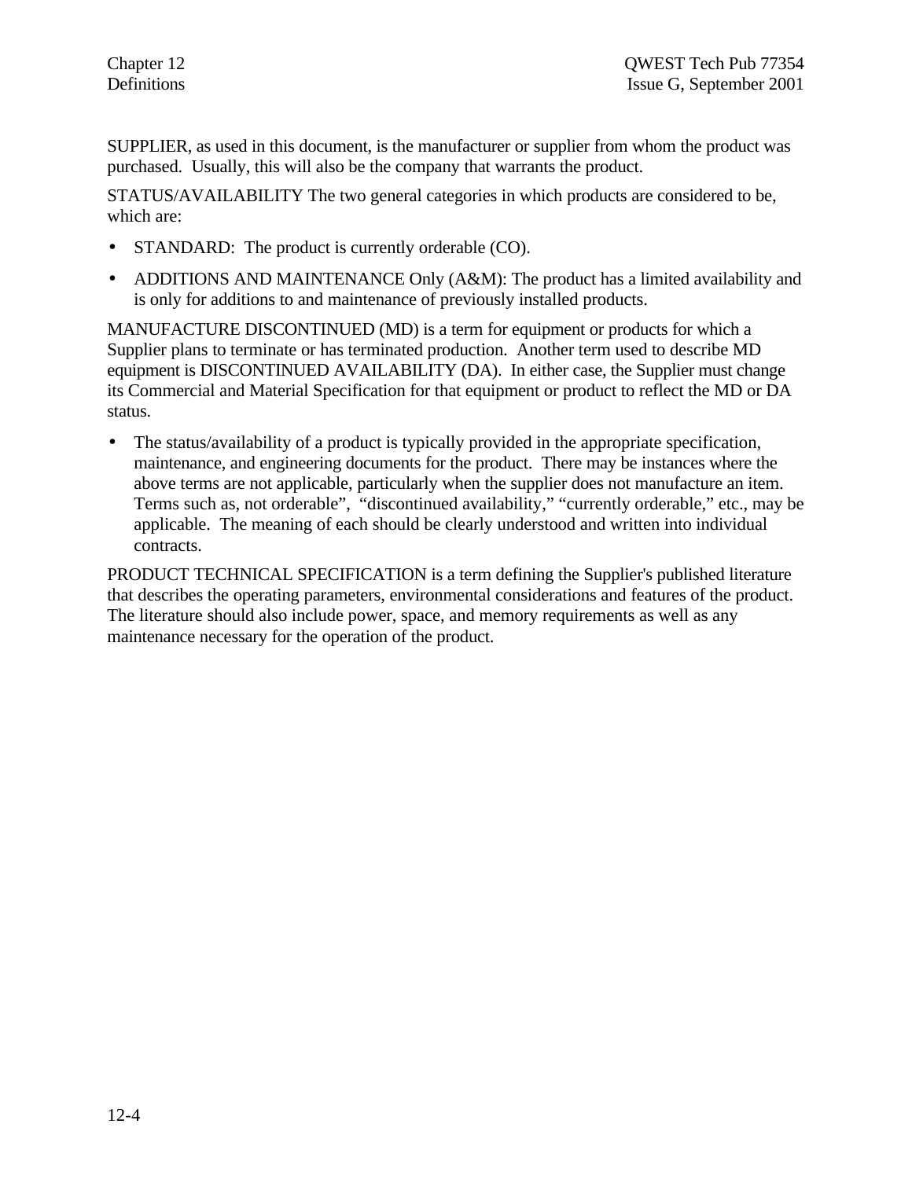SUPPLIER, as used in this document, is the manufacturer or supplier from whom the product was purchased.  Usually, this will also be the company that warrants the product.

STATUS/AVAILABILITY The two general categories in which products are considered to be, which are:

- STANDARD:  The product is currently orderable (CO).
- ADDITIONS AND MAINTENANCE Only (A&M): The product has a limited availability and is only for additions to and maintenance of previously installed products.

MANUFACTURE DISCONTINUED (MD) is a term for equipment or products for which a Supplier plans to terminate or has terminated production.  Another term used to describe MD equipment is DISCONTINUED AVAILABILITY (DA).  In either case, the Supplier must change its Commercial and Material Specification for that equipment or product to reflect the MD or DA status.

- The status/availability of a product is typically provided in the appropriate specification, maintenance, and engineering documents for the product.  There may be instances where the above terms are not applicable, particularly when the supplier does not manufacture an item. Terms such as, not orderable",  "discontinued availability," "currently orderable," etc., may be applicable.  The meaning of each should be clearly understood and written into individual contracts.

PRODUCT TECHNICAL SPECIFICATION is a term defining the Supplier's published literature that describes the operating parameters, environmental considerations and features of the product. The literature should also include power, space, and memory requirements as well as any maintenance necessary for the operation of the product.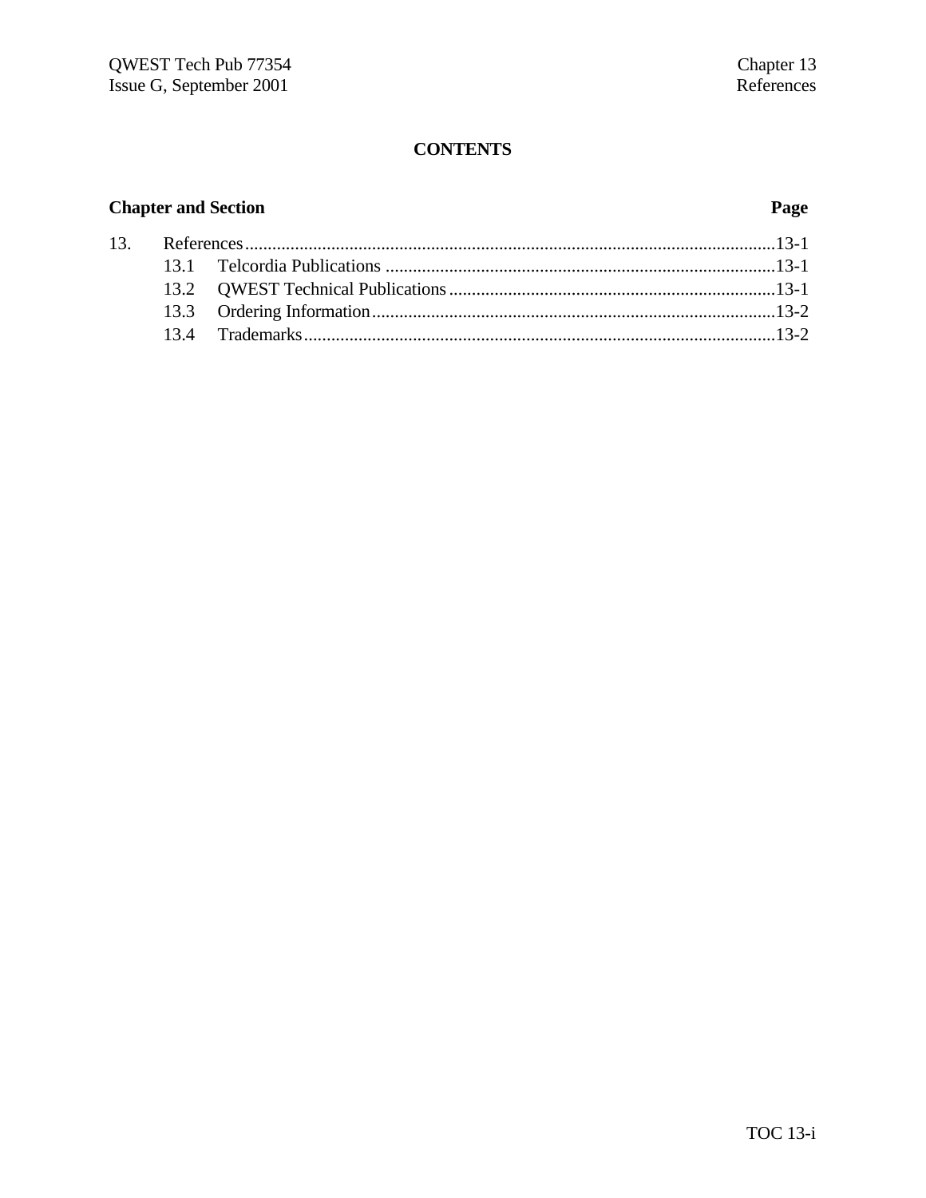# CONTENTS

| Chapter and Section | | Page |
|---|---|---|
| 13. | References | 13-1 |
| 13.1 | Telcordia Publications | 13-1 |
| 13.2 | QWEST Technical Publications | 13-1 |
| 13.3 | Ordering Information | 13-2 |
| 13.4 | Trademarks | 13-2 |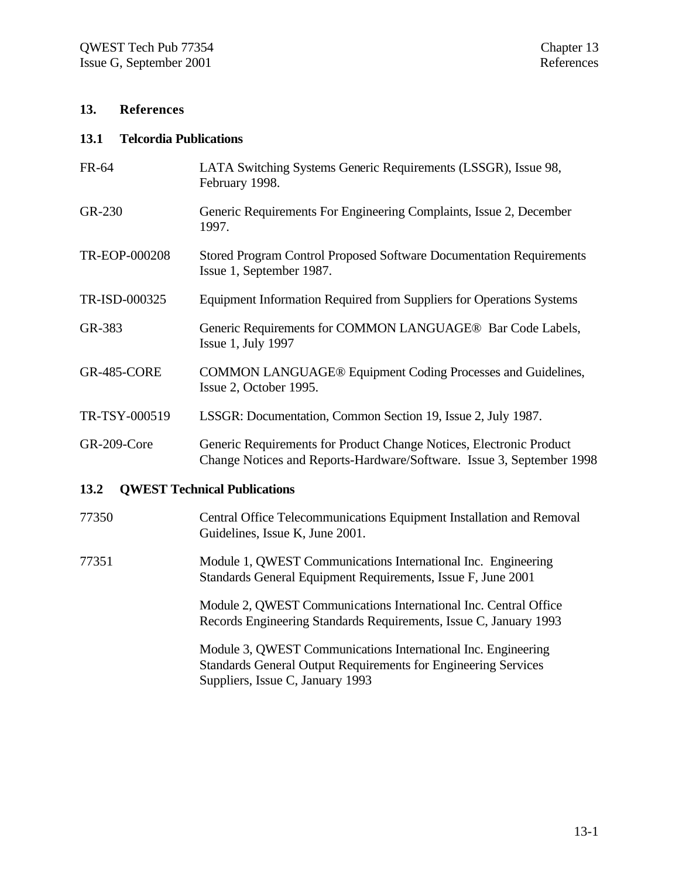# 13. References

## 13.1 Telcordia Publications

| | |
|---|---|
| FR-64 | LATA Switching Systems Generic Requirements (LSSGR), Issue 98, February 1998. |
| GR-230 | Generic Requirements For Engineering Complaints, Issue 2, December 1997. |
| TR-EOP-000208 | Stored Program Control Proposed Software Documentation Requirements Issue 1, September 1987. |
| TR-ISD-000325 | Equipment Information Required from Suppliers for Operations Systems |
| GR-383 | Generic Requirements for COMMON LANGUAGE® Bar Code Labels, Issue 1, July 1997 |
| GR-485-CORE | COMMON LANGUAGE® Equipment Coding Processes and Guidelines, Issue 2, October 1995. |
| TR-TSY-000519 | LSSGR: Documentation, Common Section 19, Issue 2, July 1987. |
| GR-209-Core | Generic Requirements for Product Change Notices, Electronic Product Change Notices and Reports-Hardware/Software. Issue 3, September 1998 |

## 13.2 QWEST Technical Publications

| | |
|---|---|
| 77350 | Central Office Telecommunications Equipment Installation and Removal Guidelines, Issue K, June 2001. |
| 77351 | Module 1, QWEST Communications International Inc. Engineering Standards General Equipment Requirements, Issue F, June 2001 |
| | Module 2, QWEST Communications International Inc. Central Office Records Engineering Standards Requirements, Issue C, January 1993 |
| | Module 3, QWEST Communications International Inc. Engineering Standards General Output Requirements for Engineering Services Suppliers, Issue C, January 1993 |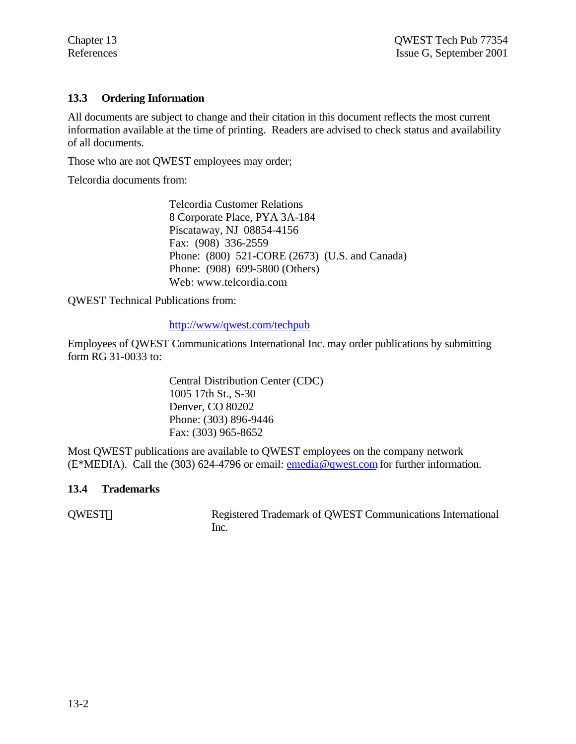## 13.3 Ordering Information

All documents are subject to change and their citation in this document reflects the most current information available at the time of printing. Readers are advised to check status and availability of all documents.

Those who are not QWEST employees may order;

Telcordia documents from:

> Telcordia Customer Relations
> 8 Corporate Place, PYA 3A-184
> Piscataway, NJ 08854-4156
> Fax: (908) 336-2559
> Phone: (800) 521-CORE (2673) (U.S. and Canada)
> Phone: (908) 699-5800 (Others)
> Web: www.telcordia.com

QWEST Technical Publications from:

> http://www/qwest.com/techpub

Employees of QWEST Communications International Inc. may order publications by submitting form RG 31-0033 to:

> Central Distribution Center (CDC)
> 1005 17th St., S-30
> Denver, CO 80202
> Phone: (303) 896-9446
> Fax: (303) 965-8652

Most QWEST publications are available to QWEST employees on the company network (E*MEDIA). Call the (303) 624-4796 or email: emedia@qwest.com for further information.

## 13.4 Trademarks

| | |
|---|---|
| QWEST® | Registered Trademark of QWEST Communications International Inc. |